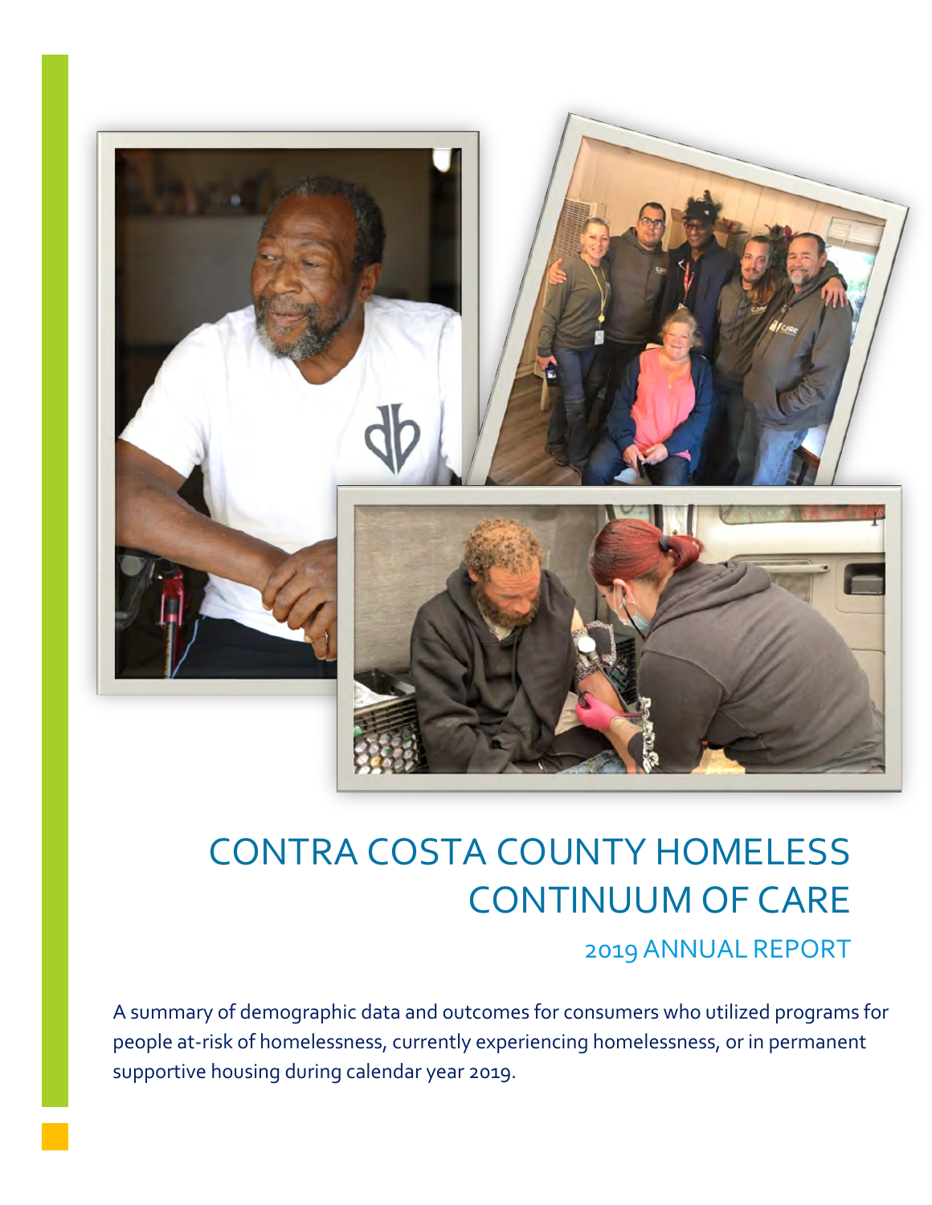# CONTRA COSTA COUNTY HOMELESS CONTINUUM OF CARE

## 2019 ANNUAL REPORT

A summary of demographic data and outcomes for consumers who utilized programs for people at-risk of homelessness, currently experiencing homelessness, or in permanent supportive housing during calendar year 2019.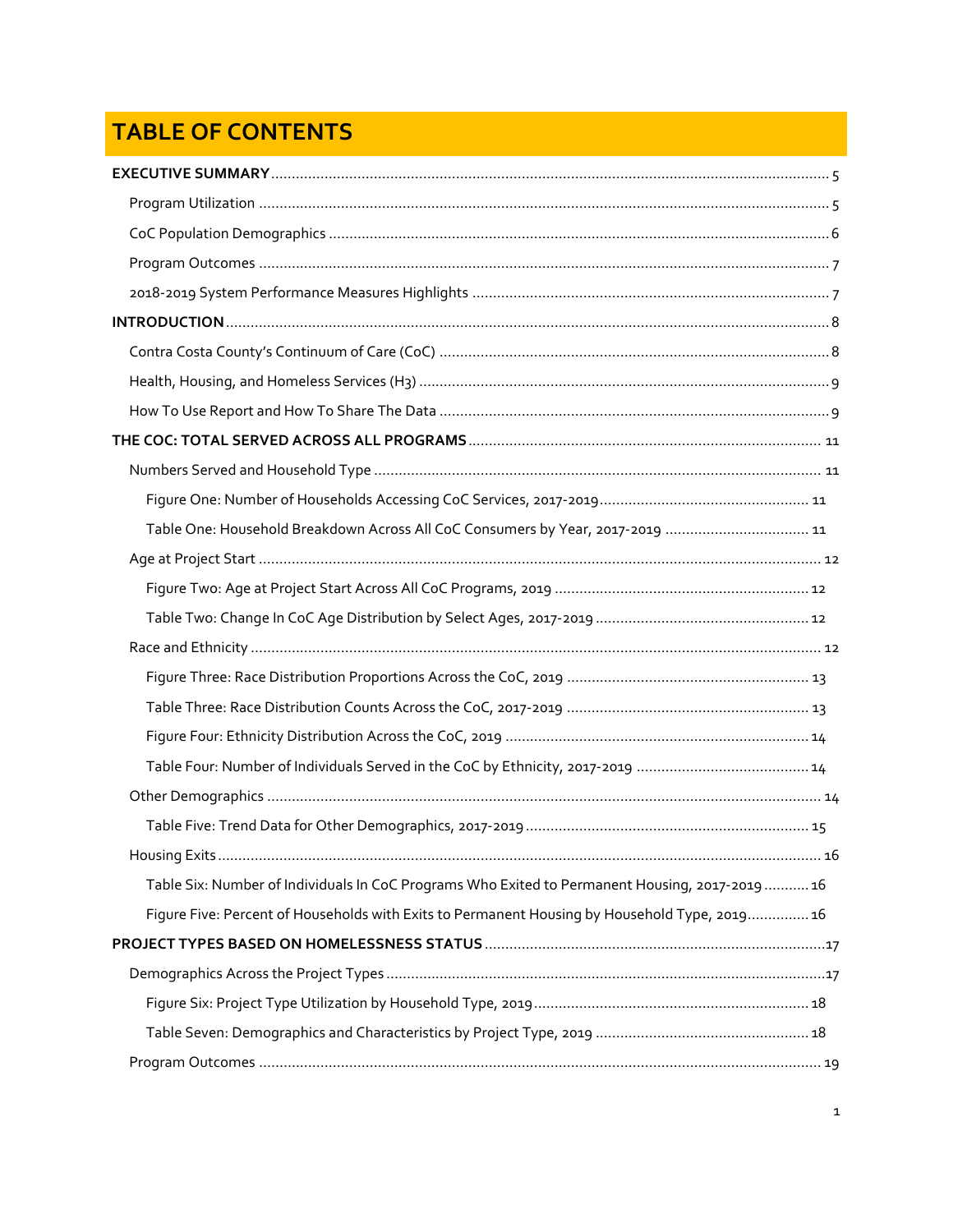# TABLE OF CONTENTS

**EXECUTIVE SUMMARY** ........ 5

- Program Utilization ........ 5
- CoC Population Demographics ........ 6
- Program Outcomes ........ 7
- 2018-2019 System Performance Measures Highlights ........ 7

**INTRODUCTION** ........ 8

- Contra Costa County's Continuum of Care (CoC) ........ 8
- Health, Housing, and Homeless Services (H3) ........ 9
- How To Use Report and How To Share The Data ........ 9

**THE COC: TOTAL SERVED ACROSS ALL PROGRAMS** ........ 11

- Numbers Served and Household Type ........ 11
  - Figure One: Number of Households Accessing CoC Services, 2017-2019 ........ 11
  - Table One: Household Breakdown Across All CoC Consumers by Year, 2017-2019 ........ 11
- Age at Project Start ........ 12
  - Figure Two: Age at Project Start Across All CoC Programs, 2019 ........ 12
  - Table Two: Change In CoC Age Distribution by Select Ages, 2017-2019 ........ 12
- Race and Ethnicity ........ 12
  - Figure Three: Race Distribution Proportions Across the CoC, 2019 ........ 13
  - Table Three: Race Distribution Counts Across the CoC, 2017-2019 ........ 13
  - Figure Four: Ethnicity Distribution Across the CoC, 2019 ........ 14
  - Table Four: Number of Individuals Served in the CoC by Ethnicity, 2017-2019 ........ 14
- Other Demographics ........ 14
  - Table Five: Trend Data for Other Demographics, 2017-2019 ........ 15
- Housing Exits ........ 16
  - Table Six: Number of Individuals In CoC Programs Who Exited to Permanent Housing, 2017-2019 ........ 16
  - Figure Five: Percent of Households with Exits to Permanent Housing by Household Type, 2019 ........ 16

**PROJECT TYPES BASED ON HOMELESSNESS STATUS** ........ 17

- Demographics Across the Project Types ........ 17
  - Figure Six: Project Type Utilization by Household Type, 2019 ........ 18
  - Table Seven: Demographics and Characteristics by Project Type, 2019 ........ 18
- Program Outcomes ........ 19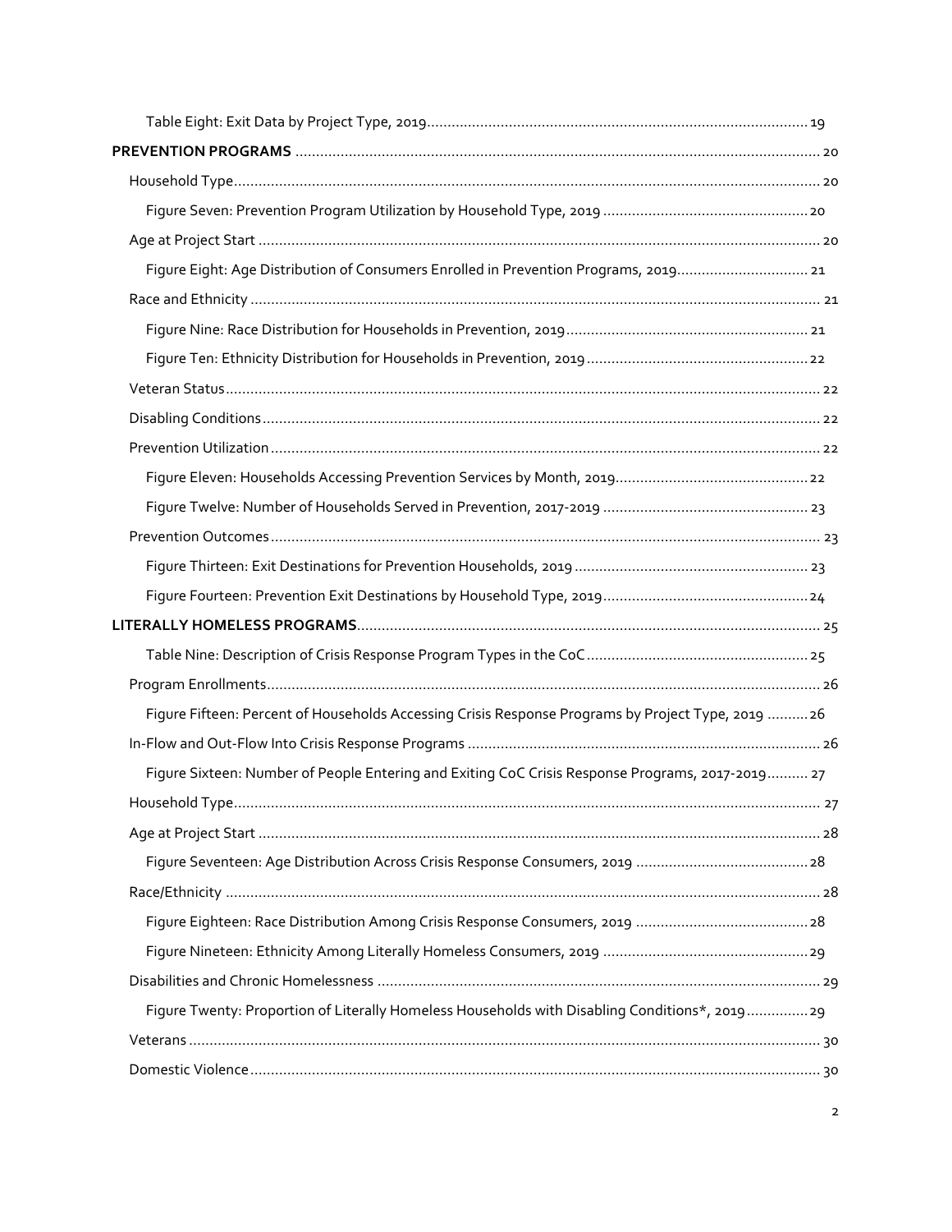Table Eight: Exit Data by Project Type, 2019 ........................................ 19

**PREVENTION PROGRAMS** ........................................ 20

Household Type ........................................ 20

Figure Seven: Prevention Program Utilization by Household Type, 2019 ........................................ 20

Age at Project Start ........................................ 20

Figure Eight: Age Distribution of Consumers Enrolled in Prevention Programs, 2019 ........................................ 21

Race and Ethnicity ........................................ 21

Figure Nine: Race Distribution for Households in Prevention, 2019 ........................................ 21

Figure Ten: Ethnicity Distribution for Households in Prevention, 2019 ........................................ 22

Veteran Status ........................................ 22

Disabling Conditions ........................................ 22

Prevention Utilization ........................................ 22

Figure Eleven: Households Accessing Prevention Services by Month, 2019 ........................................ 22

Figure Twelve: Number of Households Served in Prevention, 2017-2019 ........................................ 23

Prevention Outcomes ........................................ 23

Figure Thirteen: Exit Destinations for Prevention Households, 2019 ........................................ 23

Figure Fourteen: Prevention Exit Destinations by Household Type, 2019 ........................................ 24

**LITERALLY HOMELESS PROGRAMS** ........................................ 25

Table Nine: Description of Crisis Response Program Types in the CoC ........................................ 25

Program Enrollments ........................................ 26

Figure Fifteen: Percent of Households Accessing Crisis Response Programs by Project Type, 2019 ........................................ 26

In-Flow and Out-Flow Into Crisis Response Programs ........................................ 26

Figure Sixteen: Number of People Entering and Exiting CoC Crisis Response Programs, 2017-2019 ........................................ 27

Household Type ........................................ 27

Age at Project Start ........................................ 28

Figure Seventeen: Age Distribution Across Crisis Response Consumers, 2019 ........................................ 28

Race/Ethnicity ........................................ 28

Figure Eighteen: Race Distribution Among Crisis Response Consumers, 2019 ........................................ 28

Figure Nineteen: Ethnicity Among Literally Homeless Consumers, 2019 ........................................ 29

Disabilities and Chronic Homelessness ........................................ 29

Figure Twenty: Proportion of Literally Homeless Households with Disabling Conditions*, 2019 ........................................ 29

Veterans ........................................ 30

Domestic Violence ........................................ 30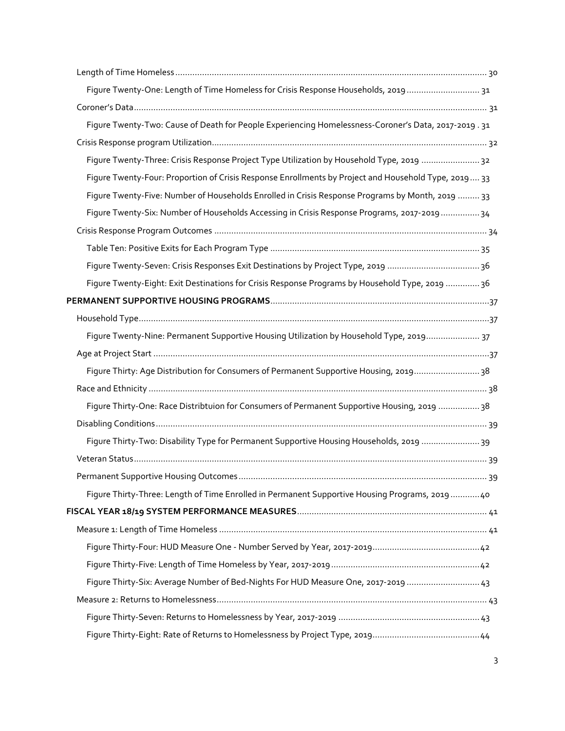Length of Time Homeless ........................................................................................................................ 30

Figure Twenty-One: Length of Time Homeless for Crisis Response Households, 2019 ............................. 31

Coroner's Data ........................................................................................................................................ 31

Figure Twenty-Two: Cause of Death for People Experiencing Homelessness-Coroner's Data, 2017-2019 . 31

Crisis Response program Utilization ....................................................................................................... 32

Figure Twenty-Three: Crisis Response Project Type Utilization by Household Type, 2019 ........................ 32

Figure Twenty-Four: Proportion of Crisis Response Enrollments by Project and Household Type, 2019 .... 33

Figure Twenty-Five: Number of Households Enrolled in Crisis Response Programs by Month, 2019 ......... 33

Figure Twenty-Six: Number of Households Accessing in Crisis Response Programs, 2017-2019 ................ 34

Crisis Response Program Outcomes ....................................................................................................... 34

Table Ten: Positive Exits for Each Program Type ...................................................................................... 35

Figure Twenty-Seven: Crisis Responses Exit Destinations by Project Type, 2019 ...................................... 36

Figure Twenty-Eight: Exit Destinations for Crisis Response Programs by Household Type, 2019 .............. 36

**PERMANENT SUPPORTIVE HOUSING PROGRAMS** ......................................................................................... 37

Household Type ....................................................................................................................................... 37

Figure Twenty-Nine: Permanent Supportive Housing Utilization by Household Type, 2019 ...................... 37

Age at Project Start ................................................................................................................................. 37

Figure Thirty: Age Distribution for Consumers of Permanent Supportive Housing, 2019 ........................... 38

Race and Ethnicity .................................................................................................................................. 38

Figure Thirty-One: Race Distribtuion for Consumers of Permanent Supportive Housing, 2019 ................. 38

Disabling Conditions ............................................................................................................................... 39

Figure Thirty-Two: Disability Type for Permanent Supportive Housing Households, 2019 ........................ 39

Veteran Status ........................................................................................................................................ 39

Permanent Supportive Housing Outcomes ............................................................................................. 39

Figure Thirty-Three: Length of Time Enrolled in Permanent Supportive Housing Programs, 2019 ............ 40

**FISCAL YEAR 18/19 SYSTEM PERFORMANCE MEASURES** ............................................................................. 41

Measure 1: Length of Time Homeless ..................................................................................................... 41

Figure Thirty-Four: HUD Measure One - Number Served by Year, 2017-2019 ............................................ 42

Figure Thirty-Five: Length of Time Homeless by Year, 2017-2019 ............................................................. 42

Figure Thirty-Six: Average Number of Bed-Nights For HUD Measure One, 2017-2019 .............................. 43

Measure 2: Returns to Homelessness ...................................................................................................... 43

Figure Thirty-Seven: Returns to Homelessness by Year, 2017-2019 .......................................................... 43

Figure Thirty-Eight: Rate of Returns to Homelessness by Project Type, 2019 ............................................ 44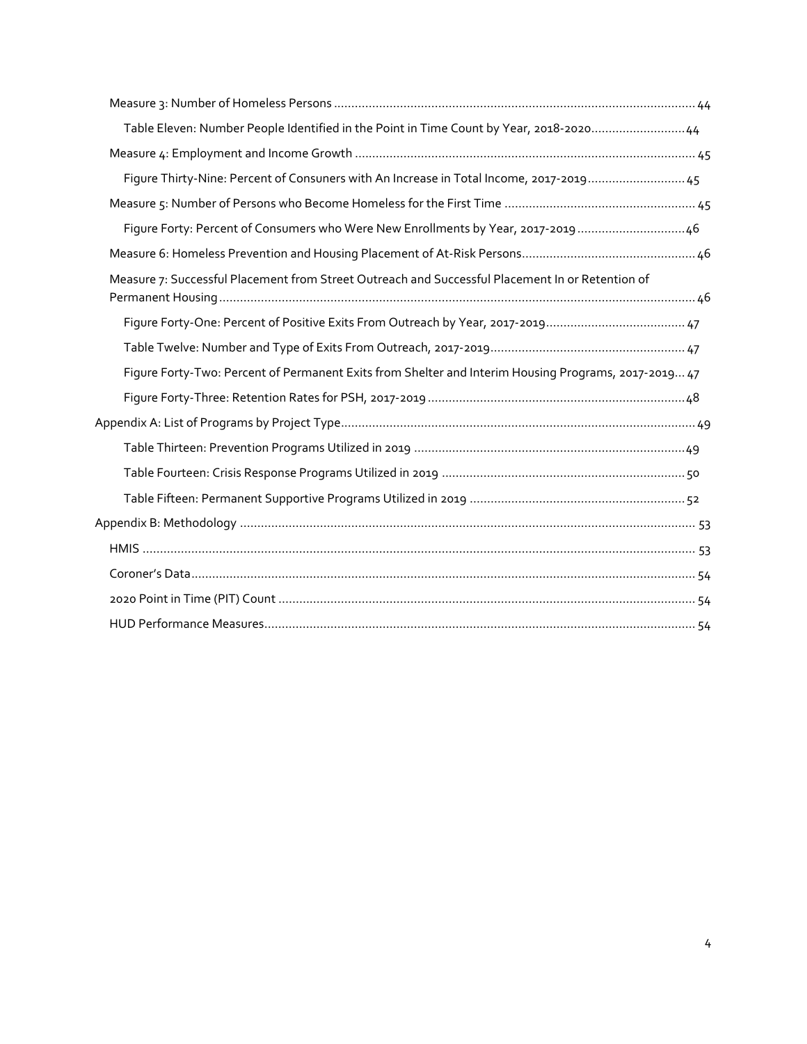Measure 3: Number of Homeless Persons ............ 44

Table Eleven: Number People Identified in the Point in Time Count by Year, 2018-2020 ............ 44

Measure 4: Employment and Income Growth ............ 45

Figure Thirty-Nine: Percent of Consuners with An Increase in Total Income, 2017-2019 ............ 45

Measure 5: Number of Persons who Become Homeless for the First Time ............ 45

Figure Forty: Percent of Consumers who Were New Enrollments by Year, 2017-2019 ............ 46

Measure 6: Homeless Prevention and Housing Placement of At-Risk Persons ............ 46

Measure 7: Successful Placement from Street Outreach and Successful Placement In or Retention of Permanent Housing ............ 46

Figure Forty-One: Percent of Positive Exits From Outreach by Year, 2017-2019 ............ 47

Table Twelve: Number and Type of Exits From Outreach, 2017-2019 ............ 47

Figure Forty-Two: Percent of Permanent Exits from Shelter and Interim Housing Programs, 2017-2019 ... 47

Figure Forty-Three: Retention Rates for PSH, 2017-2019 ............ 48

Appendix A: List of Programs by Project Type ............ 49

Table Thirteen: Prevention Programs Utilized in 2019 ............ 49

Table Fourteen: Crisis Response Programs Utilized in 2019 ............ 50

Table Fifteen: Permanent Supportive Programs Utilized in 2019 ............ 52

Appendix B: Methodology ............ 53

HMIS ............ 53

Coroner's Data ............ 54

2020 Point in Time (PIT) Count ............ 54

HUD Performance Measures ............ 54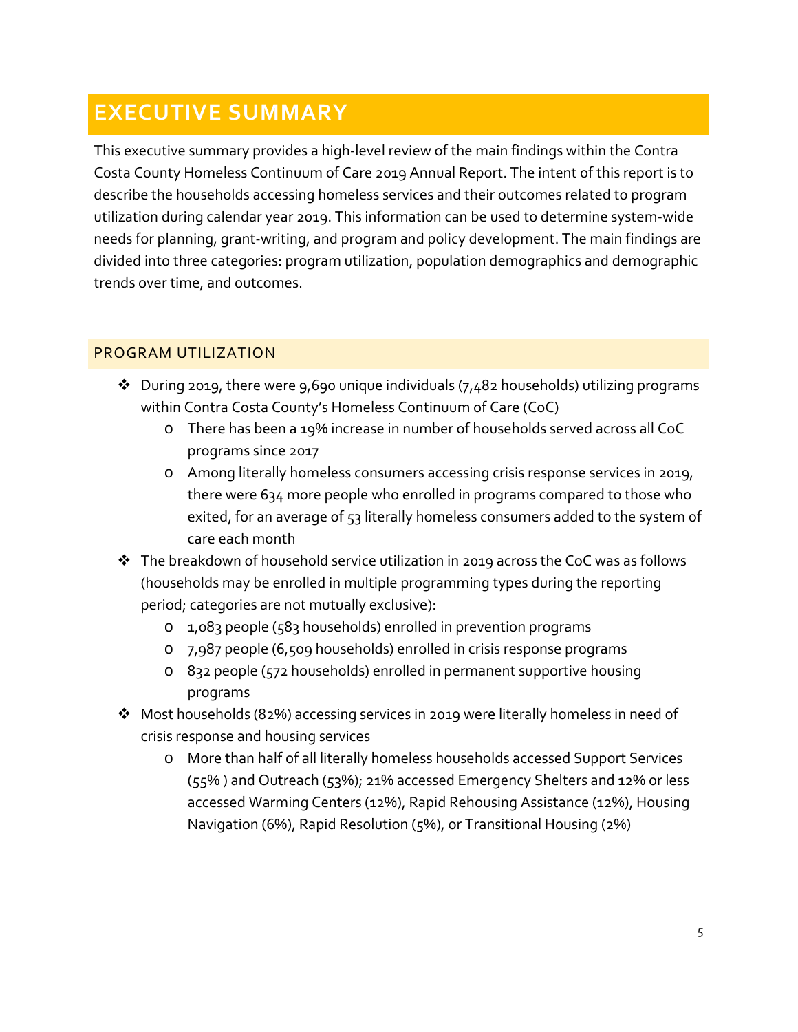# EXECUTIVE SUMMARY

This executive summary provides a high-level review of the main findings within the Contra Costa County Homeless Continuum of Care 2019 Annual Report. The intent of this report is to describe the households accessing homeless services and their outcomes related to program utilization during calendar year 2019. This information can be used to determine system-wide needs for planning, grant-writing, and program and policy development. The main findings are divided into three categories: program utilization, population demographics and demographic trends over time, and outcomes.

## PROGRAM UTILIZATION

- During 2019, there were 9,690 unique individuals (7,482 households) utilizing programs within Contra Costa County's Homeless Continuum of Care (CoC)
  - There has been a 19% increase in number of households served across all CoC programs since 2017
  - Among literally homeless consumers accessing crisis response services in 2019, there were 634 more people who enrolled in programs compared to those who exited, for an average of 53 literally homeless consumers added to the system of care each month
- The breakdown of household service utilization in 2019 across the CoC was as follows (households may be enrolled in multiple programming types during the reporting period; categories are not mutually exclusive):
  - 1,083 people (583 households) enrolled in prevention programs
  - 7,987 people (6,509 households) enrolled in crisis response programs
  - 832 people (572 households) enrolled in permanent supportive housing programs
- Most households (82%) accessing services in 2019 were literally homeless in need of crisis response and housing services
  - More than half of all literally homeless households accessed Support Services (55% ) and Outreach (53%); 21% accessed Emergency Shelters and 12% or less accessed Warming Centers (12%), Rapid Rehousing Assistance (12%), Housing Navigation (6%), Rapid Resolution (5%), or Transitional Housing (2%)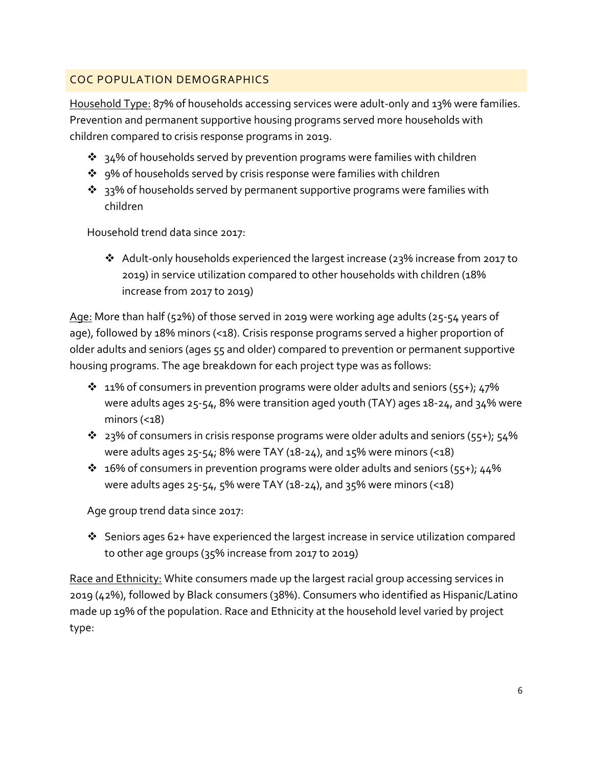## COC POPULATION DEMOGRAPHICS

Household Type: 87% of households accessing services were adult-only and 13% were families. Prevention and permanent supportive housing programs served more households with children compared to crisis response programs in 2019.

- 34% of households served by prevention programs were families with children
- 9% of households served by crisis response were families with children
- 33% of households served by permanent supportive programs were families with children

Household trend data since 2017:

- Adult-only households experienced the largest increase (23% increase from 2017 to 2019) in service utilization compared to other households with children (18% increase from 2017 to 2019)

Age: More than half (52%) of those served in 2019 were working age adults (25-54 years of age), followed by 18% minors (<18). Crisis response programs served a higher proportion of older adults and seniors (ages 55 and older) compared to prevention or permanent supportive housing programs. The age breakdown for each project type was as follows:

- 11% of consumers in prevention programs were older adults and seniors (55+); 47% were adults ages 25-54, 8% were transition aged youth (TAY) ages 18-24, and 34% were minors (<18)
- 23% of consumers in crisis response programs were older adults and seniors (55+); 54% were adults ages 25-54; 8% were TAY (18-24), and 15% were minors (<18)
- 16% of consumers in prevention programs were older adults and seniors (55+); 44% were adults ages 25-54, 5% were TAY (18-24), and 35% were minors (<18)

Age group trend data since 2017:

- Seniors ages 62+ have experienced the largest increase in service utilization compared to other age groups (35% increase from 2017 to 2019)

Race and Ethnicity: White consumers made up the largest racial group accessing services in 2019 (42%), followed by Black consumers (38%). Consumers who identified as Hispanic/Latino made up 19% of the population. Race and Ethnicity at the household level varied by project type: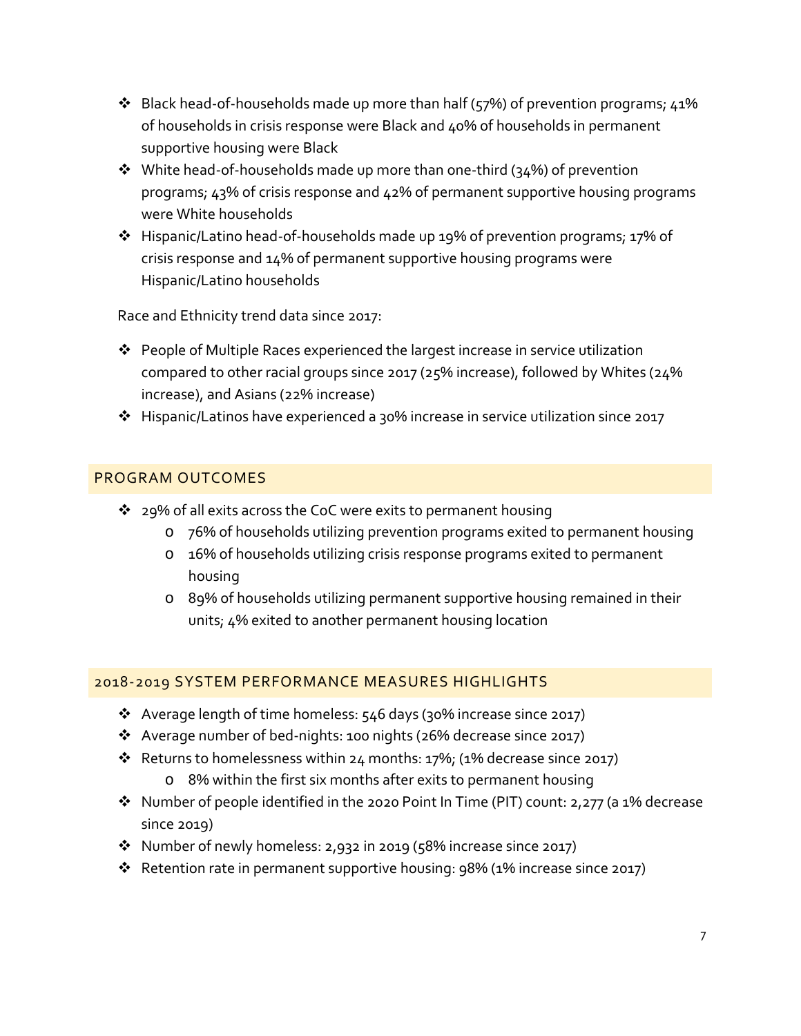- Black head-of-households made up more than half (57%) of prevention programs; 41% of households in crisis response were Black and 40% of households in permanent supportive housing were Black
- White head-of-households made up more than one-third (34%) of prevention programs; 43% of crisis response and 42% of permanent supportive housing programs were White households
- Hispanic/Latino head-of-households made up 19% of prevention programs; 17% of crisis response and 14% of permanent supportive housing programs were Hispanic/Latino households

Race and Ethnicity trend data since 2017:

- People of Multiple Races experienced the largest increase in service utilization compared to other racial groups since 2017 (25% increase), followed by Whites (24% increase), and Asians (22% increase)
- Hispanic/Latinos have experienced a 30% increase in service utilization since 2017

## PROGRAM OUTCOMES

- 29% of all exits across the CoC were exits to permanent housing
  - 76% of households utilizing prevention programs exited to permanent housing
  - 16% of households utilizing crisis response programs exited to permanent housing
  - 89% of households utilizing permanent supportive housing remained in their units; 4% exited to another permanent housing location

## 2018-2019 SYSTEM PERFORMANCE MEASURES HIGHLIGHTS

- Average length of time homeless: 546 days (30% increase since 2017)
- Average number of bed-nights: 100 nights (26% decrease since 2017)
- Returns to homelessness within 24 months: 17%; (1% decrease since 2017)
  - 8% within the first six months after exits to permanent housing
- Number of people identified in the 2020 Point In Time (PIT) count: 2,277 (a 1% decrease since 2019)
- Number of newly homeless: 2,932 in 2019 (58% increase since 2017)
- Retention rate in permanent supportive housing: 98% (1% increase since 2017)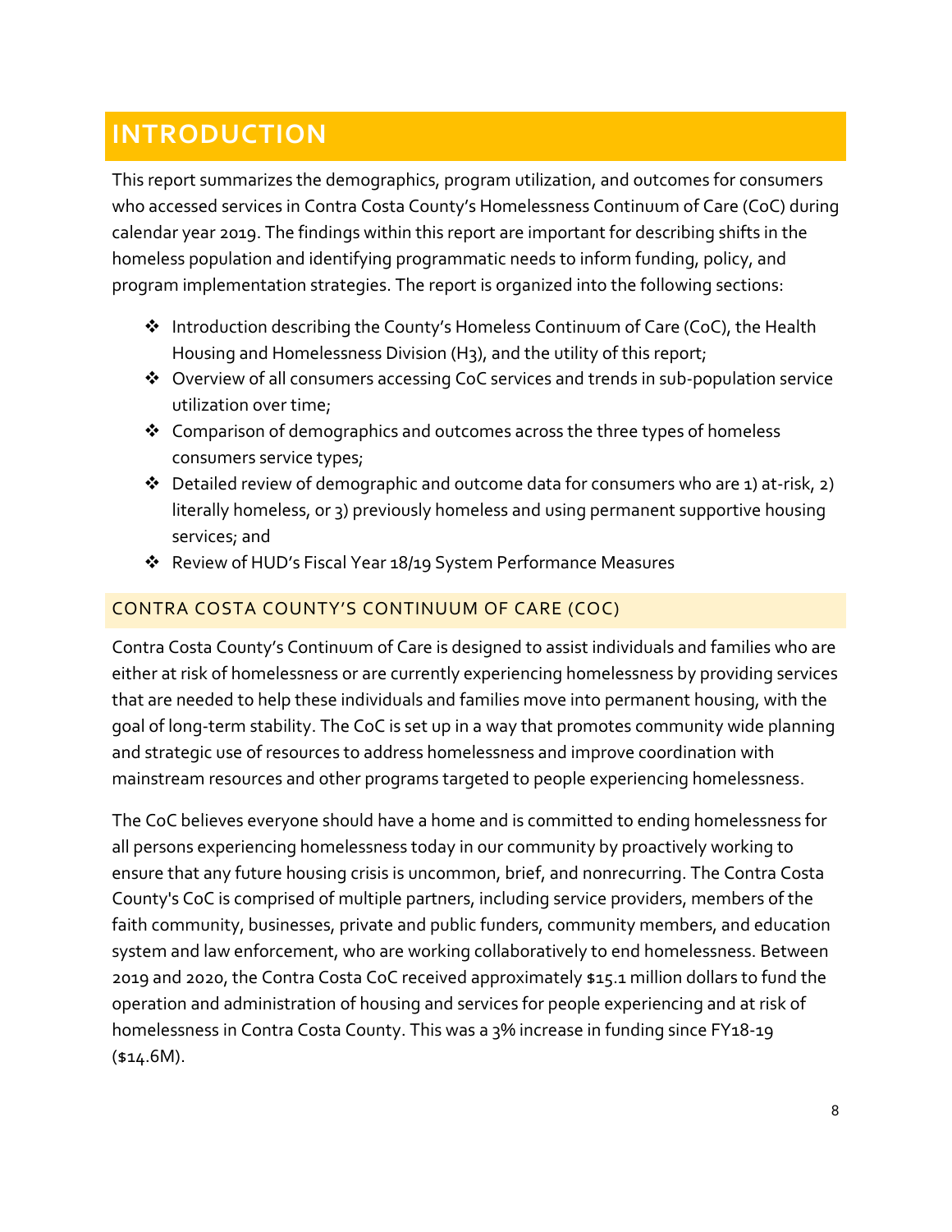# INTRODUCTION

This report summarizes the demographics, program utilization, and outcomes for consumers who accessed services in Contra Costa County's Homelessness Continuum of Care (CoC) during calendar year 2019. The findings within this report are important for describing shifts in the homeless population and identifying programmatic needs to inform funding, policy, and program implementation strategies. The report is organized into the following sections:

- Introduction describing the County's Homeless Continuum of Care (CoC), the Health Housing and Homelessness Division (H3), and the utility of this report;
- Overview of all consumers accessing CoC services and trends in sub-population service utilization over time;
- Comparison of demographics and outcomes across the three types of homeless consumers service types;
- Detailed review of demographic and outcome data for consumers who are 1) at-risk, 2) literally homeless, or 3) previously homeless and using permanent supportive housing services; and
- Review of HUD's Fiscal Year 18/19 System Performance Measures

## CONTRA COSTA COUNTY'S CONTINUUM OF CARE (COC)

Contra Costa County's Continuum of Care is designed to assist individuals and families who are either at risk of homelessness or are currently experiencing homelessness by providing services that are needed to help these individuals and families move into permanent housing, with the goal of long-term stability. The CoC is set up in a way that promotes community wide planning and strategic use of resources to address homelessness and improve coordination with mainstream resources and other programs targeted to people experiencing homelessness.

The CoC believes everyone should have a home and is committed to ending homelessness for all persons experiencing homelessness today in our community by proactively working to ensure that any future housing crisis is uncommon, brief, and nonrecurring. The Contra Costa County's CoC is comprised of multiple partners, including service providers, members of the faith community, businesses, private and public funders, community members, and education system and law enforcement, who are working collaboratively to end homelessness. Between 2019 and 2020, the Contra Costa CoC received approximately $15.1 million dollars to fund the operation and administration of housing and services for people experiencing and at risk of homelessness in Contra Costa County. This was a 3% increase in funding since FY18-19 ($14.6M).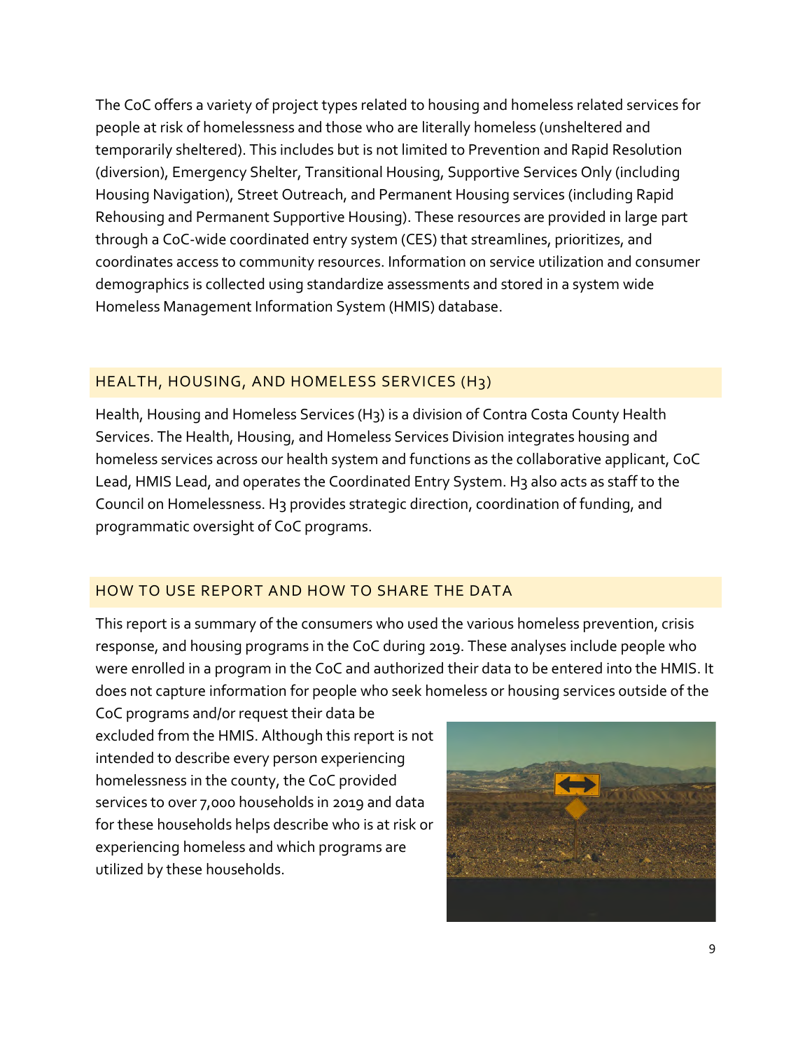The CoC offers a variety of project types related to housing and homeless related services for people at risk of homelessness and those who are literally homeless (unsheltered and temporarily sheltered). This includes but is not limited to Prevention and Rapid Resolution (diversion), Emergency Shelter, Transitional Housing, Supportive Services Only (including Housing Navigation), Street Outreach, and Permanent Housing services (including Rapid Rehousing and Permanent Supportive Housing). These resources are provided in large part through a CoC-wide coordinated entry system (CES) that streamlines, prioritizes, and coordinates access to community resources. Information on service utilization and consumer demographics is collected using standardize assessments and stored in a system wide Homeless Management Information System (HMIS) database.

## HEALTH, HOUSING, AND HOMELESS SERVICES (H3)

Health, Housing and Homeless Services (H3) is a division of Contra Costa County Health Services. The Health, Housing, and Homeless Services Division integrates housing and homeless services across our health system and functions as the collaborative applicant, CoC Lead, HMIS Lead, and operates the Coordinated Entry System. H3 also acts as staff to the Council on Homelessness. H3 provides strategic direction, coordination of funding, and programmatic oversight of CoC programs.

## HOW TO USE REPORT AND HOW TO SHARE THE DATA

This report is a summary of the consumers who used the various homeless prevention, crisis response, and housing programs in the CoC during 2019. These analyses include people who were enrolled in a program in the CoC and authorized their data to be entered into the HMIS. It does not capture information for people who seek homeless or housing services outside of the CoC programs and/or request their data be excluded from the HMIS. Although this report is not intended to describe every person experiencing homelessness in the county, the CoC provided services to over 7,000 households in 2019 and data for these households helps describe who is at risk or experiencing homeless and which programs are utilized by these households.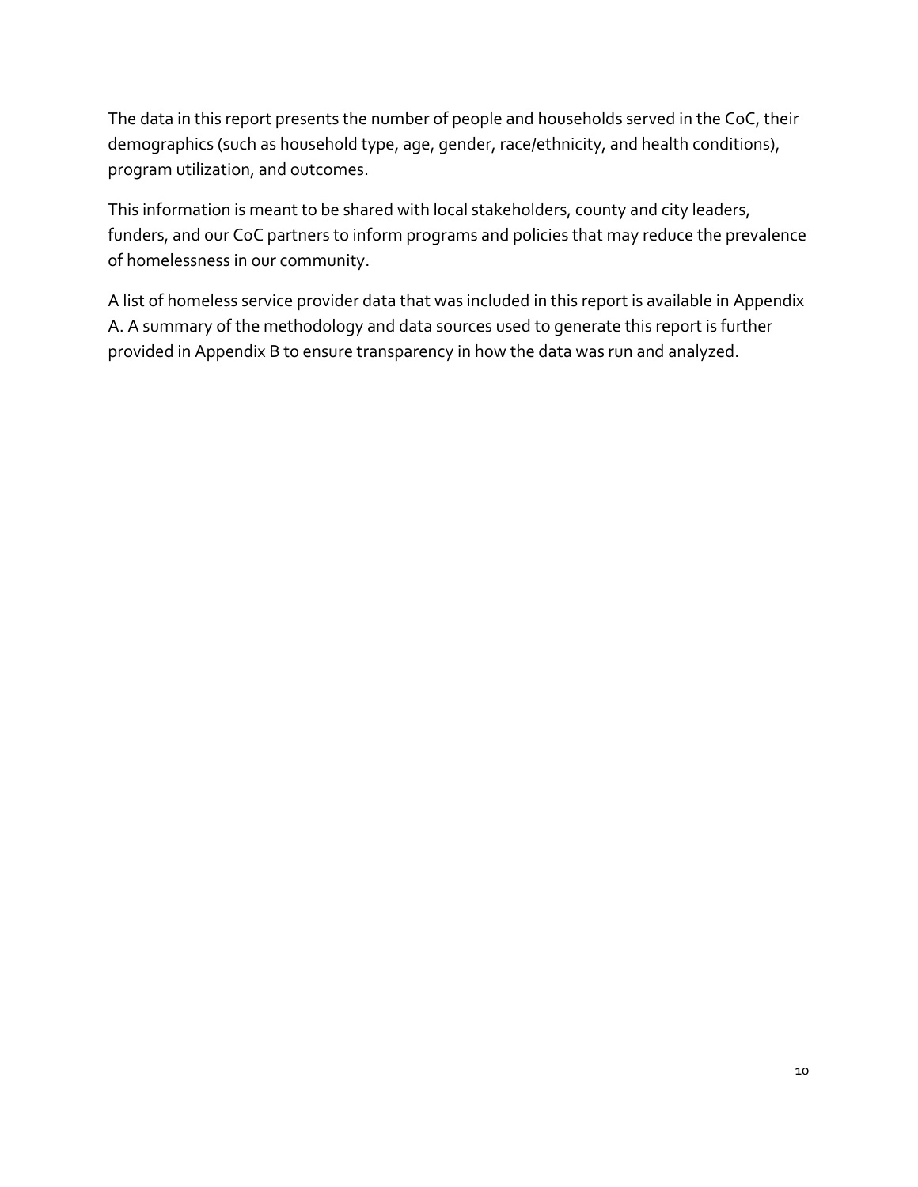The data in this report presents the number of people and households served in the CoC, their demographics (such as household type, age, gender, race/ethnicity, and health conditions), program utilization, and outcomes.

This information is meant to be shared with local stakeholders, county and city leaders, funders, and our CoC partners to inform programs and policies that may reduce the prevalence of homelessness in our community.

A list of homeless service provider data that was included in this report is available in Appendix A. A summary of the methodology and data sources used to generate this report is further provided in Appendix B to ensure transparency in how the data was run and analyzed.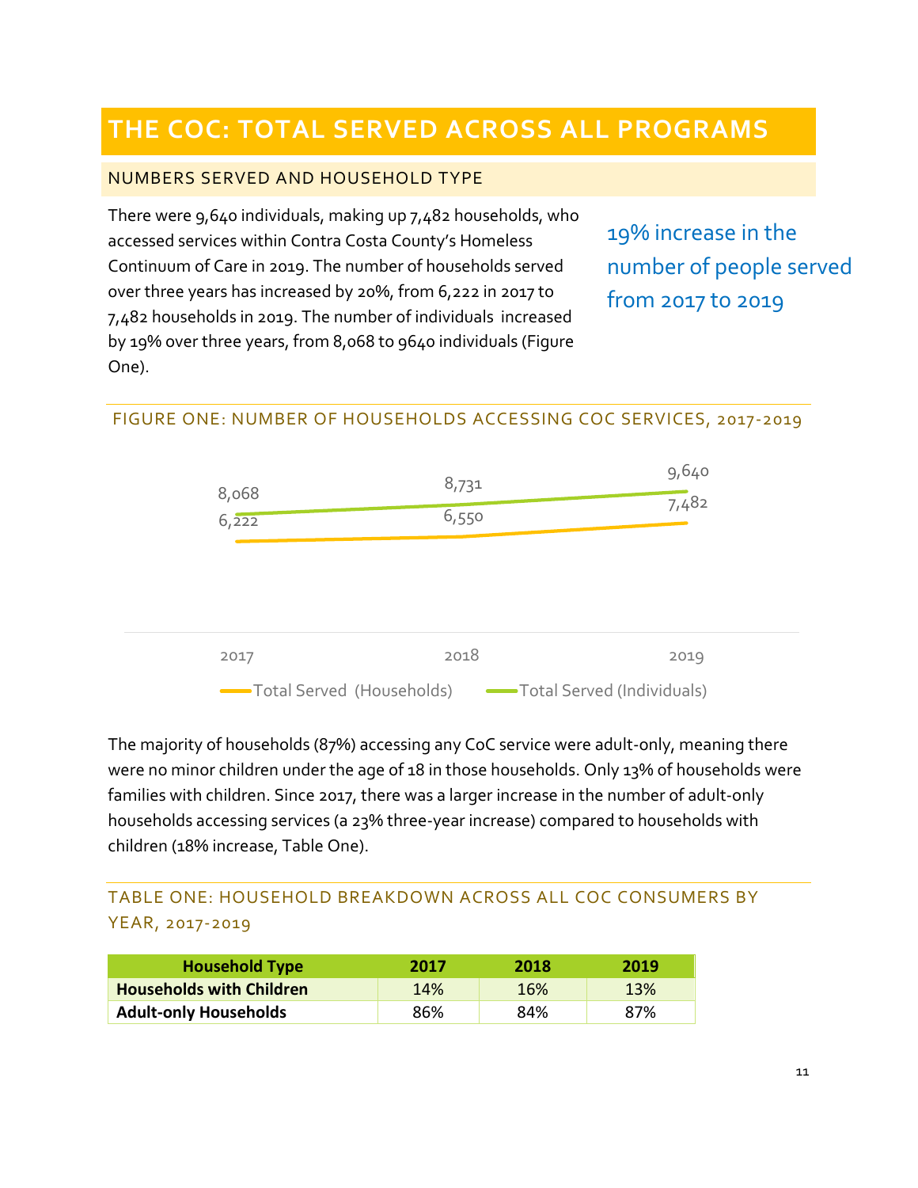# THE COC: TOTAL SERVED ACROSS ALL PROGRAMS

## NUMBERS SERVED AND HOUSEHOLD TYPE

There were 9,640 individuals, making up 7,482 households, who accessed services within Contra Costa County's Homeless Continuum of Care in 2019. The number of households served over three years has increased by 20%, from 6,222 in 2017 to 7,482 households in 2019. The number of individuals increased by 19% over three years, from 8,068 to 9640 individuals (Figure One).

19% increase in the number of people served from 2017 to 2019

### FIGURE ONE: NUMBER OF HOUSEHOLDS ACCESSING COC SERVICES, 2017-2019

| Year | Total Served (Households) | Total Served (Individuals) |
|---|---|---|
| 2017 | 6,222 | 8,068 |
| 2018 | 6,550 | 8,731 |
| 2019 | 7,482 | 9,640 |

The majority of households (87%) accessing any CoC service were adult-only, meaning there were no minor children under the age of 18 in those households. Only 13% of households were families with children. Since 2017, there was a larger increase in the number of adult-only households accessing services (a 23% three-year increase) compared to households with children (18% increase, Table One).

### TABLE ONE: HOUSEHOLD BREAKDOWN ACROSS ALL COC CONSUMERS BY YEAR, 2017-2019

| Household Type | 2017 | 2018 | 2019 |
|---|---|---|---|
| **Households with Children** | 14% | 16% | 13% |
| **Adult-only Households** | 86% | 84% | 87% |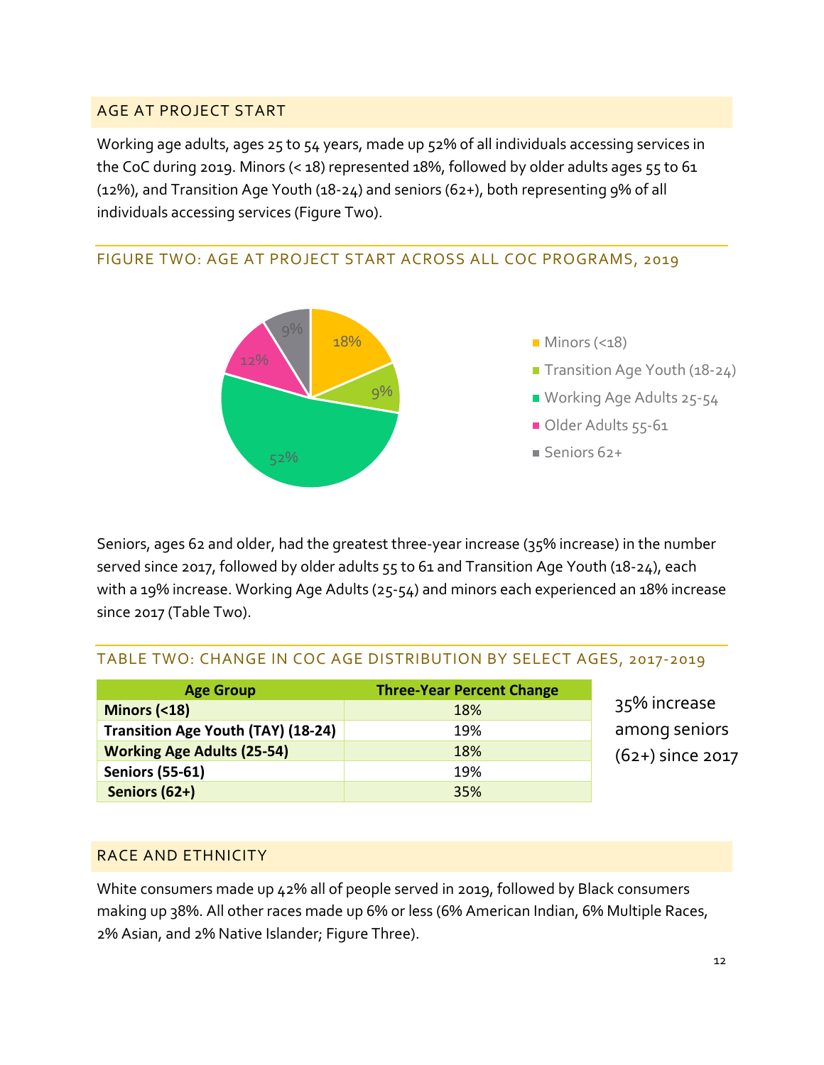## AGE AT PROJECT START

Working age adults, ages 25 to 54 years, made up 52% of all individuals accessing services in the CoC during 2019. Minors (< 18) represented 18%, followed by older adults ages 55 to 61 (12%), and Transition Age Youth (18-24) and seniors (62+), both representing 9% of all individuals accessing services (Figure Two).

### FIGURE TWO: AGE AT PROJECT START ACROSS ALL COC PROGRAMS, 2019

- Minors (<18): 18%
- Transition Age Youth (18-24): 9%
- Working Age Adults 25-54: 52%
- Older Adults 55-61: 12%
- Seniors 62+: 9%

Seniors, ages 62 and older, had the greatest three-year increase (35% increase) in the number served since 2017, followed by older adults 55 to 61 and Transition Age Youth (18-24), each with a 19% increase. Working Age Adults (25-54) and minors each experienced an 18% increase since 2017 (Table Two).

### TABLE TWO: CHANGE IN COC AGE DISTRIBUTION BY SELECT AGES, 2017-2019

| Age Group | Three-Year Percent Change |
|---|---|
| **Minors (<18)** | 18% |
| **Transition Age Youth (TAY) (18-24)** | 19% |
| **Working Age Adults (25-54)** | 18% |
| **Seniors (55-61)** | 19% |
| **Seniors (62+)** | 35% |

35% increase among seniors (62+) since 2017

## RACE AND ETHNICITY

White consumers made up 42% all of people served in 2019, followed by Black consumers making up 38%. All other races made up 6% or less (6% American Indian, 6% Multiple Races, 2% Asian, and 2% Native Islander; Figure Three).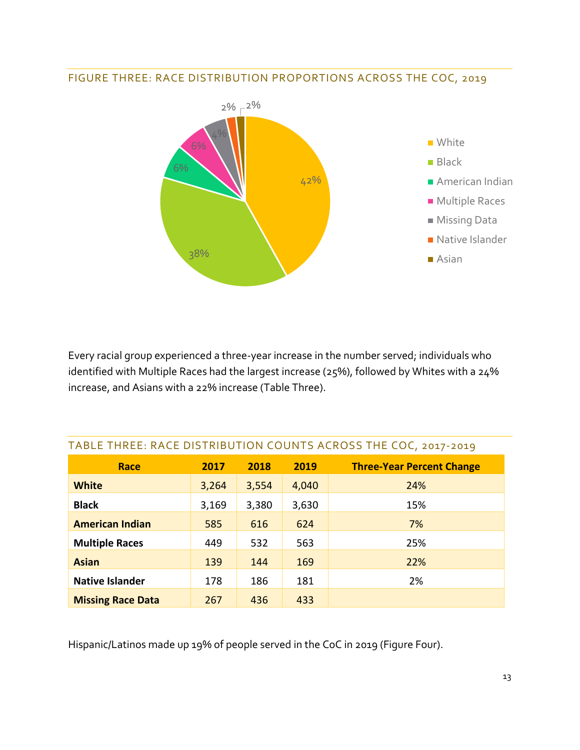## FIGURE THREE: RACE DISTRIBUTION PROPORTIONS ACROSS THE COC, 2019

Every racial group experienced a three-year increase in the number served; individuals who identified with Multiple Races had the largest increase (25%), followed by Whites with a 24% increase, and Asians with a 22% increase (Table Three).

## TABLE THREE: RACE DISTRIBUTION COUNTS ACROSS THE COC, 2017-2019

| Race | 2017 | 2018 | 2019 | Three-Year Percent Change |
|---|---|---|---|---|
| **White** | 3,264 | 3,554 | 4,040 | 24% |
| **Black** | 3,169 | 3,380 | 3,630 | 15% |
| **American Indian** | 585 | 616 | 624 | 7% |
| **Multiple Races** | 449 | 532 | 563 | 25% |
| **Asian** | 139 | 144 | 169 | 22% |
| **Native Islander** | 178 | 186 | 181 | 2% |
| **Missing Race Data** | 267 | 436 | 433 | |

Hispanic/Latinos made up 19% of people served in the CoC in 2019 (Figure Four).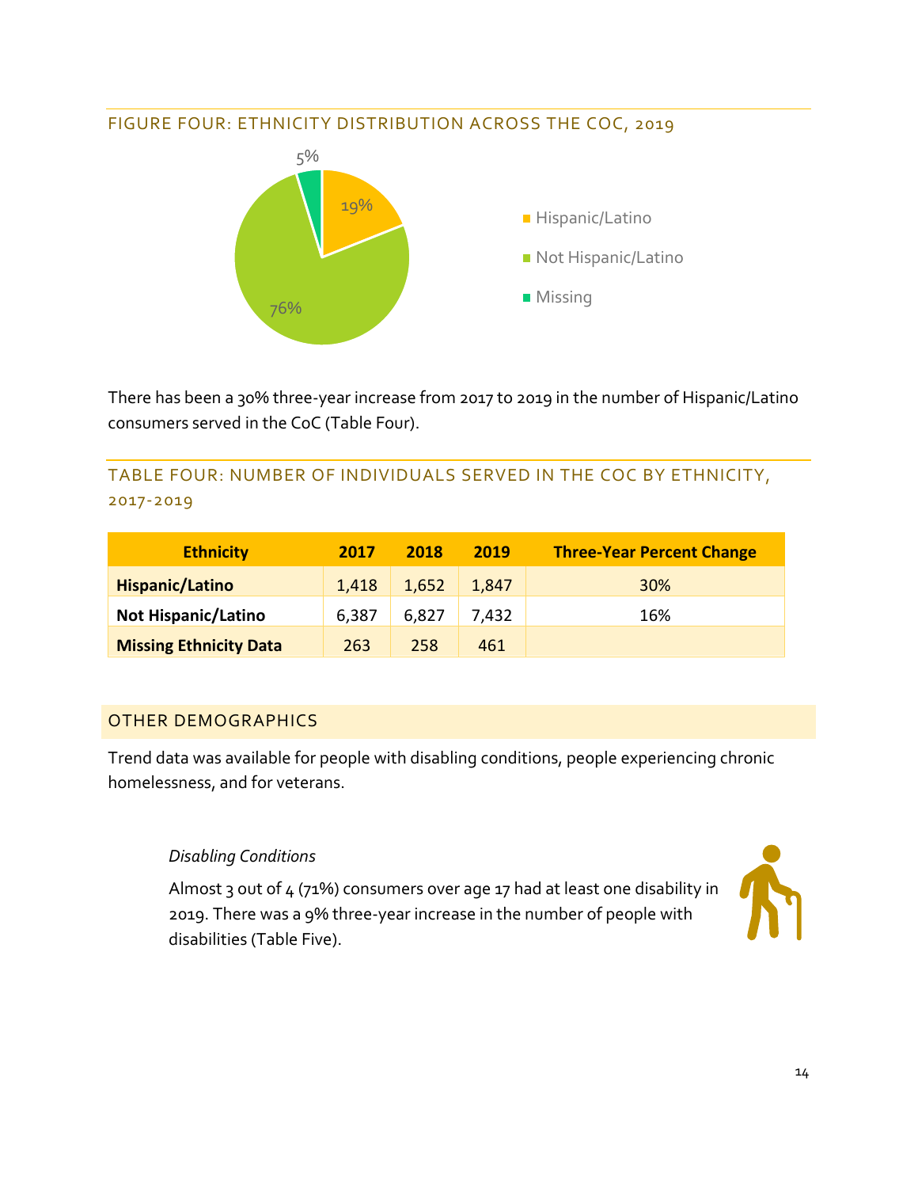## FIGURE FOUR: ETHNICITY DISTRIBUTION ACROSS THE COC, 2019

- Hispanic/Latino: 19%
- Not Hispanic/Latino: 76%
- Missing: 5%

There has been a 30% three-year increase from 2017 to 2019 in the number of Hispanic/Latino consumers served in the CoC (Table Four).

## TABLE FOUR: NUMBER OF INDIVIDUALS SERVED IN THE COC BY ETHNICITY, 2017-2019

| Ethnicity | 2017 | 2018 | 2019 | Three-Year Percent Change |
|---|---|---|---|---|
| **Hispanic/Latino** | 1,418 | 1,652 | 1,847 | 30% |
| **Not Hispanic/Latino** | 6,387 | 6,827 | 7,432 | 16% |
| **Missing Ethnicity Data** | 263 | 258 | 461 | |

## OTHER DEMOGRAPHICS

Trend data was available for people with disabling conditions, people experiencing chronic homelessness, and for veterans.

*Disabling Conditions*

Almost 3 out of 4 (71%) consumers over age 17 had at least one disability in 2019. There was a 9% three-year increase in the number of people with disabilities (Table Five).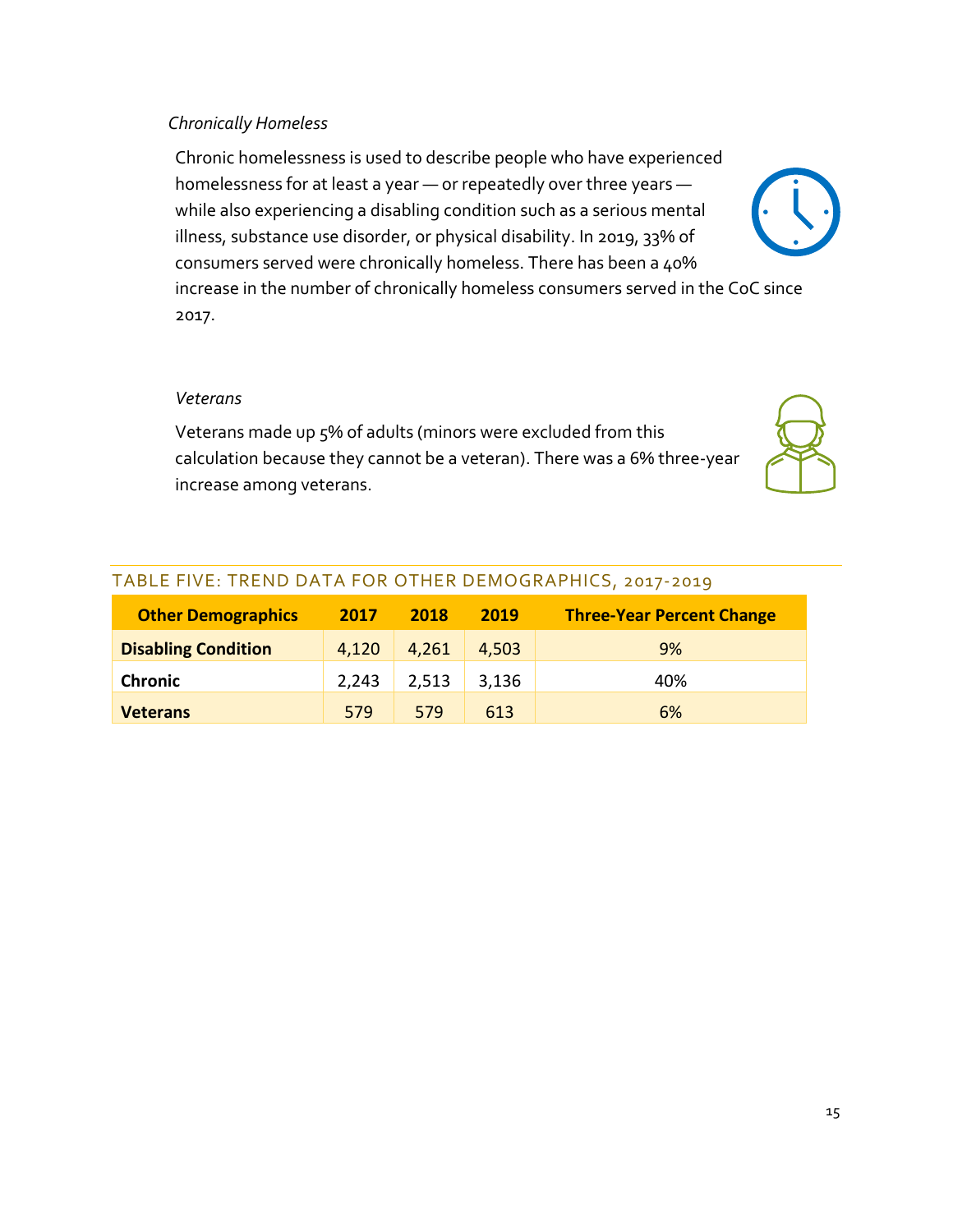*Chronically Homeless*

Chronic homelessness is used to describe people who have experienced homelessness for at least a year — or repeatedly over three years — while also experiencing a disabling condition such as a serious mental illness, substance use disorder, or physical disability. In 2019, 33% of consumers served were chronically homeless. There has been a 40% increase in the number of chronically homeless consumers served in the CoC since 2017.

*Veterans*

Veterans made up 5% of adults (minors were excluded from this calculation because they cannot be a veteran). There was a 6% three-year increase among veterans.

TABLE FIVE: TREND DATA FOR OTHER DEMOGRAPHICS, 2017-2019

| Other Demographics | 2017 | 2018 | 2019 | Three-Year Percent Change |
|---|---|---|---|---|
| **Disabling Condition** | 4,120 | 4,261 | 4,503 | 9% |
| **Chronic** | 2,243 | 2,513 | 3,136 | 40% |
| **Veterans** | 579 | 579 | 613 | 6% |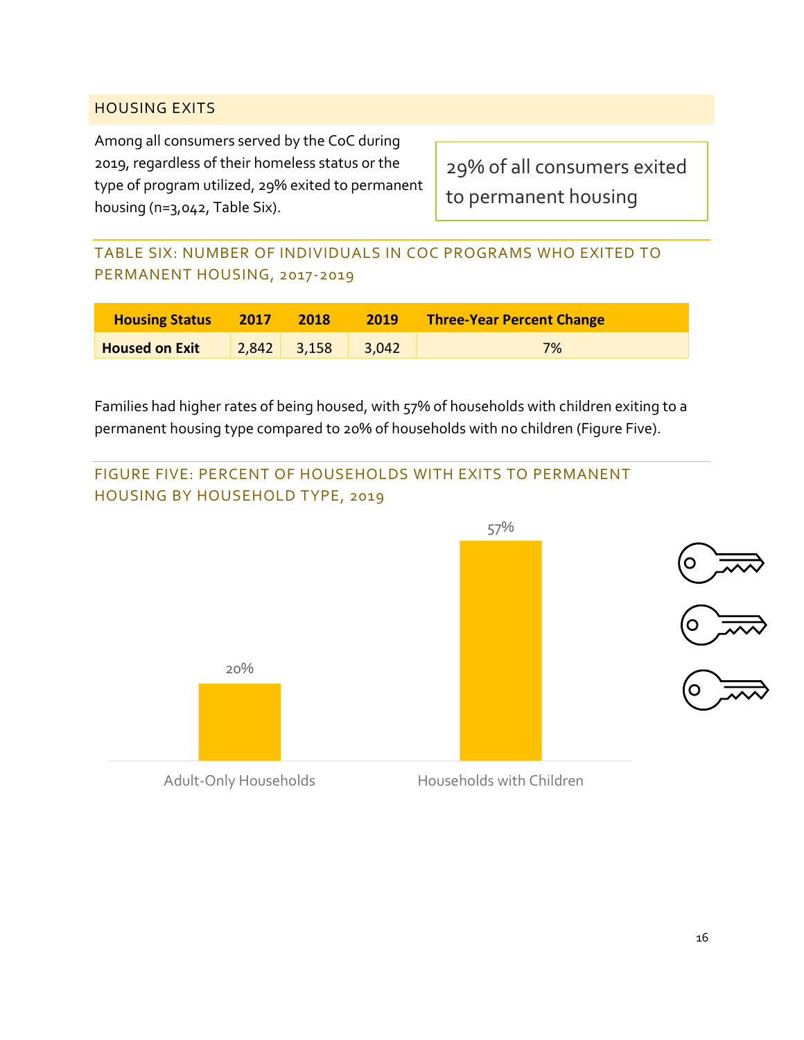## HOUSING EXITS

Among all consumers served by the CoC during 2019, regardless of their homeless status or the type of program utilized, 29% exited to permanent housing (n=3,042, Table Six).

29% of all consumers exited to permanent housing

### TABLE SIX: NUMBER OF INDIVIDUALS IN COC PROGRAMS WHO EXITED TO PERMANENT HOUSING, 2017-2019

| Housing Status | 2017 | 2018 | 2019 | Three-Year Percent Change |
|---|---|---|---|---|
| **Housed on Exit** | 2,842 | 3,158 | 3,042 | 7% |

Families had higher rates of being housed, with 57% of households with children exiting to a permanent housing type compared to 20% of households with no children (Figure Five).

### FIGURE FIVE: PERCENT OF HOUSEHOLDS WITH EXITS TO PERMANENT HOUSING BY HOUSEHOLD TYPE, 2019

| Household Type | Percent |
|---|---|
| Adult-Only Households | 20% |
| Households with Children | 57% |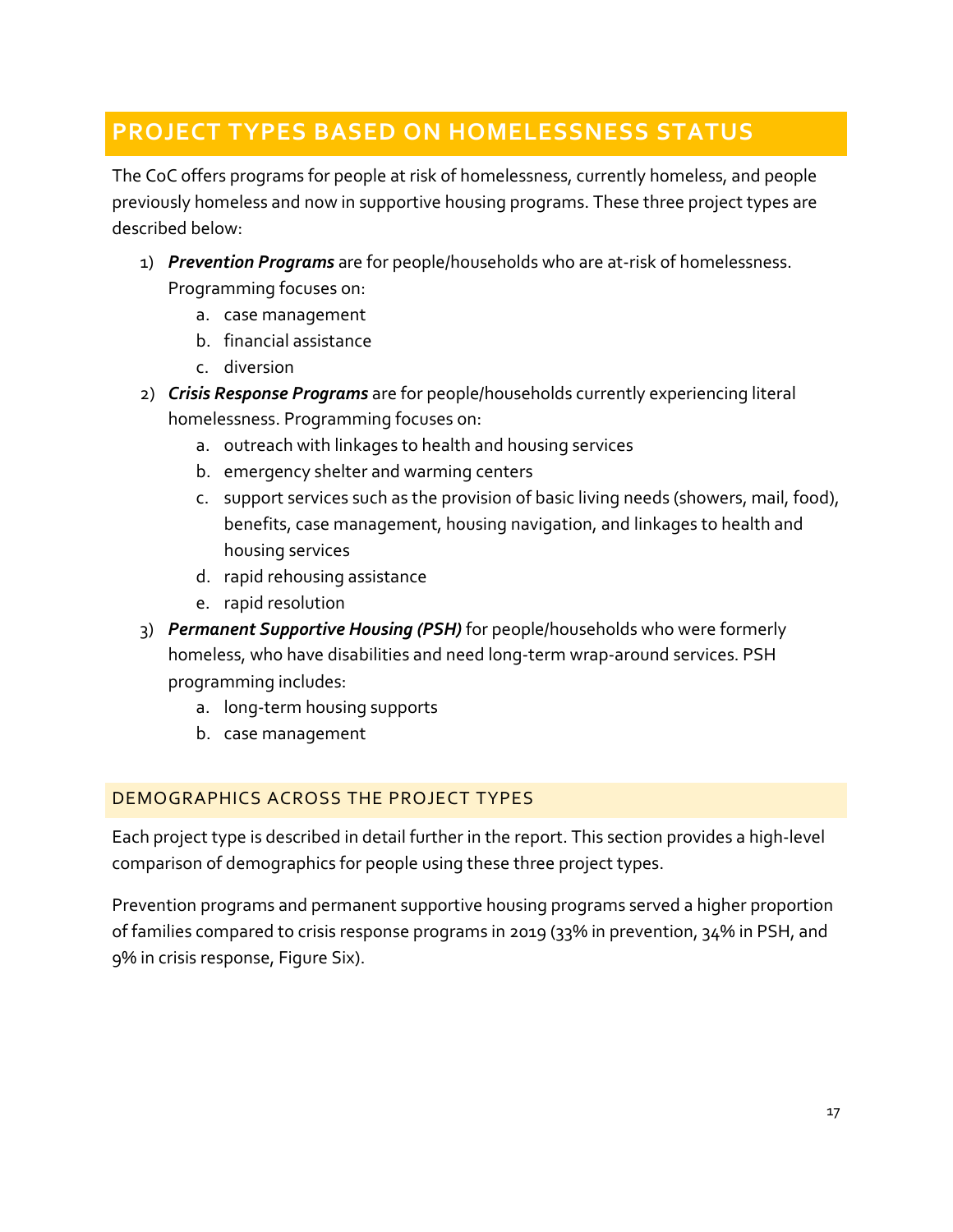## PROJECT TYPES BASED ON HOMELESSNESS STATUS

The CoC offers programs for people at risk of homelessness, currently homeless, and people previously homeless and now in supportive housing programs. These three project types are described below:

1) ***Prevention Programs*** are for people/households who are at-risk of homelessness. Programming focuses on:
    a. case management
    b. financial assistance
    c. diversion
2) ***Crisis Response Programs*** are for people/households currently experiencing literal homelessness. Programming focuses on:
    a. outreach with linkages to health and housing services
    b. emergency shelter and warming centers
    c. support services such as the provision of basic living needs (showers, mail, food), benefits, case management, housing navigation, and linkages to health and housing services
    d. rapid rehousing assistance
    e. rapid resolution
3) ***Permanent Supportive Housing (PSH)*** for people/households who were formerly homeless, who have disabilities and need long-term wrap-around services. PSH programming includes:
    a. long-term housing supports
    b. case management

### DEMOGRAPHICS ACROSS THE PROJECT TYPES

Each project type is described in detail further in the report. This section provides a high-level comparison of demographics for people using these three project types.

Prevention programs and permanent supportive housing programs served a higher proportion of families compared to crisis response programs in 2019 (33% in prevention, 34% in PSH, and 9% in crisis response, Figure Six).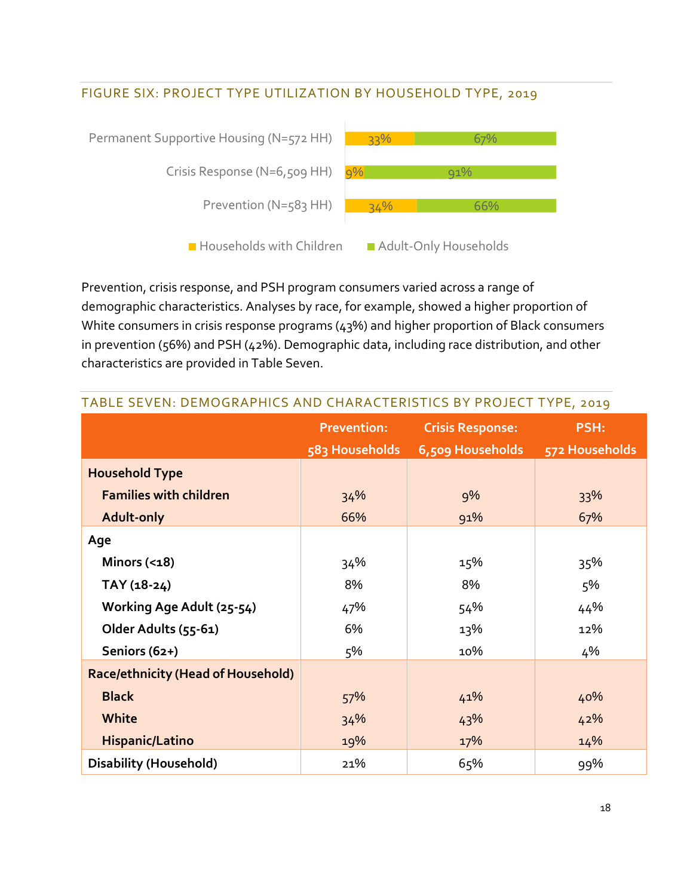### FIGURE SIX: PROJECT TYPE UTILIZATION BY HOUSEHOLD TYPE, 2019

| | Households with Children | Adult-Only Households |
|---|---|---|
| Permanent Supportive Housing (N=572 HH) | 33% | 67% |
| Crisis Response (N=6,509 HH) | 9% | 91% |
| Prevention (N=583 HH) | 34% | 66% |

Prevention, crisis response, and PSH program consumers varied across a range of demographic characteristics. Analyses by race, for example, showed a higher proportion of White consumers in crisis response programs (43%) and higher proportion of Black consumers in prevention (56%) and PSH (42%). Demographic data, including race distribution, and other characteristics are provided in Table Seven.

### TABLE SEVEN: DEMOGRAPHICS AND CHARACTERISTICS BY PROJECT TYPE, 2019

| | Prevention: 583 Households | Crisis Response: 6,509 Households | PSH: 572 Households |
|---|---|---|---|
| **Household Type** | | | |
| **Families with children** | 34% | 9% | 33% |
| **Adult-only** | 66% | 91% | 67% |
| **Age** | | | |
| **Minors (<18)** | 34% | 15% | 35% |
| **TAY (18-24)** | 8% | 8% | 5% |
| **Working Age Adult (25-54)** | 47% | 54% | 44% |
| **Older Adults (55-61)** | 6% | 13% | 12% |
| **Seniors (62+)** | 5% | 10% | 4% |
| **Race/ethnicity (Head of Household)** | | | |
| **Black** | 57% | 41% | 40% |
| **White** | 34% | 43% | 42% |
| **Hispanic/Latino** | 19% | 17% | 14% |
| **Disability (Household)** | 21% | 65% | 99% |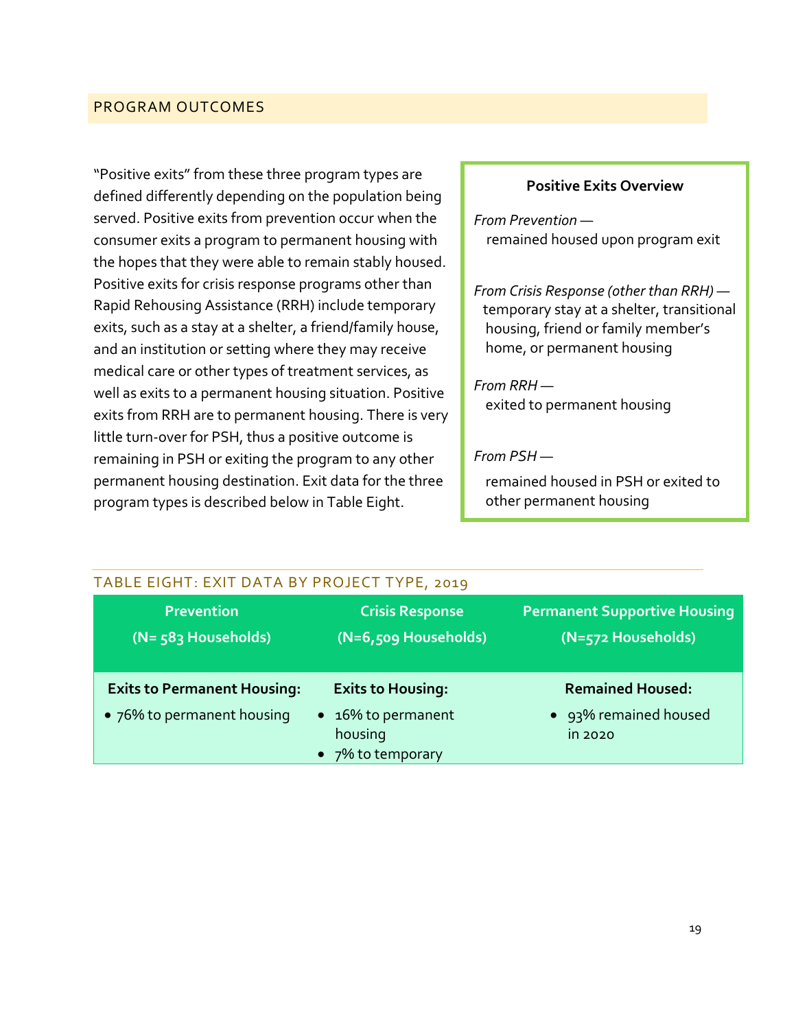## PROGRAM OUTCOMES

"Positive exits" from these three program types are defined differently depending on the population being served. Positive exits from prevention occur when the consumer exits a program to permanent housing with the hopes that they were able to remain stably housed. Positive exits for crisis response programs other than Rapid Rehousing Assistance (RRH) include temporary exits, such as a stay at a shelter, a friend/family house, and an institution or setting where they may receive medical care or other types of treatment services, as well as exits to a permanent housing situation. Positive exits from RRH are to permanent housing. There is very little turn-over for PSH, thus a positive outcome is remaining in PSH or exiting the program to any other permanent housing destination. Exit data for the three program types is described below in Table Eight.

**Positive Exits Overview**

*From Prevention —*
remained housed upon program exit

*From Crisis Response (other than RRH) —*
temporary stay at a shelter, transitional housing, friend or family member's home, or permanent housing

*From RRH —*
exited to permanent housing

*From PSH —*
remained housed in PSH or exited to other permanent housing

TABLE EIGHT: EXIT DATA BY PROJECT TYPE, 2019

| Prevention (N= 583 Households) | Crisis Response (N=6,509 Households) | Permanent Supportive Housing (N=572 Households) |
|---|---|---|
| **Exits to Permanent Housing:** • 76% to permanent housing | **Exits to Housing:** • 16% to permanent housing • 7% to temporary | **Remained Housed:** • 93% remained housed in 2020 |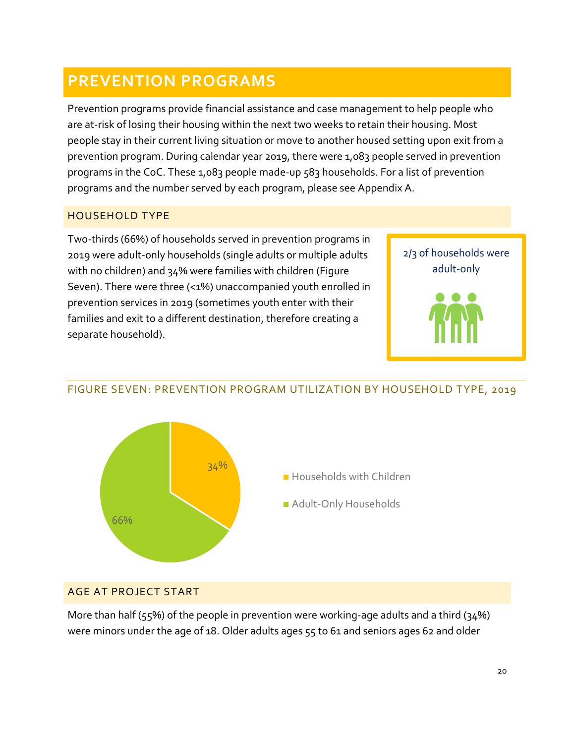# PREVENTION PROGRAMS

Prevention programs provide financial assistance and case management to help people who are at-risk of losing their housing within the next two weeks to retain their housing. Most people stay in their current living situation or move to another housed setting upon exit from a prevention program. During calendar year 2019, there were 1,083 people served in prevention programs in the CoC. These 1,083 people made-up 583 households. For a list of prevention programs and the number served by each program, please see Appendix A.

## HOUSEHOLD TYPE

Two-thirds (66%) of households served in prevention programs in 2019 were adult-only households (single adults or multiple adults with no children) and 34% were families with children (Figure Seven). There were three (<1%) unaccompanied youth enrolled in prevention services in 2019 (sometimes youth enter with their families and exit to a different destination, therefore creating a separate household).

2/3 of households were adult-only

FIGURE SEVEN: PREVENTION PROGRAM UTILIZATION BY HOUSEHOLD TYPE, 2019

| Household Type | Percent |
|---|---|
| Households with Children | 34% |
| Adult-Only Households | 66% |

## AGE AT PROJECT START

More than half (55%) of the people in prevention were working-age adults and a third (34%) were minors under the age of 18. Older adults ages 55 to 61 and seniors ages 62 and older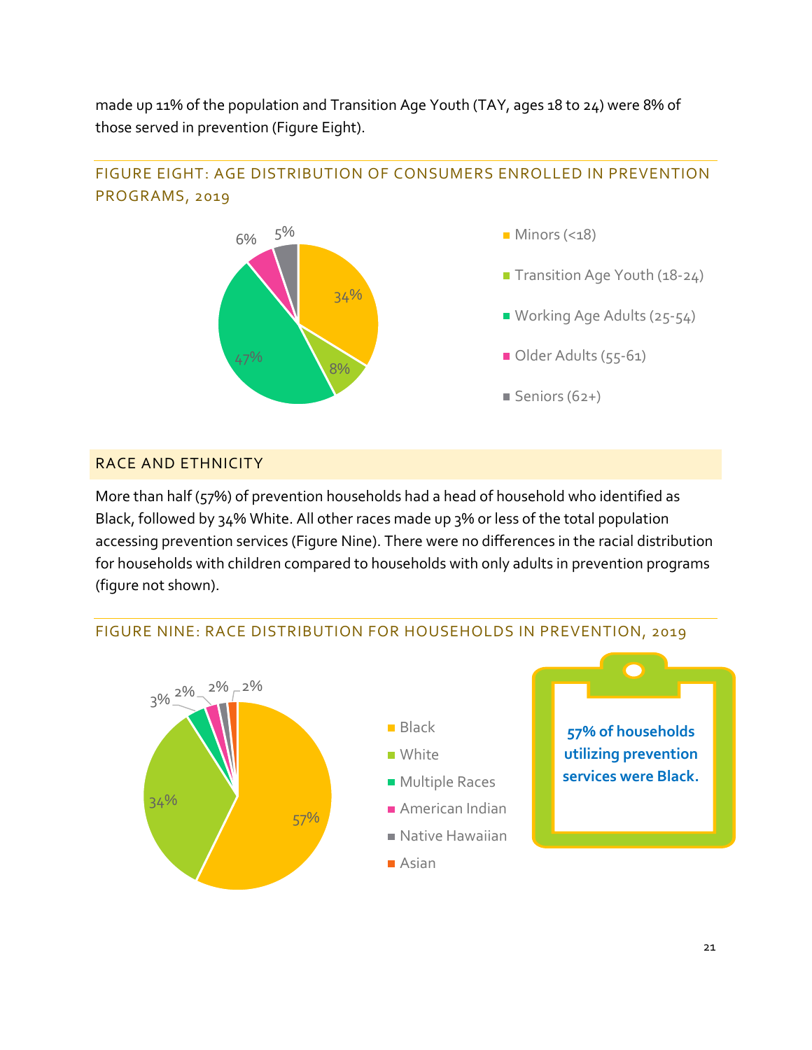made up 11% of the population and Transition Age Youth (TAY, ages 18 to 24) were 8% of those served in prevention (Figure Eight).

### FIGURE EIGHT: AGE DISTRIBUTION OF CONSUMERS ENROLLED IN PREVENTION PROGRAMS, 2019

| Age Group | Percent |
|---|---|
| Minors (<18) | 34% |
| Transition Age Youth (18-24) | 8% |
| Working Age Adults (25-54) | 47% |
| Older Adults (55-61) | 6% |
| Seniors (62+) | 5% |

## RACE AND ETHNICITY

More than half (57%) of prevention households had a head of household who identified as Black, followed by 34% White. All other races made up 3% or less of the total population accessing prevention services (Figure Nine). There were no differences in the racial distribution for households with children compared to households with only adults in prevention programs (figure not shown).

### FIGURE NINE: RACE DISTRIBUTION FOR HOUSEHOLDS IN PREVENTION, 2019

| Race | Percent |
|---|---|
| Black | 57% |
| White | 34% |
| Multiple Races | 3% |
| American Indian | 2% |
| Native Hawaiian | 2% |
| Asian | 2% |

**57% of households utilizing prevention services were Black.**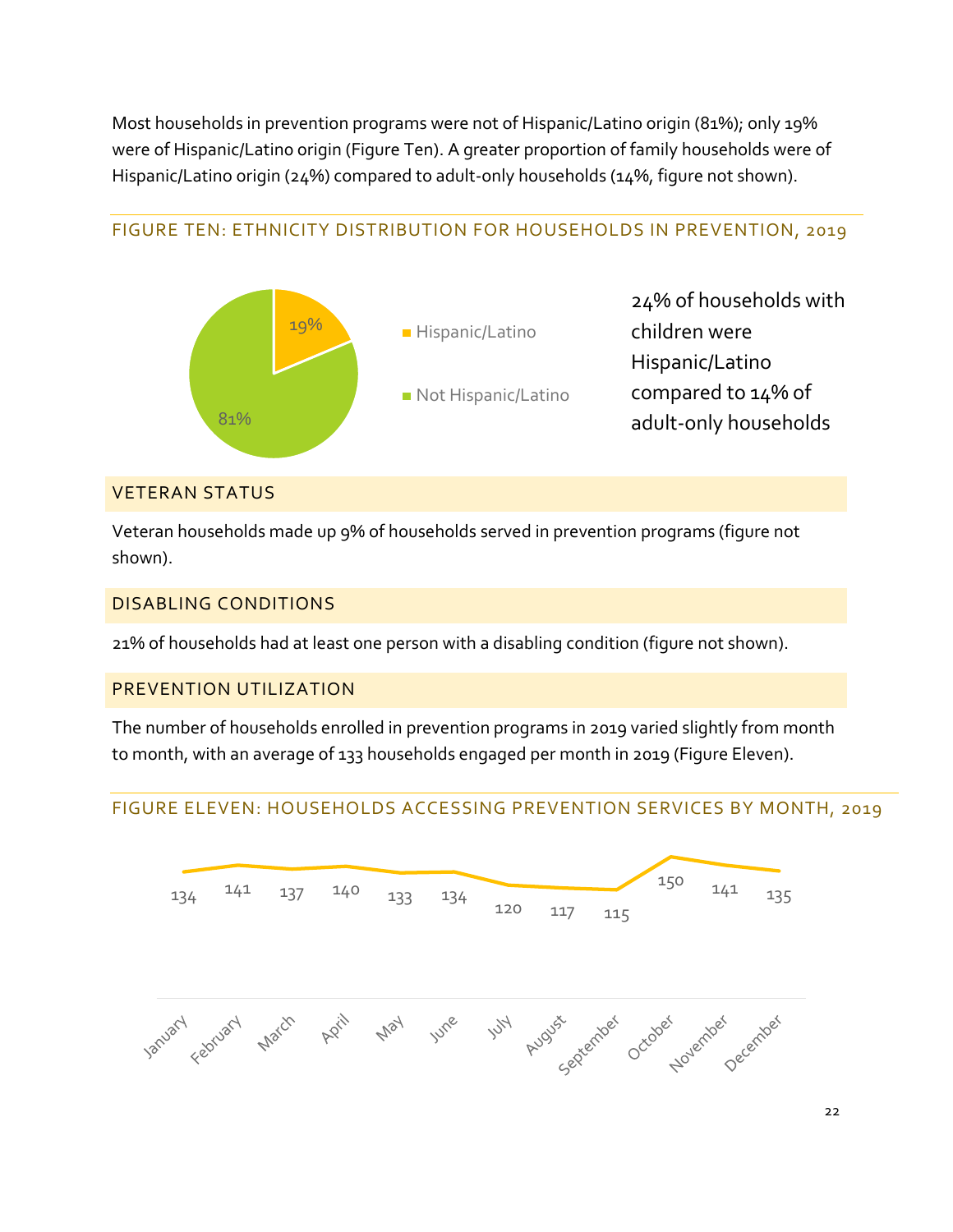Most households in prevention programs were not of Hispanic/Latino origin (81%); only 19% were of Hispanic/Latino origin (Figure Ten). A greater proportion of family households were of Hispanic/Latino origin (24%) compared to adult-only households (14%, figure not shown).

### FIGURE TEN: ETHNICITY DISTRIBUTION FOR HOUSEHOLDS IN PREVENTION, 2019

| Ethnicity | Percent |
| --- | --- |
| Hispanic/Latino | 19% |
| Not Hispanic/Latino | 81% |

24% of households with children were Hispanic/Latino compared to 14% of adult-only households

## VETERAN STATUS

Veteran households made up 9% of households served in prevention programs (figure not shown).

## DISABLING CONDITIONS

21% of households had at least one person with a disabling condition (figure not shown).

## PREVENTION UTILIZATION

The number of households enrolled in prevention programs in 2019 varied slightly from month to month, with an average of 133 households engaged per month in 2019 (Figure Eleven).

### FIGURE ELEVEN: HOUSEHOLDS ACCESSING PREVENTION SERVICES BY MONTH, 2019

| Month | Households |
| --- | --- |
| January | 134 |
| February | 141 |
| March | 137 |
| April | 140 |
| May | 133 |
| June | 134 |
| July | 120 |
| August | 117 |
| September | 115 |
| October | 150 |
| November | 141 |
| December | 135 |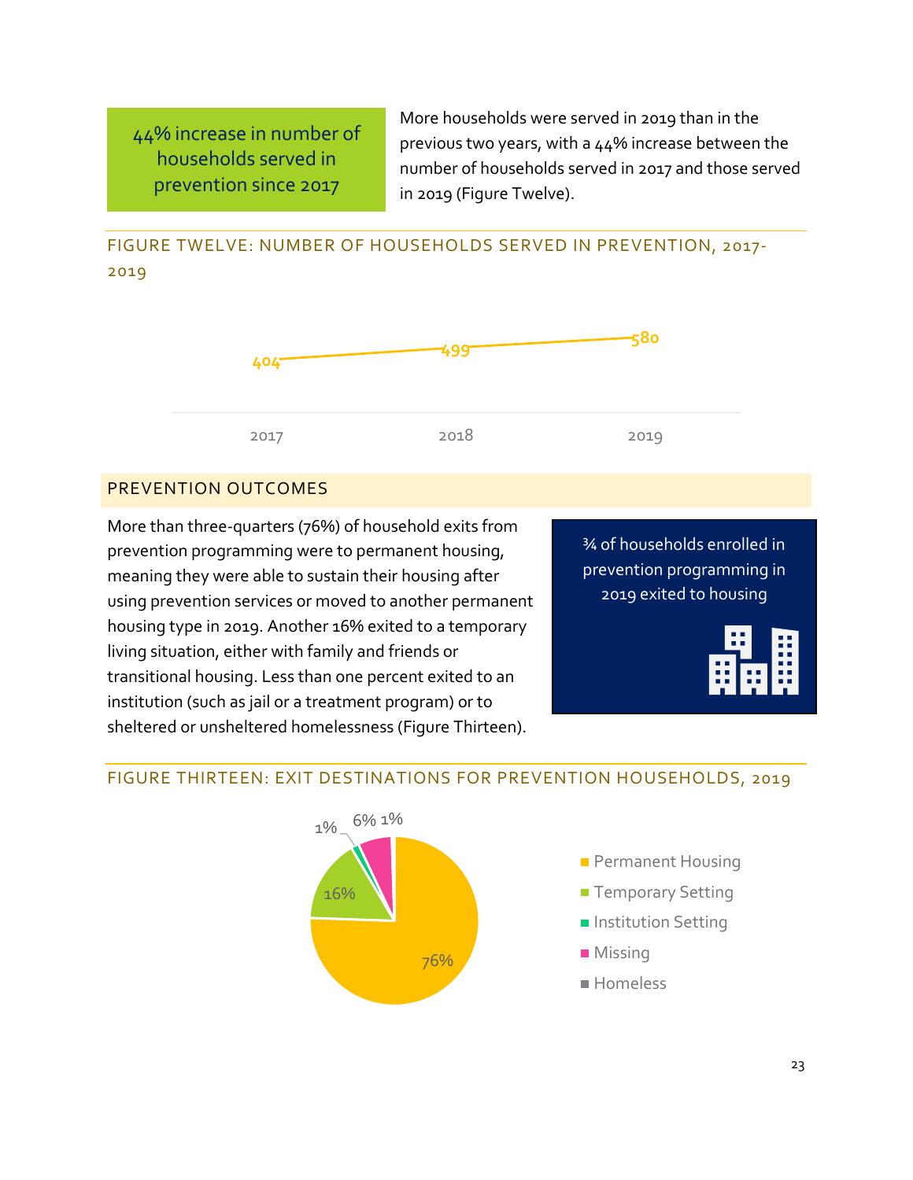44% increase in number of households served in prevention since 2017

More households were served in 2019 than in the previous two years, with a 44% increase between the number of households served in 2017 and those served in 2019 (Figure Twelve).

FIGURE TWELVE: NUMBER OF HOUSEHOLDS SERVED IN PREVENTION, 2017-2019

| Year | Households |
| --- | --- |
| 2017 | 404 |
| 2018 | 499 |
| 2019 | 580 |

## PREVENTION OUTCOMES

More than three-quarters (76%) of household exits from prevention programming were to permanent housing, meaning they were able to sustain their housing after using prevention services or moved to another permanent housing type in 2019. Another 16% exited to a temporary living situation, either with family and friends or transitional housing. Less than one percent exited to an institution (such as jail or a treatment program) or to sheltered or unsheltered homelessness (Figure Thirteen).

¾ of households enrolled in prevention programming in 2019 exited to housing

FIGURE THIRTEEN: EXIT DESTINATIONS FOR PREVENTION HOUSEHOLDS, 2019

| Exit Destination | Percent |
| --- | --- |
| Permanent Housing | 76% |
| Temporary Setting | 16% |
| Institution Setting | 1% |
| Missing | 6% |
| Homeless | 1% |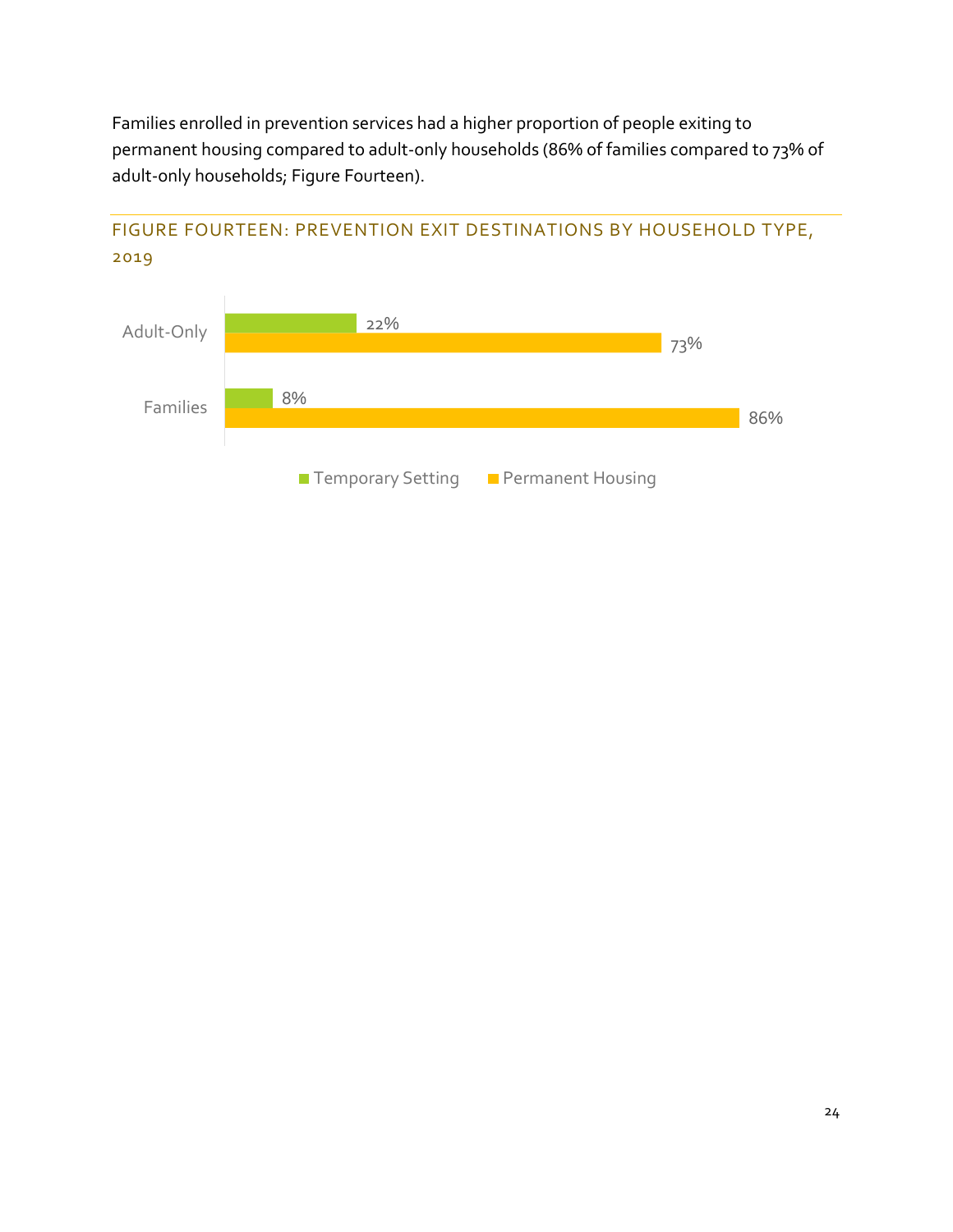Families enrolled in prevention services had a higher proportion of people exiting to permanent housing compared to adult-only households (86% of families compared to 73% of adult-only households; Figure Fourteen).

## FIGURE FOURTEEN: PREVENTION EXIT DESTINATIONS BY HOUSEHOLD TYPE, 2019

| | Temporary Setting | Permanent Housing |
|---|---|---|
| Adult-Only | 22% | 73% |
| Families | 8% | 86% |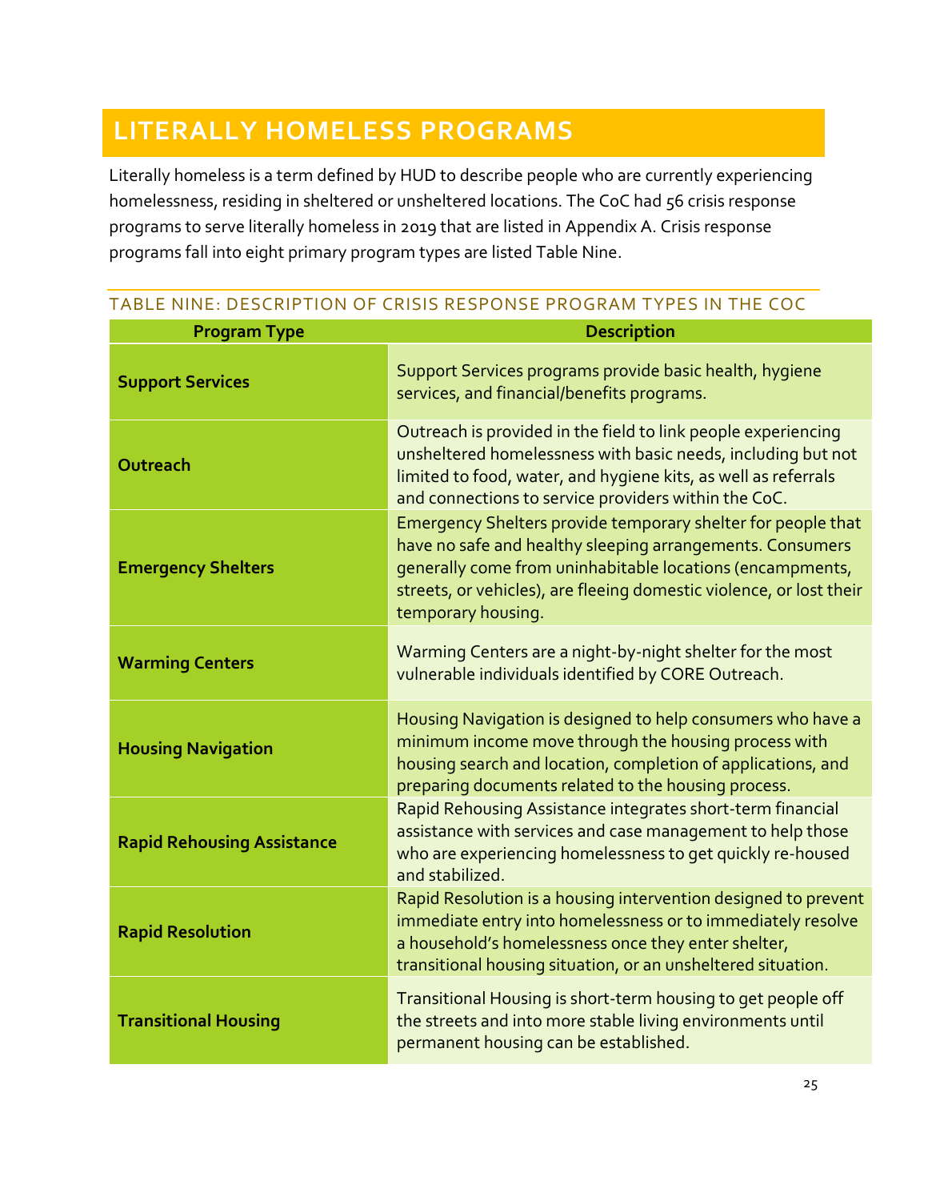# LITERALLY HOMELESS PROGRAMS

Literally homeless is a term defined by HUD to describe people who are currently experiencing homelessness, residing in sheltered or unsheltered locations. The CoC had 56 crisis response programs to serve literally homeless in 2019 that are listed in Appendix A. Crisis response programs fall into eight primary program types are listed Table Nine.

## TABLE NINE: DESCRIPTION OF CRISIS RESPONSE PROGRAM TYPES IN THE COC

| Program Type | Description |
| --- | --- |
| **Support Services** | Support Services programs provide basic health, hygiene services, and financial/benefits programs. |
| **Outreach** | Outreach is provided in the field to link people experiencing unsheltered homelessness with basic needs, including but not limited to food, water, and hygiene kits, as well as referrals and connections to service providers within the CoC. |
| **Emergency Shelters** | Emergency Shelters provide temporary shelter for people that have no safe and healthy sleeping arrangements. Consumers generally come from uninhabitable locations (encampments, streets, or vehicles), are fleeing domestic violence, or lost their temporary housing. |
| **Warming Centers** | Warming Centers are a night-by-night shelter for the most vulnerable individuals identified by CORE Outreach. |
| **Housing Navigation** | Housing Navigation is designed to help consumers who have a minimum income move through the housing process with housing search and location, completion of applications, and preparing documents related to the housing process. |
| **Rapid Rehousing Assistance** | Rapid Rehousing Assistance integrates short-term financial assistance with services and case management to help those who are experiencing homelessness to get quickly re-housed and stabilized. |
| **Rapid Resolution** | Rapid Resolution is a housing intervention designed to prevent immediate entry into homelessness or to immediately resolve a household's homelessness once they enter shelter, transitional housing situation, or an unsheltered situation. |
| **Transitional Housing** | Transitional Housing is short-term housing to get people off the streets and into more stable living environments until permanent housing can be established. |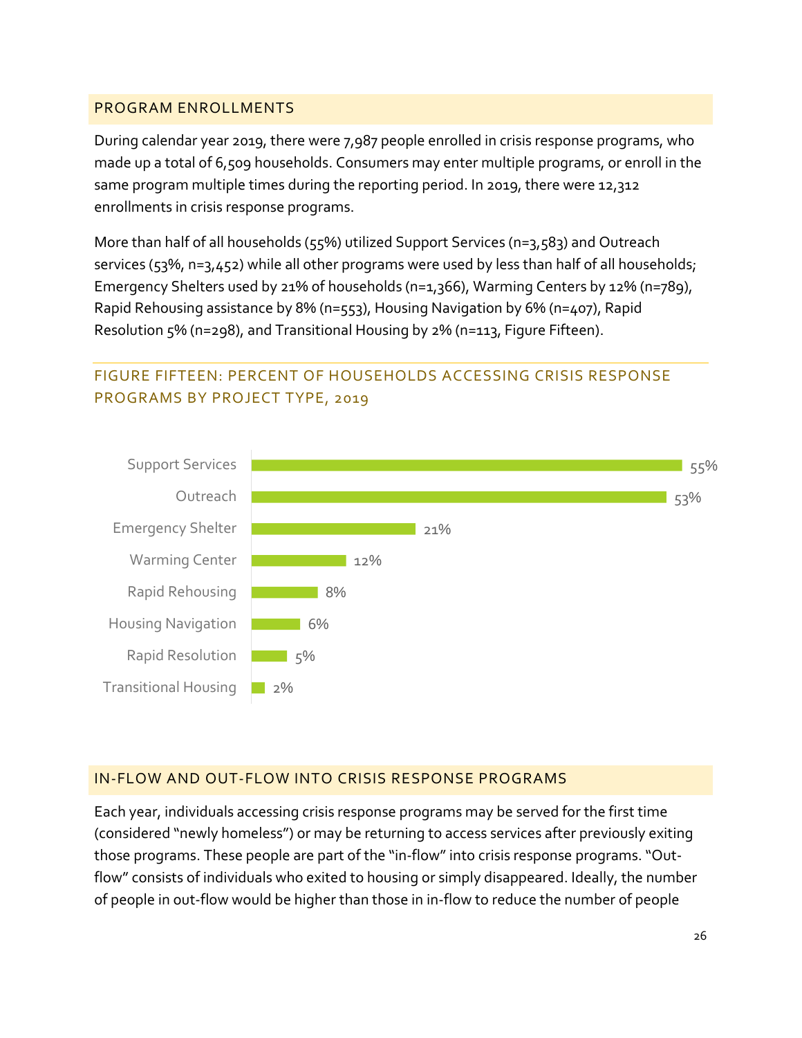## PROGRAM ENROLLMENTS

During calendar year 2019, there were 7,987 people enrolled in crisis response programs, who made up a total of 6,509 households. Consumers may enter multiple programs, or enroll in the same program multiple times during the reporting period. In 2019, there were 12,312 enrollments in crisis response programs.

More than half of all households (55%) utilized Support Services (n=3,583) and Outreach services (53%, n=3,452) while all other programs were used by less than half of all households; Emergency Shelters used by 21% of households (n=1,366), Warming Centers by 12% (n=789), Rapid Rehousing assistance by 8% (n=553), Housing Navigation by 6% (n=407), Rapid Resolution 5% (n=298), and Transitional Housing by 2% (n=113, Figure Fifteen).

### FIGURE FIFTEEN: PERCENT OF HOUSEHOLDS ACCESSING CRISIS RESPONSE PROGRAMS BY PROJECT TYPE, 2019

| Project Type | Percent |
|---|---|
| Support Services | 55% |
| Outreach | 53% |
| Emergency Shelter | 21% |
| Warming Center | 12% |
| Rapid Rehousing | 8% |
| Housing Navigation | 6% |
| Rapid Resolution | 5% |
| Transitional Housing | 2% |

## IN-FLOW AND OUT-FLOW INTO CRISIS RESPONSE PROGRAMS

Each year, individuals accessing crisis response programs may be served for the first time (considered "newly homeless") or may be returning to access services after previously exiting those programs. These people are part of the "in-flow" into crisis response programs. "Out-flow" consists of individuals who exited to housing or simply disappeared. Ideally, the number of people in out-flow would be higher than those in in-flow to reduce the number of people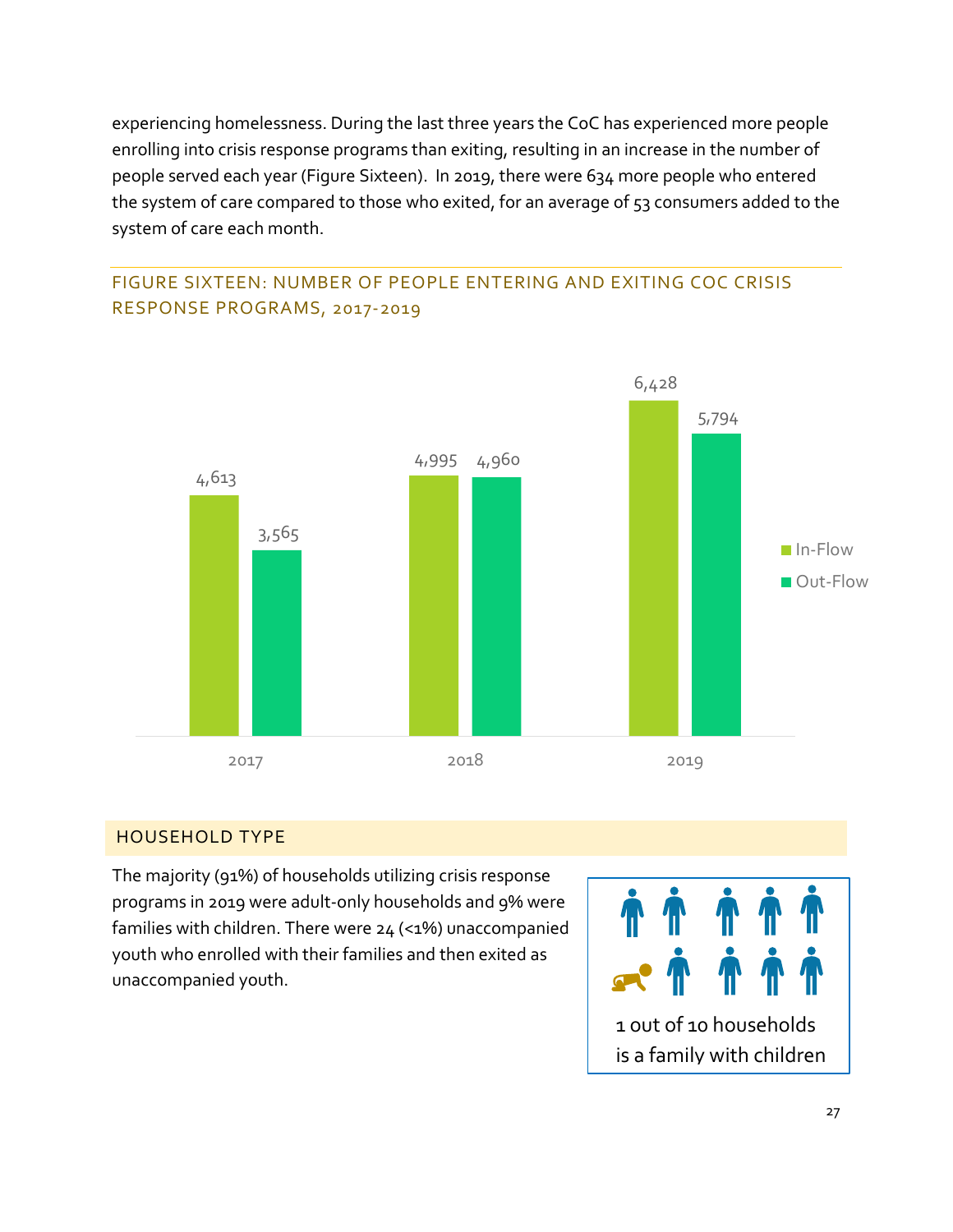experiencing homelessness. During the last three years the CoC has experienced more people enrolling into crisis response programs than exiting, resulting in an increase in the number of people served each year (Figure Sixteen). In 2019, there were 634 more people who entered the system of care compared to those who exited, for an average of 53 consumers added to the system of care each month.

### FIGURE SIXTEEN: NUMBER OF PEOPLE ENTERING AND EXITING COC CRISIS RESPONSE PROGRAMS, 2017-2019

| Year | In-Flow | Out-Flow |
|---|---|---|
| 2017 | 4,613 | 3,565 |
| 2018 | 4,995 | 4,960 |
| 2019 | 6,428 | 5,794 |

## HOUSEHOLD TYPE

The majority (91%) of households utilizing crisis response programs in 2019 were adult-only households and 9% were families with children. There were 24 (<1%) unaccompanied youth who enrolled with their families and then exited as unaccompanied youth.

1 out of 10 households is a family with children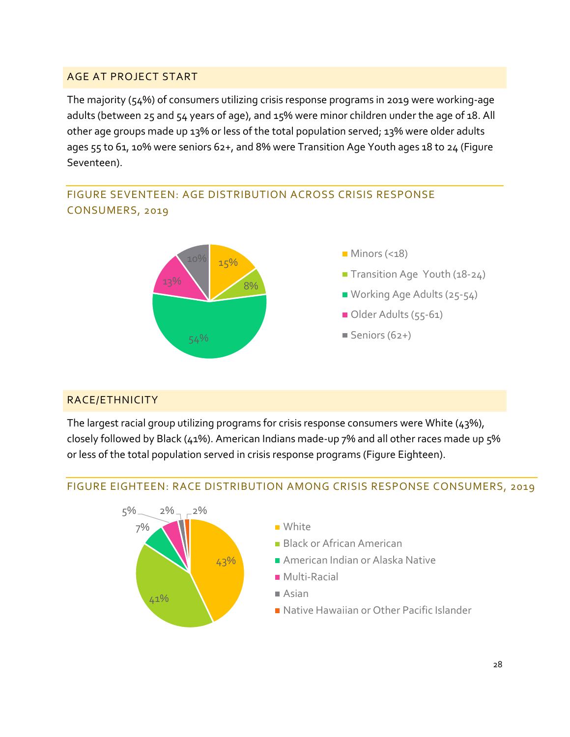## AGE AT PROJECT START

The majority (54%) of consumers utilizing crisis response programs in 2019 were working-age adults (between 25 and 54 years of age), and 15% were minor children under the age of 18. All other age groups made up 13% or less of the total population served; 13% were older adults ages 55 to 61, 10% were seniors 62+, and 8% were Transition Age Youth ages 18 to 24 (Figure Seventeen).

### FIGURE SEVENTEEN: AGE DISTRIBUTION ACROSS CRISIS RESPONSE CONSUMERS, 2019

| Age Group | Percent |
|---|---|
| Minors (<18) | 15% |
| Transition Age Youth (18-24) | 8% |
| Working Age Adults (25-54) | 54% |
| Older Adults (55-61) | 13% |
| Seniors (62+) | 10% |

## RACE/ETHNICITY

The largest racial group utilizing programs for crisis response consumers were White (43%), closely followed by Black (41%). American Indians made-up 7% and all other races made up 5% or less of the total population served in crisis response programs (Figure Eighteen).

### FIGURE EIGHTEEN: RACE DISTRIBUTION AMONG CRISIS RESPONSE CONSUMERS, 2019

| Race | Percent |
|---|---|
| White | 43% |
| Black or African American | 41% |
| American Indian or Alaska Native | 7% |
| Multi-Racial | 5% |
| Asian | 2% |
| Native Hawaiian or Other Pacific Islander | 2% |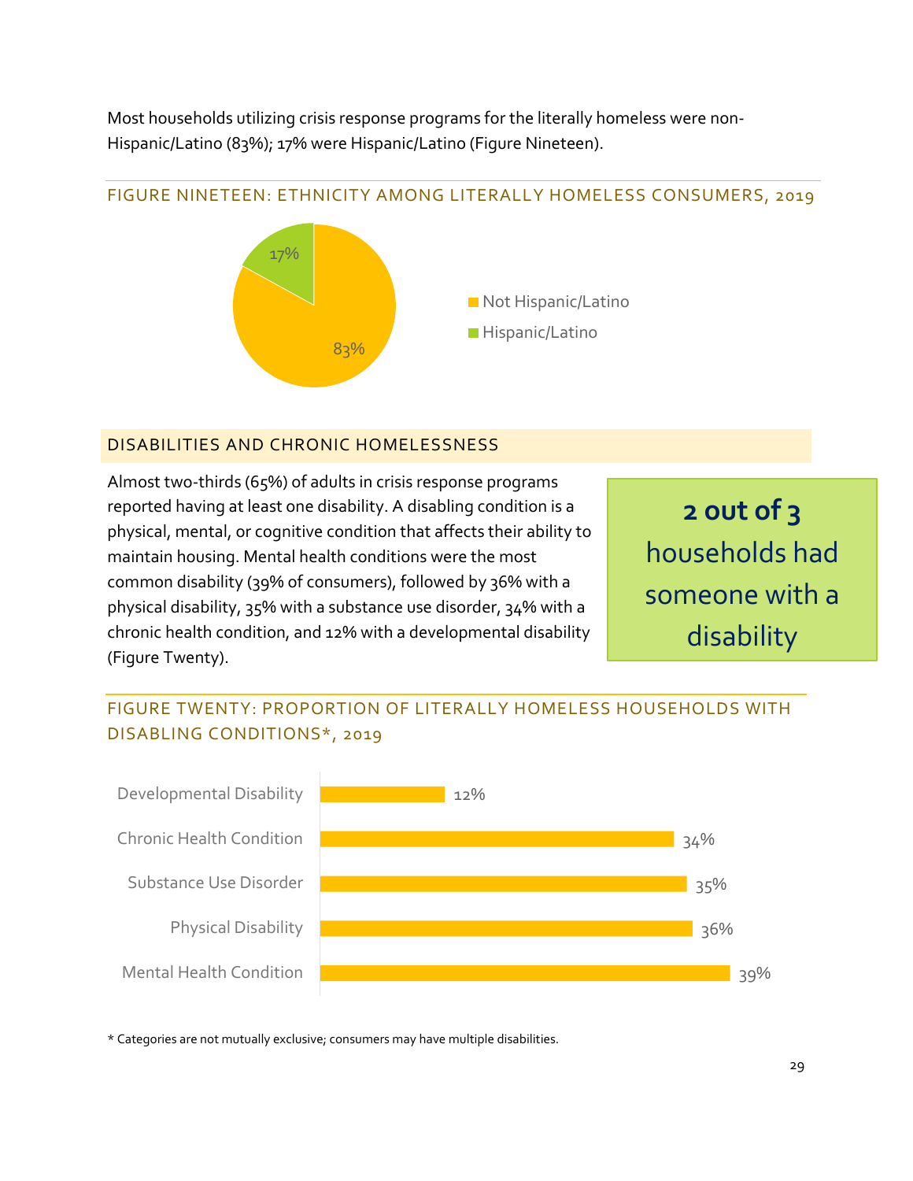Most households utilizing crisis response programs for the literally homeless were non-Hispanic/Latino (83%); 17% were Hispanic/Latino (Figure Nineteen).

FIGURE NINETEEN: ETHNICITY AMONG LITERALLY HOMELESS CONSUMERS, 2019

| Ethnicity | Percent |
| --- | --- |
| Not Hispanic/Latino | 83% |
| Hispanic/Latino | 17% |

## DISABILITIES AND CHRONIC HOMELESSNESS

Almost two-thirds (65%) of adults in crisis response programs reported having at least one disability. A disabling condition is a physical, mental, or cognitive condition that affects their ability to maintain housing. Mental health conditions were the most common disability (39% of consumers), followed by 36% with a physical disability, 35% with a substance use disorder, 34% with a chronic health condition, and 12% with a developmental disability (Figure Twenty).

**2 out of 3** households had someone with a disability

FIGURE TWENTY: PROPORTION OF LITERALLY HOMELESS HOUSEHOLDS WITH DISABLING CONDITIONS*, 2019

| Disabling Condition | Percent |
| --- | --- |
| Developmental Disability | 12% |
| Chronic Health Condition | 34% |
| Substance Use Disorder | 35% |
| Physical Disability | 36% |
| Mental Health Condition | 39% |

* Categories are not mutually exclusive; consumers may have multiple disabilities.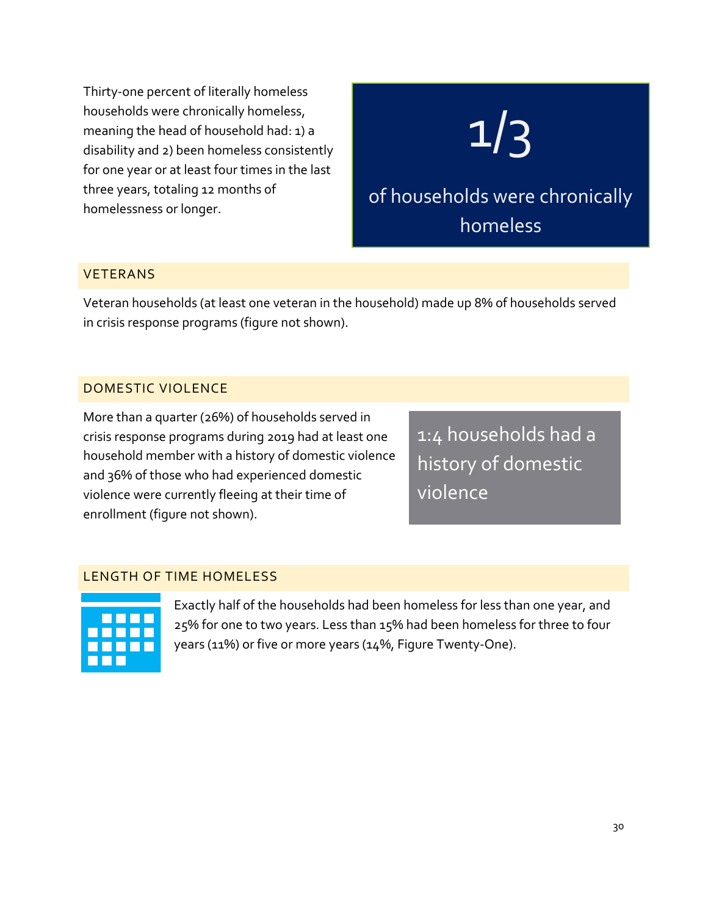Thirty-one percent of literally homeless households were chronically homeless, meaning the head of household had: 1) a disability and 2) been homeless consistently for one year or at least four times in the last three years, totaling 12 months of homelessness or longer.

**1/3**

**of households were chronically homeless**

## VETERANS

Veteran households (at least one veteran in the household) made up 8% of households served in crisis response programs (figure not shown).

## DOMESTIC VIOLENCE

More than a quarter (26%) of households served in crisis response programs during 2019 had at least one household member with a history of domestic violence and 36% of those who had experienced domestic violence were currently fleeing at their time of enrollment (figure not shown).

**1:4 households had a history of domestic violence**

## LENGTH OF TIME HOMELESS

Exactly half of the households had been homeless for less than one year, and 25% for one to two years. Less than 15% had been homeless for three to four years (11%) or five or more years (14%, Figure Twenty-One).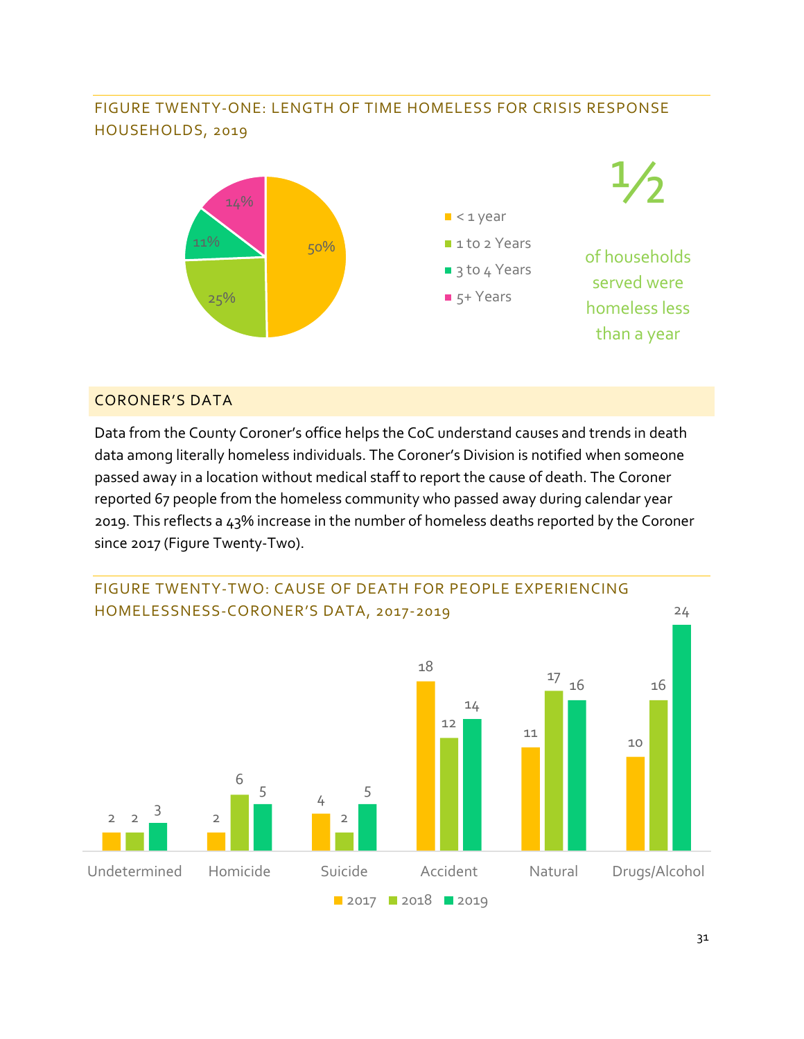### FIGURE TWENTY-ONE: LENGTH OF TIME HOMELESS FOR CRISIS RESPONSE HOUSEHOLDS, 2019

| Length of Time | Percent |
|---|---|
| < 1 year | 50% |
| 1 to 2 Years | 25% |
| 3 to 4 Years | 11% |
| 5+ Years | 14% |

½

of households served were homeless less than a year

## CORONER'S DATA

Data from the County Coroner's office helps the CoC understand causes and trends in death data among literally homeless individuals. The Coroner's Division is notified when someone passed away in a location without medical staff to report the cause of death. The Coroner reported 67 people from the homeless community who passed away during calendar year 2019. This reflects a 43% increase in the number of homeless deaths reported by the Coroner since 2017 (Figure Twenty-Two).

### FIGURE TWENTY-TWO: CAUSE OF DEATH FOR PEOPLE EXPERIENCING HOMELESSNESS-CORONER'S DATA, 2017-2019

| Cause of Death | 2017 | 2018 | 2019 |
|---|---|---|---|
| Undetermined | 2 | 2 | 3 |
| Homicide | 2 | 6 | 5 |
| Suicide | 4 | 2 | 5 |
| Accident | 18 | 12 | 14 |
| Natural | 11 | 17 | 16 |
| Drugs/Alcohol | 10 | 16 | 24 |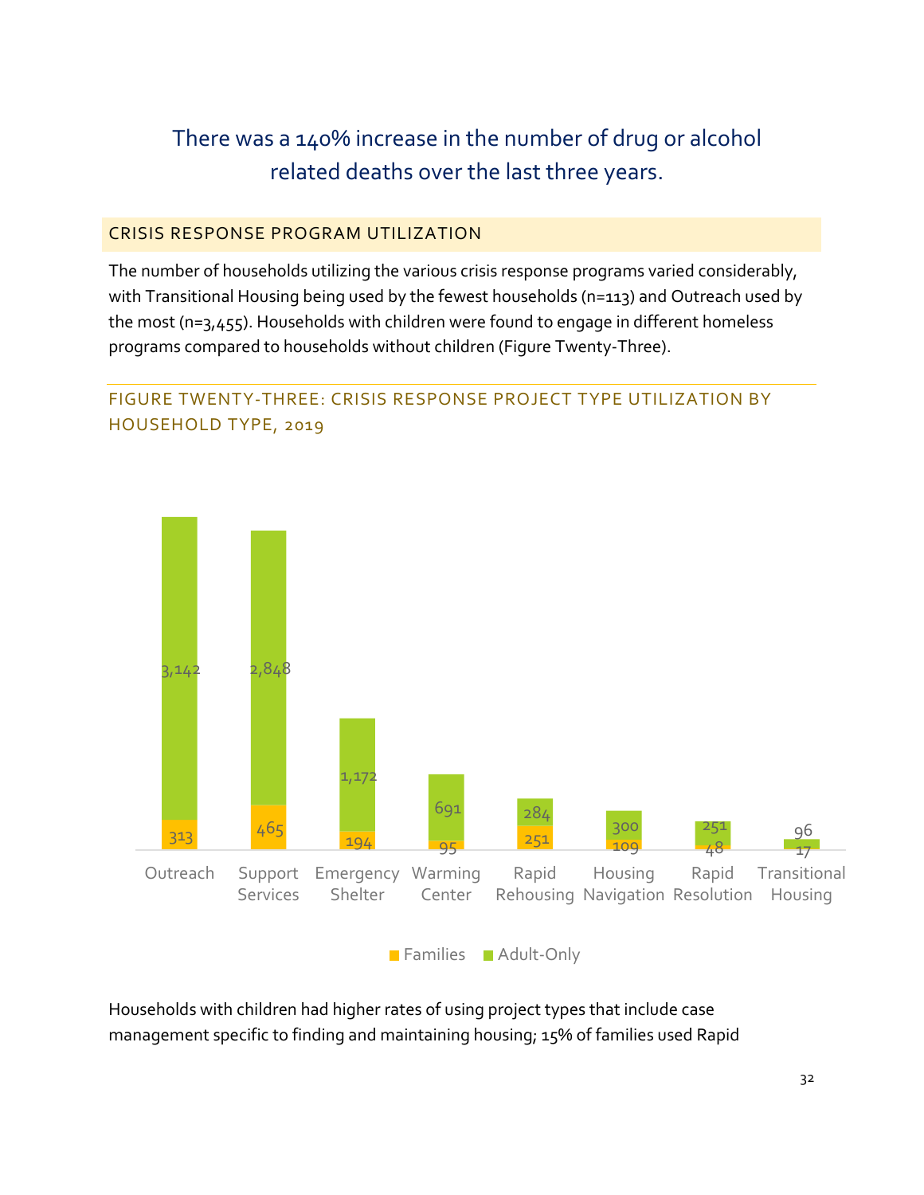There was a 140% increase in the number of drug or alcohol related deaths over the last three years.

## CRISIS RESPONSE PROGRAM UTILIZATION

The number of households utilizing the various crisis response programs varied considerably, with Transitional Housing being used by the fewest households (n=113) and Outreach used by the most (n=3,455). Households with children were found to engage in different homeless programs compared to households without children (Figure Twenty-Three).

### FIGURE TWENTY-THREE: CRISIS RESPONSE PROJECT TYPE UTILIZATION BY HOUSEHOLD TYPE, 2019

| Project Type | Families | Adult-Only |
|---|---|---|
| Outreach | 313 | 3,142 |
| Support Services | 465 | 2,848 |
| Emergency Shelter | 194 | 1,172 |
| Warming Center | 95 | 691 |
| Rapid Rehousing | 251 | 284 |
| Housing Navigation | 109 | 300 |
| Rapid Resolution | 48 | 251 |
| Transitional Housing | 17 | 96 |

Households with children had higher rates of using project types that include case management specific to finding and maintaining housing; 15% of families used Rapid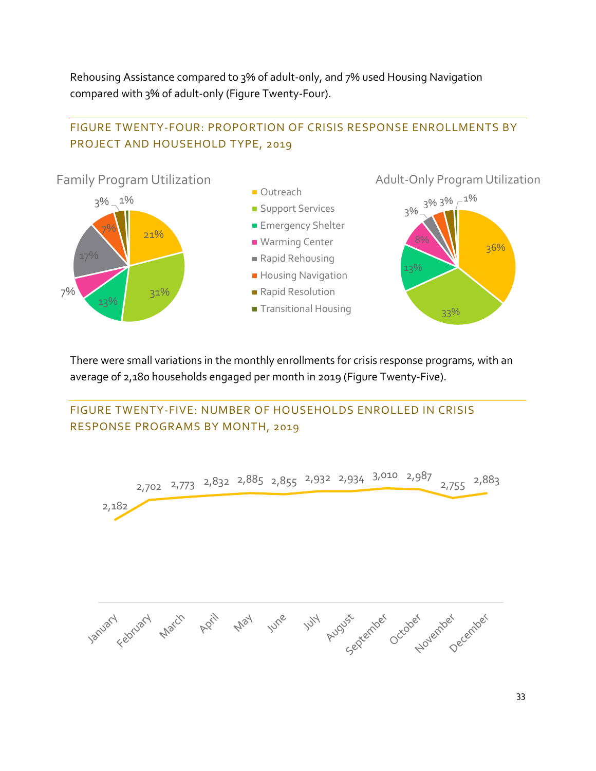Rehousing Assistance compared to 3% of adult-only, and 7% used Housing Navigation compared with 3% of adult-only (Figure Twenty-Four).

## FIGURE TWENTY-FOUR: PROPORTION OF CRISIS RESPONSE ENROLLMENTS BY PROJECT AND HOUSEHOLD TYPE, 2019

| Project | Family Program Utilization | Adult-Only Program Utilization |
|---|---|---|
| Outreach | 21% | 36% |
| Support Services | 31% | 33% |
| Emergency Shelter | 13% | 13% |
| Warming Center | 7% | 8% |
| Rapid Rehousing | 17% | 3% |
| Housing Navigation | 7% | 3% |
| Rapid Resolution | 3% | 3% |
| Transitional Housing | 1% | 1% |

There were small variations in the monthly enrollments for crisis response programs, with an average of 2,180 households engaged per month in 2019 (Figure Twenty-Five).

## FIGURE TWENTY-FIVE: NUMBER OF HOUSEHOLDS ENROLLED IN CRISIS RESPONSE PROGRAMS BY MONTH, 2019

| Month | Households |
|---|---|
| January | 2,182 |
| February | 2,702 |
| March | 2,773 |
| April | 2,832 |
| May | 2,885 |
| June | 2,855 |
| July | 2,932 |
| August | 2,934 |
| September | 3,010 |
| October | 2,987 |
| November | 2,755 |
| December | 2,883 |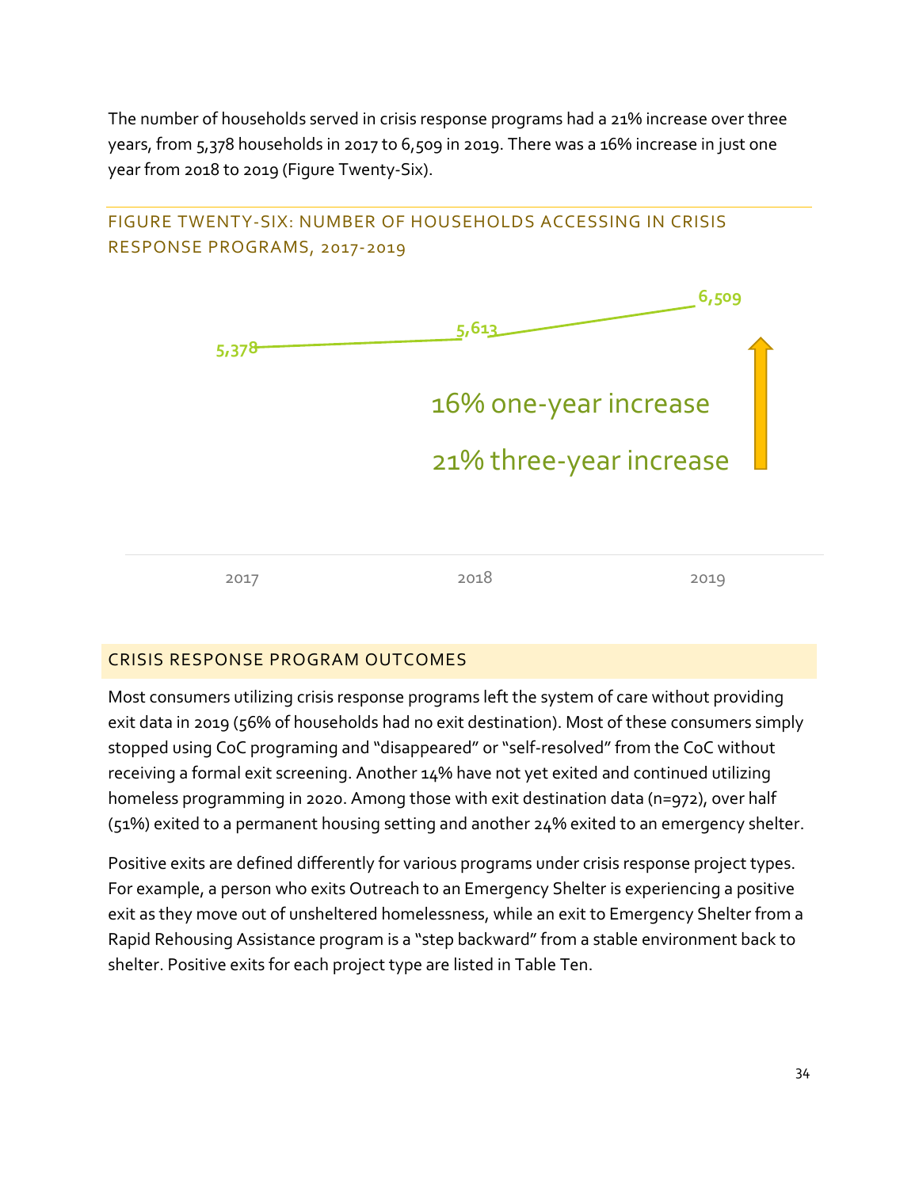The number of households served in crisis response programs had a 21% increase over three years, from 5,378 households in 2017 to 6,509 in 2019. There was a 16% increase in just one year from 2018 to 2019 (Figure Twenty-Six).

### FIGURE TWENTY-SIX: NUMBER OF HOUSEHOLDS ACCESSING IN CRISIS RESPONSE PROGRAMS, 2017-2019

| Year | Households |
|---|---|
| 2017 | 5,378 |
| 2018 | 5,613 |
| 2019 | 6,509 |

16% one-year increase

21% three-year increase

## CRISIS RESPONSE PROGRAM OUTCOMES

Most consumers utilizing crisis response programs left the system of care without providing exit data in 2019 (56% of households had no exit destination). Most of these consumers simply stopped using CoC programing and "disappeared" or "self-resolved" from the CoC without receiving a formal exit screening. Another 14% have not yet exited and continued utilizing homeless programming in 2020. Among those with exit destination data (n=972), over half (51%) exited to a permanent housing setting and another 24% exited to an emergency shelter.

Positive exits are defined differently for various programs under crisis response project types. For example, a person who exits Outreach to an Emergency Shelter is experiencing a positive exit as they move out of unsheltered homelessness, while an exit to Emergency Shelter from a Rapid Rehousing Assistance program is a "step backward" from a stable environment back to shelter. Positive exits for each project type are listed in Table Ten.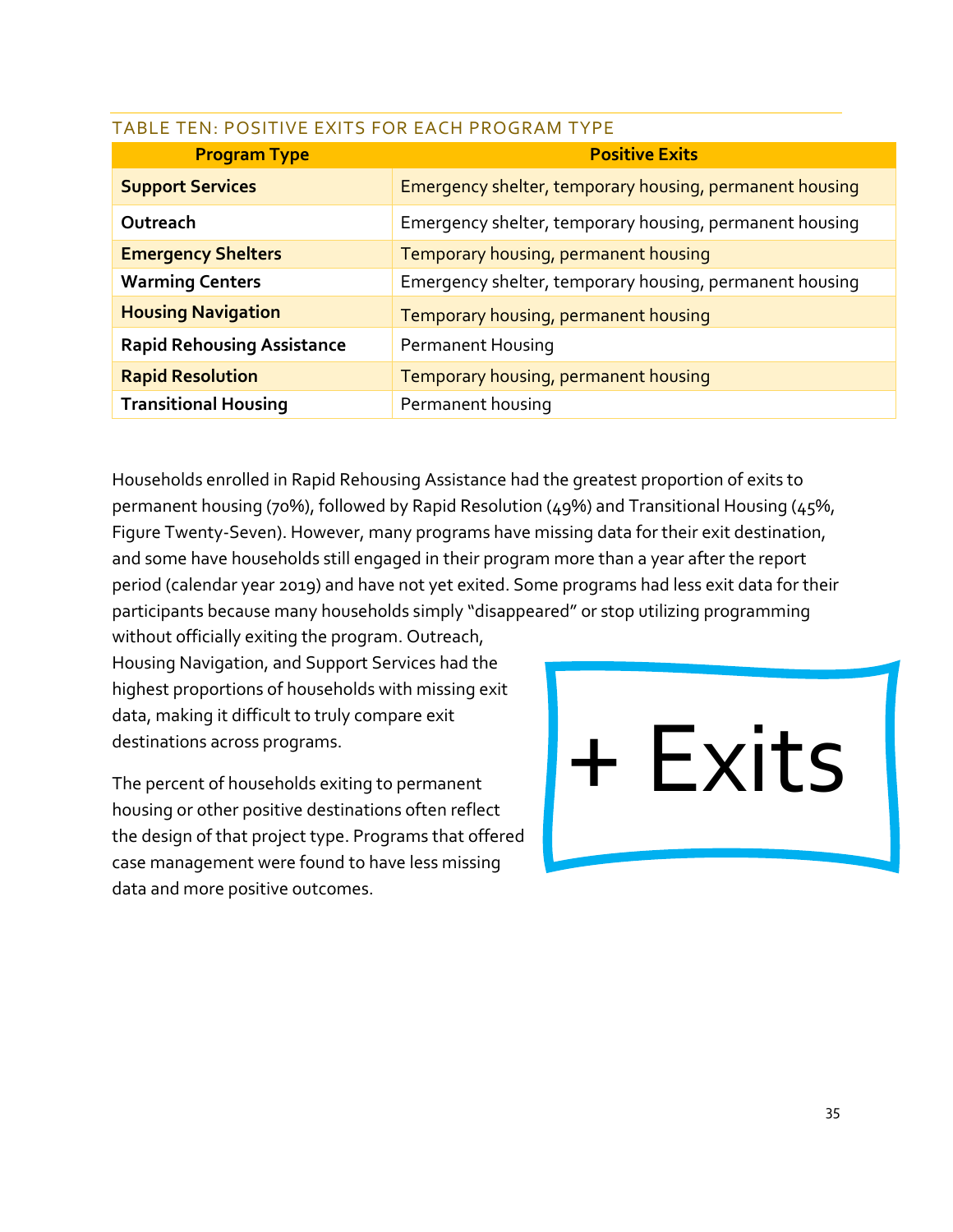### TABLE TEN: POSITIVE EXITS FOR EACH PROGRAM TYPE

| Program Type | Positive Exits |
|---|---|
| **Support Services** | Emergency shelter, temporary housing, permanent housing |
| **Outreach** | Emergency shelter, temporary housing, permanent housing |
| **Emergency Shelters** | Temporary housing, permanent housing |
| **Warming Centers** | Emergency shelter, temporary housing, permanent housing |
| **Housing Navigation** | Temporary housing, permanent housing |
| **Rapid Rehousing Assistance** | Permanent Housing |
| **Rapid Resolution** | Temporary housing, permanent housing |
| **Transitional Housing** | Permanent housing |

Households enrolled in Rapid Rehousing Assistance had the greatest proportion of exits to permanent housing (70%), followed by Rapid Resolution (49%) and Transitional Housing (45%, Figure Twenty-Seven). However, many programs have missing data for their exit destination, and some have households still engaged in their program more than a year after the report period (calendar year 2019) and have not yet exited. Some programs had less exit data for their participants because many households simply "disappeared" or stop utilizing programming without officially exiting the program. Outreach, Housing Navigation, and Support Services had the highest proportions of households with missing exit data, making it difficult to truly compare exit destinations across programs.

+ Exits

The percent of households exiting to permanent housing or other positive destinations often reflect the design of that project type. Programs that offered case management were found to have less missing data and more positive outcomes.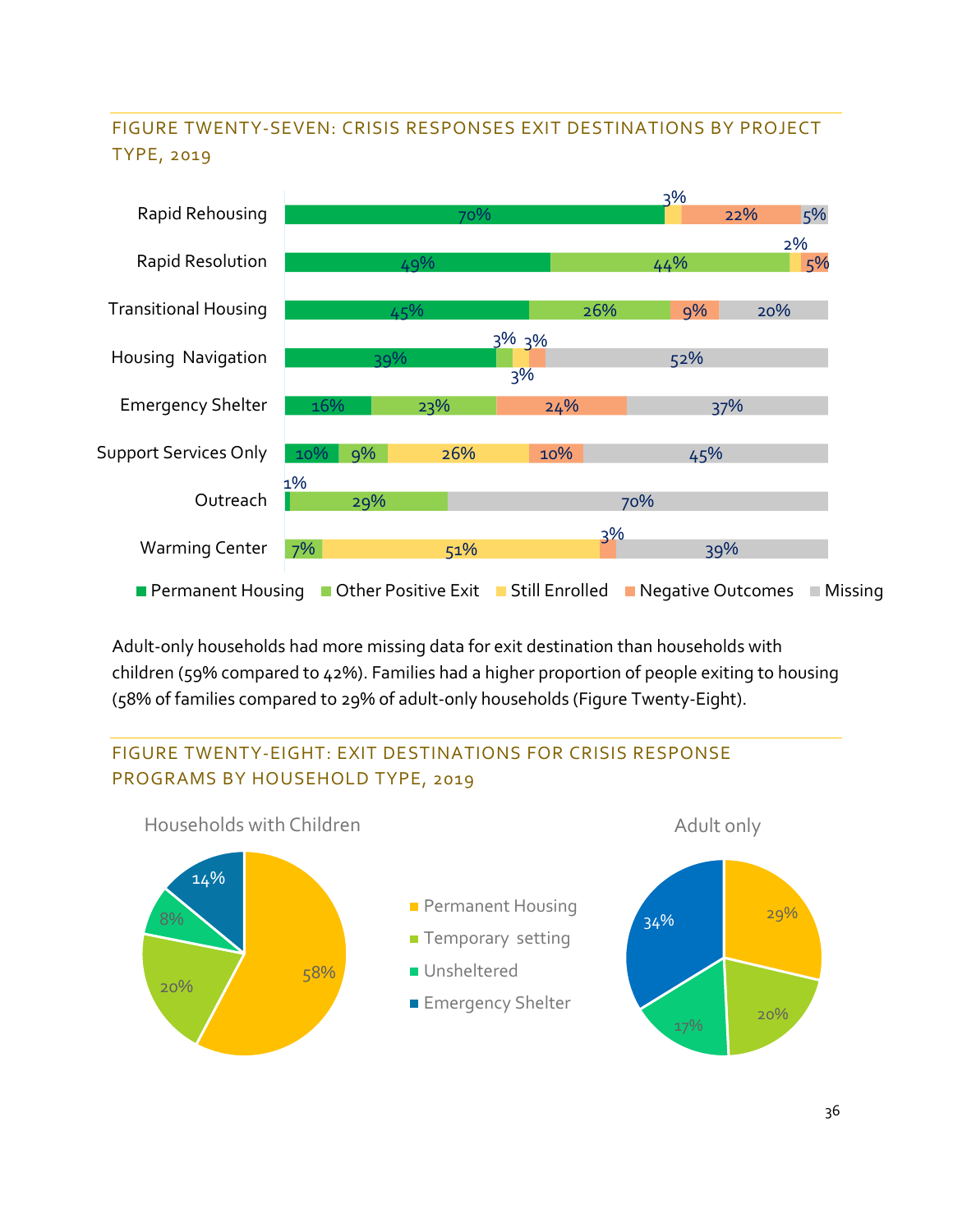### FIGURE TWENTY-SEVEN: CRISIS RESPONSES EXIT DESTINATIONS BY PROJECT TYPE, 2019

| Project Type | Permanent Housing | Other Positive Exit | Still Enrolled | Negative Outcomes | Missing |
|---|---|---|---|---|---|
| Rapid Rehousing | 70% | | 3% | 22% | 5% |
| Rapid Resolution | 49% | 44% | 2% | 5% | |
| Transitional Housing | 45% | 26% | | 9% | 20% |
| Housing Navigation | 39% | 3% | 3% | 3% | 52% |
| Emergency Shelter | 16% | 23% | | 24% | 37% |
| Support Services Only | 10% | 9% | 26% | 10% | 45% |
| Outreach | 1% | 29% | | | 70% |
| Warming Center | | 7% | 51% | 3% | 39% |

Adult-only households had more missing data for exit destination than households with children (59% compared to 42%). Families had a higher proportion of people exiting to housing (58% of families compared to 29% of adult-only households (Figure Twenty-Eight).

### FIGURE TWENTY-EIGHT: EXIT DESTINATIONS FOR CRISIS RESPONSE PROGRAMS BY HOUSEHOLD TYPE, 2019

| Destination | Households with Children | Adult only |
|---|---|---|
| Permanent Housing | 58% | 29% |
| Temporary setting | 20% | 20% |
| Unsheltered | 8% | 17% |
| Emergency Shelter | 14% | 34% |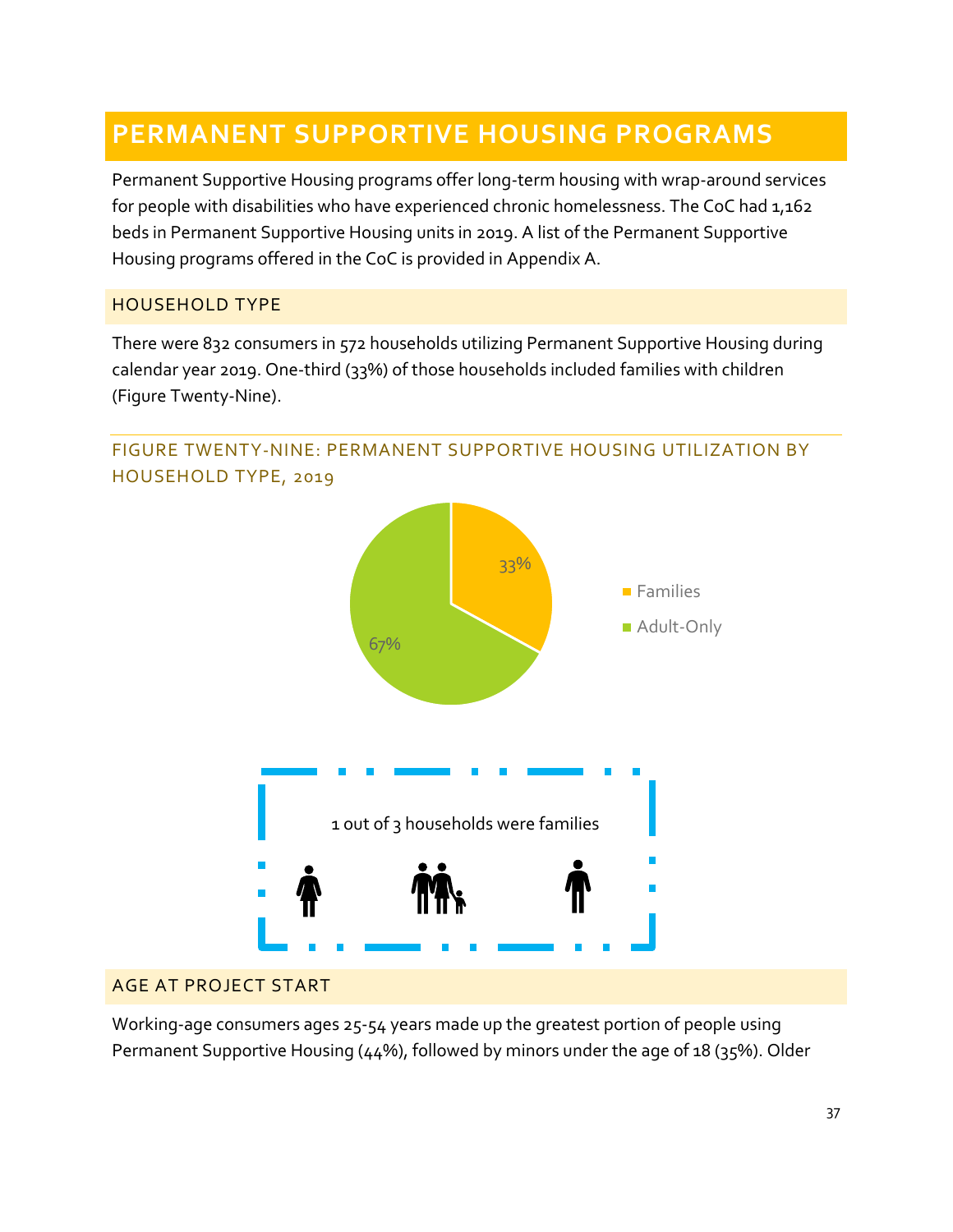# PERMANENT SUPPORTIVE HOUSING PROGRAMS

Permanent Supportive Housing programs offer long-term housing with wrap-around services for people with disabilities who have experienced chronic homelessness. The CoC had 1,162 beds in Permanent Supportive Housing units in 2019. A list of the Permanent Supportive Housing programs offered in the CoC is provided in Appendix A.

## HOUSEHOLD TYPE

There were 832 consumers in 572 households utilizing Permanent Supportive Housing during calendar year 2019. One-third (33%) of those households included families with children (Figure Twenty-Nine).

### FIGURE TWENTY-NINE: PERMANENT SUPPORTIVE HOUSING UTILIZATION BY HOUSEHOLD TYPE, 2019

| Household Type | Percent |
| --- | --- |
| Families | 33% |
| Adult-Only | 67% |

1 out of 3 households were families

## AGE AT PROJECT START

Working-age consumers ages 25-54 years made up the greatest portion of people using Permanent Supportive Housing (44%), followed by minors under the age of 18 (35%). Older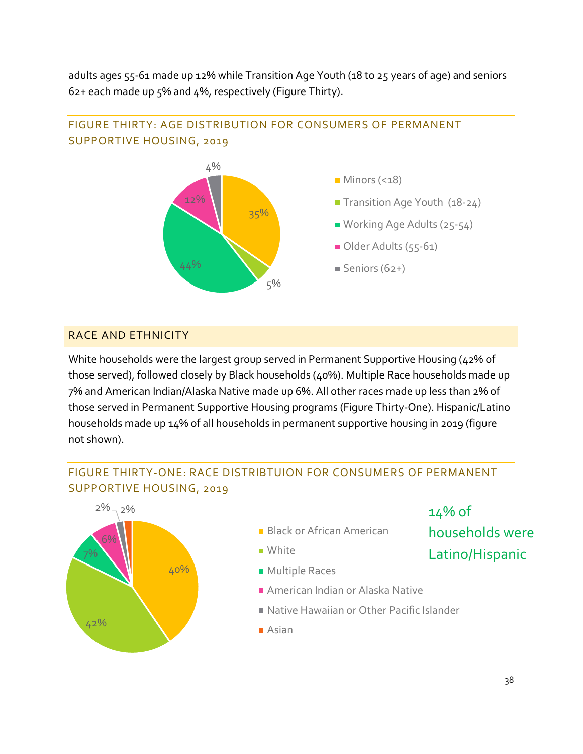adults ages 55-61 made up 12% while Transition Age Youth (18 to 25 years of age) and seniors 62+ each made up 5% and 4%, respectively (Figure Thirty).

### FIGURE THIRTY: AGE DISTRIBUTION FOR CONSUMERS OF PERMANENT SUPPORTIVE HOUSING, 2019

| Age Group | Percent |
|---|---|
| Minors (<18) | 35% |
| Transition Age Youth (18-24) | 5% |
| Working Age Adults (25-54) | 44% |
| Older Adults (55-61) | 12% |
| Seniors (62+) | 4% |

## RACE AND ETHNICITY

White households were the largest group served in Permanent Supportive Housing (42% of those served), followed closely by Black households (40%). Multiple Race households made up 7% and American Indian/Alaska Native made up 6%. All other races made up less than 2% of those served in Permanent Supportive Housing programs (Figure Thirty-One). Hispanic/Latino households made up 14% of all households in permanent supportive housing in 2019 (figure not shown).

### FIGURE THIRTY-ONE: RACE DISTRIBTUION FOR CONSUMERS OF PERMANENT SUPPORTIVE HOUSING, 2019

| Race | Percent |
|---|---|
| Black or African American | 40% |
| White | 42% |
| Multiple Races | 7% |
| American Indian or Alaska Native | 6% |
| Native Hawaiian or Other Pacific Islander | 2% |
| Asian | 2% |

14% of households were Latino/Hispanic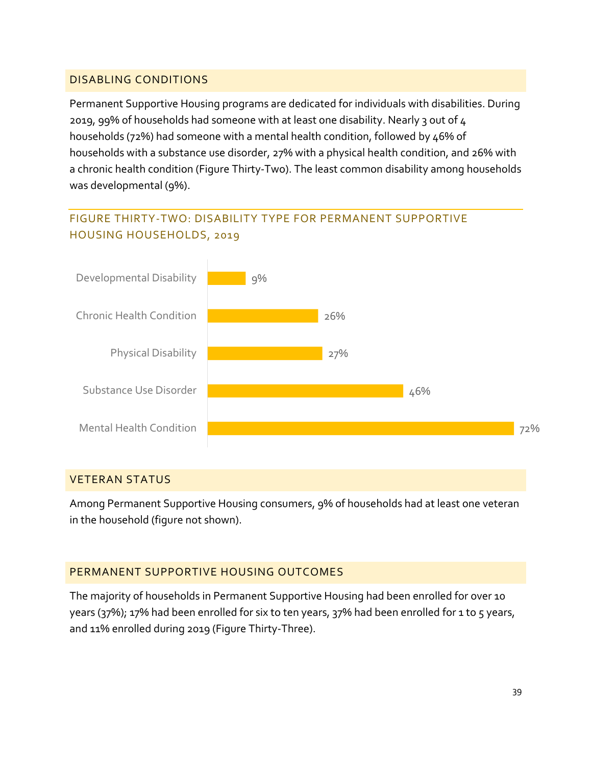## DISABLING CONDITIONS

Permanent Supportive Housing programs are dedicated for individuals with disabilities. During 2019, 99% of households had someone with at least one disability. Nearly 3 out of 4 households (72%) had someone with a mental health condition, followed by 46% of households with a substance use disorder, 27% with a physical health condition, and 26% with a chronic health condition (Figure Thirty-Two). The least common disability among households was developmental (9%).

### FIGURE THIRTY-TWO: DISABILITY TYPE FOR PERMANENT SUPPORTIVE HOUSING HOUSEHOLDS, 2019

| Disability Type | Percent |
| --- | --- |
| Developmental Disability | 9% |
| Chronic Health Condition | 26% |
| Physical Disability | 27% |
| Substance Use Disorder | 46% |
| Mental Health Condition | 72% |

## VETERAN STATUS

Among Permanent Supportive Housing consumers, 9% of households had at least one veteran in the household (figure not shown).

## PERMANENT SUPPORTIVE HOUSING OUTCOMES

The majority of households in Permanent Supportive Housing had been enrolled for over 10 years (37%); 17% had been enrolled for six to ten years, 37% had been enrolled for 1 to 5 years, and 11% enrolled during 2019 (Figure Thirty-Three).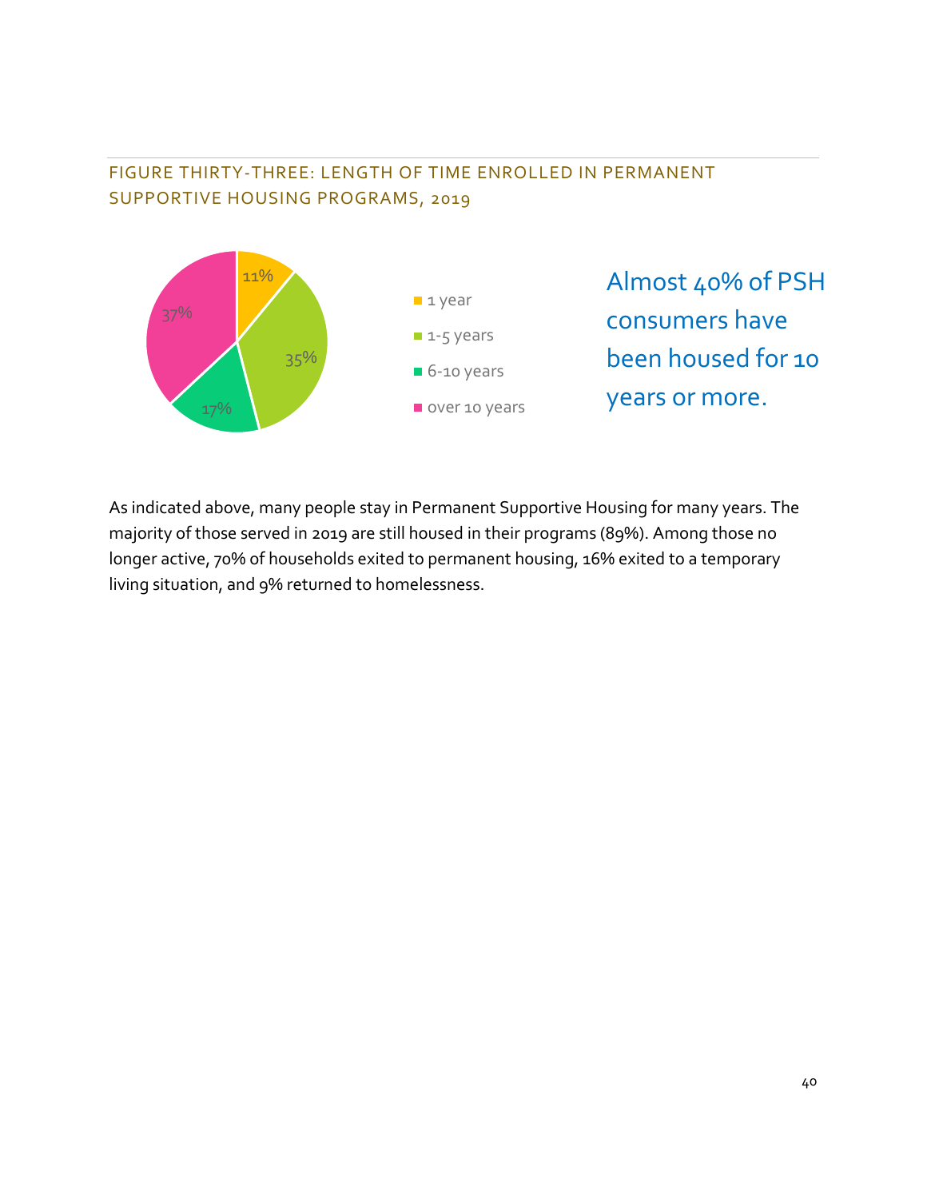FIGURE THIRTY-THREE: LENGTH OF TIME ENROLLED IN PERMANENT SUPPORTIVE HOUSING PROGRAMS, 2019

| Length of time | Percent |
| --- | --- |
| 1 year | 11% |
| 1-5 years | 35% |
| 6-10 years | 17% |
| over 10 years | 37% |

Almost 40% of PSH consumers have been housed for 10 years or more.

As indicated above, many people stay in Permanent Supportive Housing for many years. The majority of those served in 2019 are still housed in their programs (89%). Among those no longer active, 70% of households exited to permanent housing, 16% exited to a temporary living situation, and 9% returned to homelessness.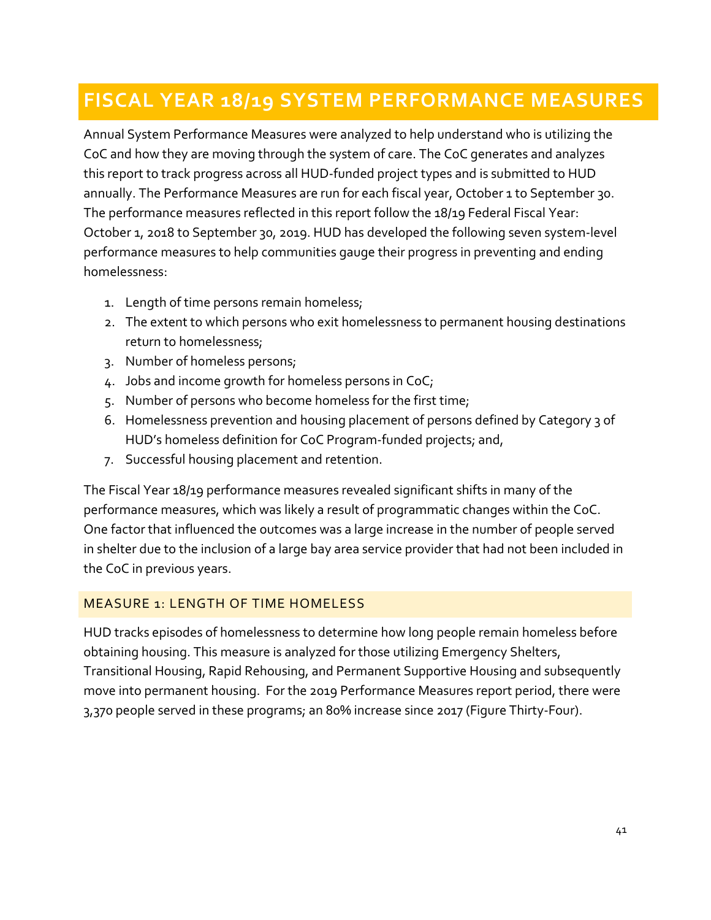# FISCAL YEAR 18/19 SYSTEM PERFORMANCE MEASURES

Annual System Performance Measures were analyzed to help understand who is utilizing the CoC and how they are moving through the system of care. The CoC generates and analyzes this report to track progress across all HUD-funded project types and is submitted to HUD annually. The Performance Measures are run for each fiscal year, October 1 to September 30. The performance measures reflected in this report follow the 18/19 Federal Fiscal Year: October 1, 2018 to September 30, 2019. HUD has developed the following seven system-level performance measures to help communities gauge their progress in preventing and ending homelessness:

1. Length of time persons remain homeless;
2. The extent to which persons who exit homelessness to permanent housing destinations return to homelessness;
3. Number of homeless persons;
4. Jobs and income growth for homeless persons in CoC;
5. Number of persons who become homeless for the first time;
6. Homelessness prevention and housing placement of persons defined by Category 3 of HUD's homeless definition for CoC Program-funded projects; and,
7. Successful housing placement and retention.

The Fiscal Year 18/19 performance measures revealed significant shifts in many of the performance measures, which was likely a result of programmatic changes within the CoC. One factor that influenced the outcomes was a large increase in the number of people served in shelter due to the inclusion of a large bay area service provider that had not been included in the CoC in previous years.

## MEASURE 1: LENGTH OF TIME HOMELESS

HUD tracks episodes of homelessness to determine how long people remain homeless before obtaining housing. This measure is analyzed for those utilizing Emergency Shelters, Transitional Housing, Rapid Rehousing, and Permanent Supportive Housing and subsequently move into permanent housing. For the 2019 Performance Measures report period, there were 3,370 people served in these programs; an 80% increase since 2017 (Figure Thirty-Four).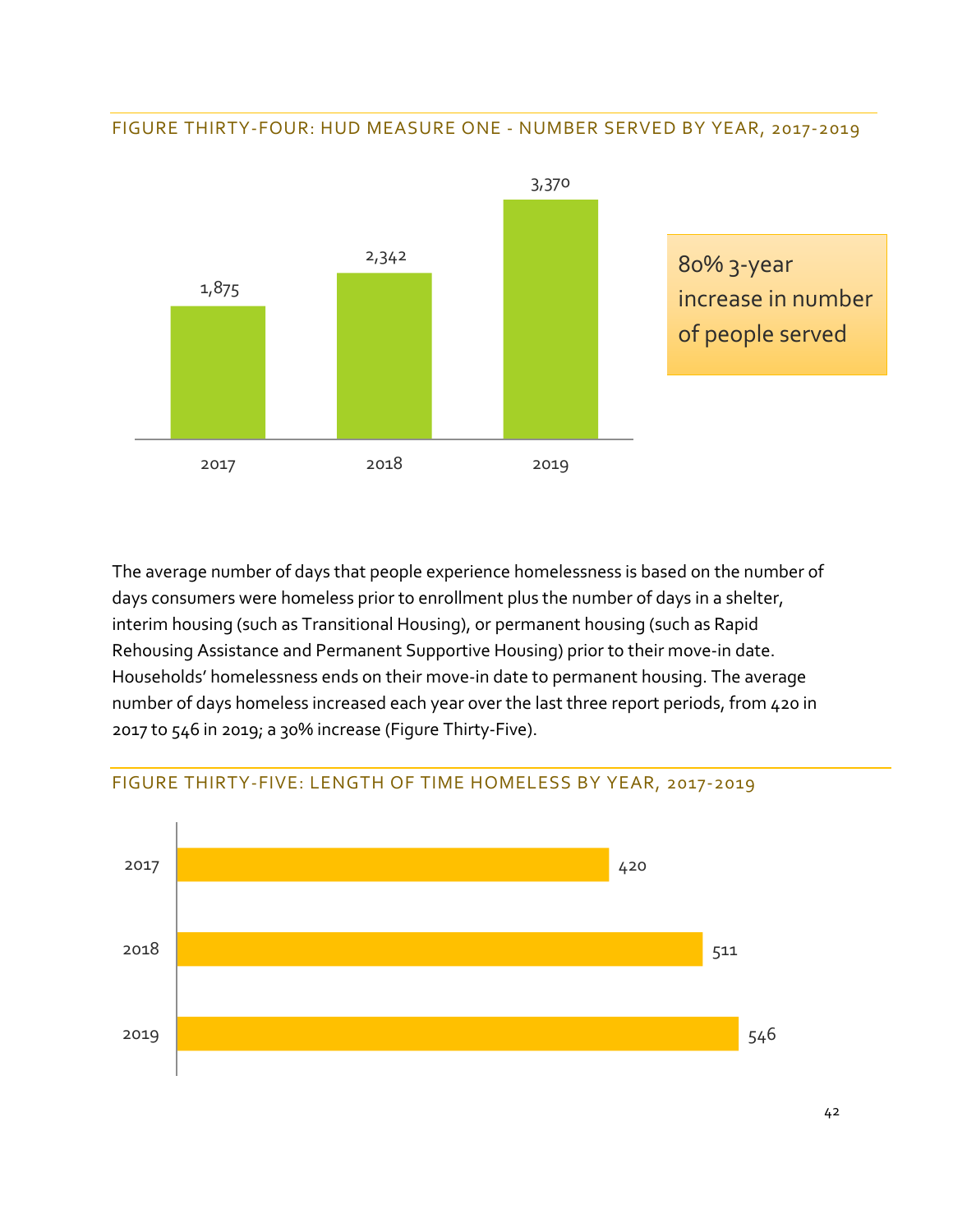### FIGURE THIRTY-FOUR: HUD MEASURE ONE - NUMBER SERVED BY YEAR, 2017-2019

| Year | Number Served |
|---|---|
| 2017 | 1,875 |
| 2018 | 2,342 |
| 2019 | 3,370 |

80% 3-year increase in number of people served

The average number of days that people experience homelessness is based on the number of days consumers were homeless prior to enrollment plus the number of days in a shelter, interim housing (such as Transitional Housing), or permanent housing (such as Rapid Rehousing Assistance and Permanent Supportive Housing) prior to their move-in date. Households' homelessness ends on their move-in date to permanent housing. The average number of days homeless increased each year over the last three report periods, from 420 in 2017 to 546 in 2019; a 30% increase (Figure Thirty-Five).

### FIGURE THIRTY-FIVE: LENGTH OF TIME HOMELESS BY YEAR, 2017-2019

| Year | Days |
|---|---|
| 2017 | 420 |
| 2018 | 511 |
| 2019 | 546 |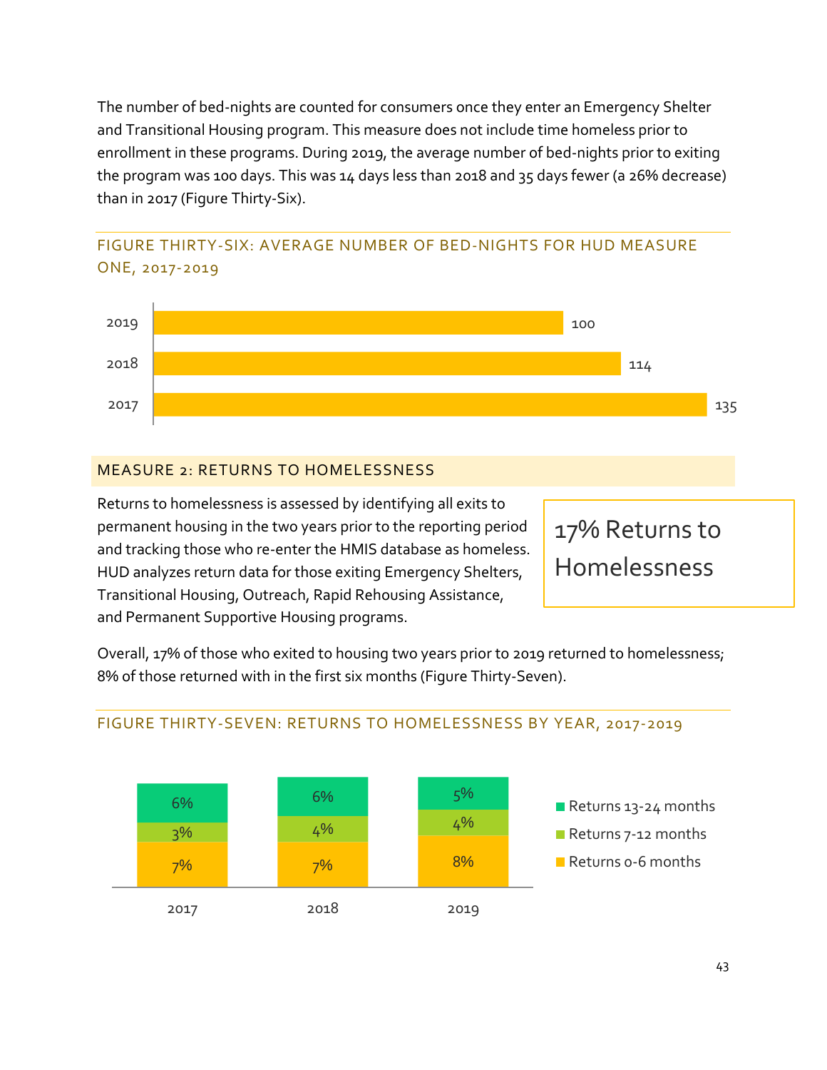The number of bed-nights are counted for consumers once they enter an Emergency Shelter and Transitional Housing program. This measure does not include time homeless prior to enrollment in these programs. During 2019, the average number of bed-nights prior to exiting the program was 100 days. This was 14 days less than 2018 and 35 days fewer (a 26% decrease) than in 2017 (Figure Thirty-Six).

### FIGURE THIRTY-SIX: AVERAGE NUMBER OF BED-NIGHTS FOR HUD MEASURE ONE, 2017-2019

| Year | Average Bed-Nights |
|---|---|
| 2019 | 100 |
| 2018 | 114 |
| 2017 | 135 |

## MEASURE 2: RETURNS TO HOMELESSNESS

Returns to homelessness is assessed by identifying all exits to permanent housing in the two years prior to the reporting period and tracking those who re-enter the HMIS database as homeless. HUD analyzes return data for those exiting Emergency Shelters, Transitional Housing, Outreach, Rapid Rehousing Assistance, and Permanent Supportive Housing programs.

**17% Returns to Homelessness**

Overall, 17% of those who exited to housing two years prior to 2019 returned to homelessness; 8% of those returned with in the first six months (Figure Thirty-Seven).

### FIGURE THIRTY-SEVEN: RETURNS TO HOMELESSNESS BY YEAR, 2017-2019

| | 2017 | 2018 | 2019 |
|---|---|---|---|
| Returns 13-24 months | 6% | 6% | 5% |
| Returns 7-12 months | 3% | 4% | 4% |
| Returns 0-6 months | 7% | 7% | 8% |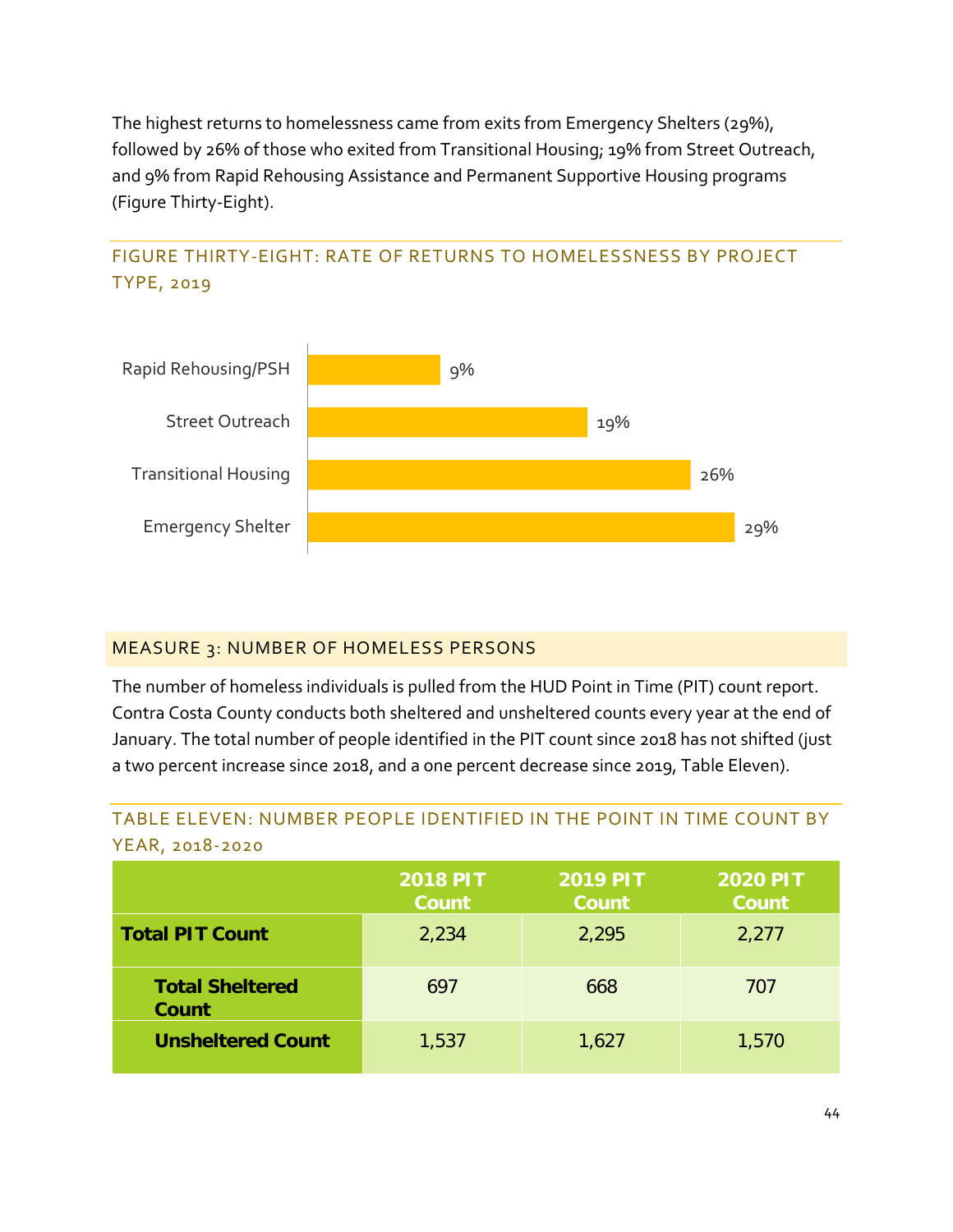The highest returns to homelessness came from exits from Emergency Shelters (29%), followed by 26% of those who exited from Transitional Housing; 19% from Street Outreach, and 9% from Rapid Rehousing Assistance and Permanent Supportive Housing programs (Figure Thirty-Eight).

### FIGURE THIRTY-EIGHT: RATE OF RETURNS TO HOMELESSNESS BY PROJECT TYPE, 2019

| Project Type | Rate |
|---|---|
| Rapid Rehousing/PSH | 9% |
| Street Outreach | 19% |
| Transitional Housing | 26% |
| Emergency Shelter | 29% |

## MEASURE 3: NUMBER OF HOMELESS PERSONS

The number of homeless individuals is pulled from the HUD Point in Time (PIT) count report. Contra Costa County conducts both sheltered and unsheltered counts every year at the end of January. The total number of people identified in the PIT count since 2018 has not shifted (just a two percent increase since 2018, and a one percent decrease since 2019, Table Eleven).

### TABLE ELEVEN: NUMBER PEOPLE IDENTIFIED IN THE POINT IN TIME COUNT BY YEAR, 2018-2020

| | 2018 PIT Count | 2019 PIT Count | 2020 PIT Count |
|---|---|---|---|
| **Total PIT Count** | 2,234 | 2,295 | 2,277 |
| **Total Sheltered Count** | 697 | 668 | 707 |
| **Unsheltered Count** | 1,537 | 1,627 | 1,570 |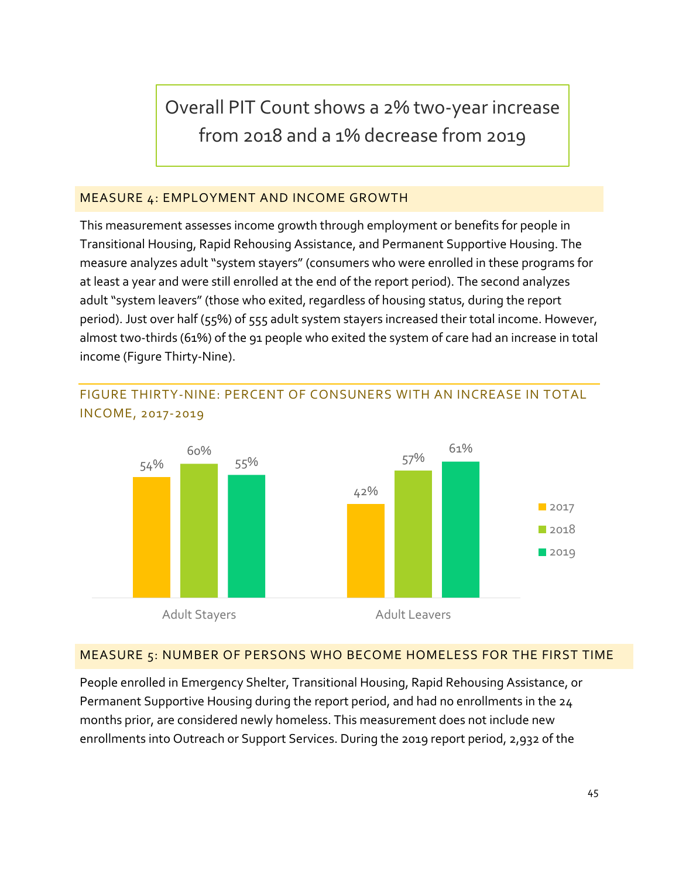Overall PIT Count shows a 2% two-year increase from 2018 and a 1% decrease from 2019

## MEASURE 4: EMPLOYMENT AND INCOME GROWTH

This measurement assesses income growth through employment or benefits for people in Transitional Housing, Rapid Rehousing Assistance, and Permanent Supportive Housing. The measure analyzes adult "system stayers" (consumers who were enrolled in these programs for at least a year and were still enrolled at the end of the report period). The second analyzes adult "system leavers" (those who exited, regardless of housing status, during the report period). Just over half (55%) of 555 adult system stayers increased their total income. However, almost two-thirds (61%) of the 91 people who exited the system of care had an increase in total income (Figure Thirty-Nine).

### FIGURE THIRTY-NINE: PERCENT OF CONSUNERS WITH AN INCREASE IN TOTAL INCOME, 2017-2019

| | 2017 | 2018 | 2019 |
|---|---|---|---|
| Adult Stayers | 54% | 60% | 55% |
| Adult Leavers | 42% | 57% | 61% |

## MEASURE 5: NUMBER OF PERSONS WHO BECOME HOMELESS FOR THE FIRST TIME

People enrolled in Emergency Shelter, Transitional Housing, Rapid Rehousing Assistance, or Permanent Supportive Housing during the report period, and had no enrollments in the 24 months prior, are considered newly homeless. This measurement does not include new enrollments into Outreach or Support Services. During the 2019 report period, 2,932 of the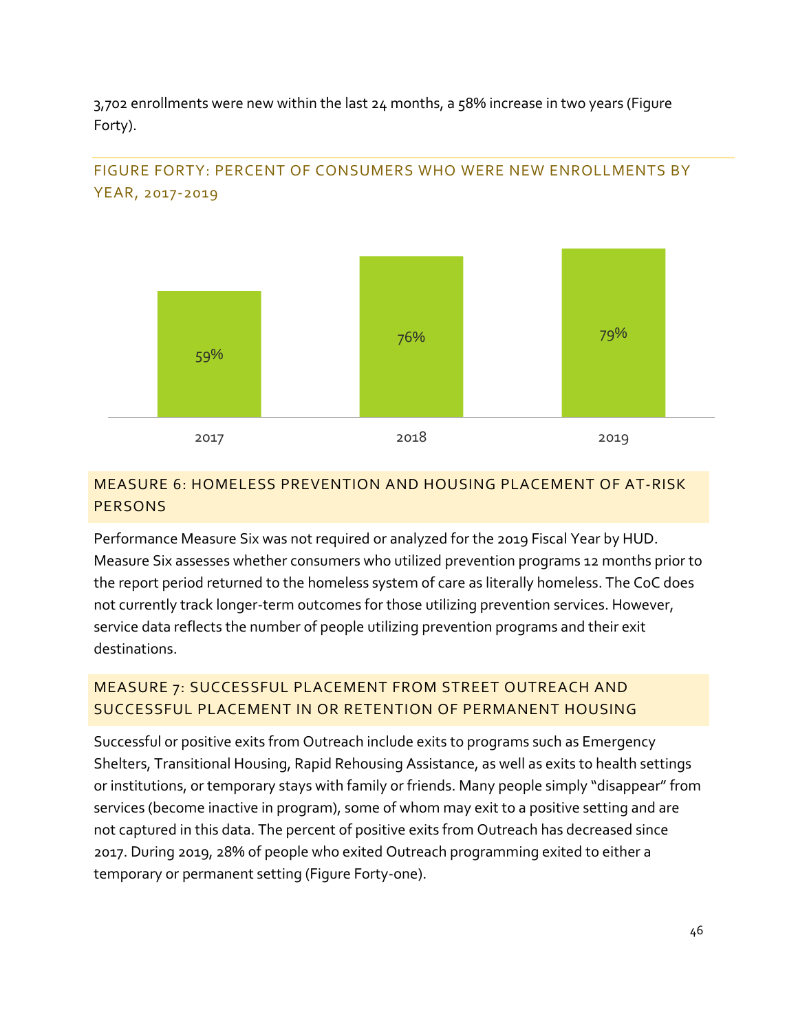3,702 enrollments were new within the last 24 months, a 58% increase in two years (Figure Forty).

### FIGURE FORTY: PERCENT OF CONSUMERS WHO WERE NEW ENROLLMENTS BY YEAR, 2017-2019

| Year | Percent |
|---|---|
| 2017 | 59% |
| 2018 | 76% |
| 2019 | 79% |

## MEASURE 6: HOMELESS PREVENTION AND HOUSING PLACEMENT OF AT-RISK PERSONS

Performance Measure Six was not required or analyzed for the 2019 Fiscal Year by HUD. Measure Six assesses whether consumers who utilized prevention programs 12 months prior to the report period returned to the homeless system of care as literally homeless. The CoC does not currently track longer-term outcomes for those utilizing prevention services. However, service data reflects the number of people utilizing prevention programs and their exit destinations.

## MEASURE 7: SUCCESSFUL PLACEMENT FROM STREET OUTREACH AND SUCCESSFUL PLACEMENT IN OR RETENTION OF PERMANENT HOUSING

Successful or positive exits from Outreach include exits to programs such as Emergency Shelters, Transitional Housing, Rapid Rehousing Assistance, as well as exits to health settings or institutions, or temporary stays with family or friends. Many people simply "disappear" from services (become inactive in program), some of whom may exit to a positive setting and are not captured in this data. The percent of positive exits from Outreach has decreased since 2017. During 2019, 28% of people who exited Outreach programming exited to either a temporary or permanent setting (Figure Forty-one).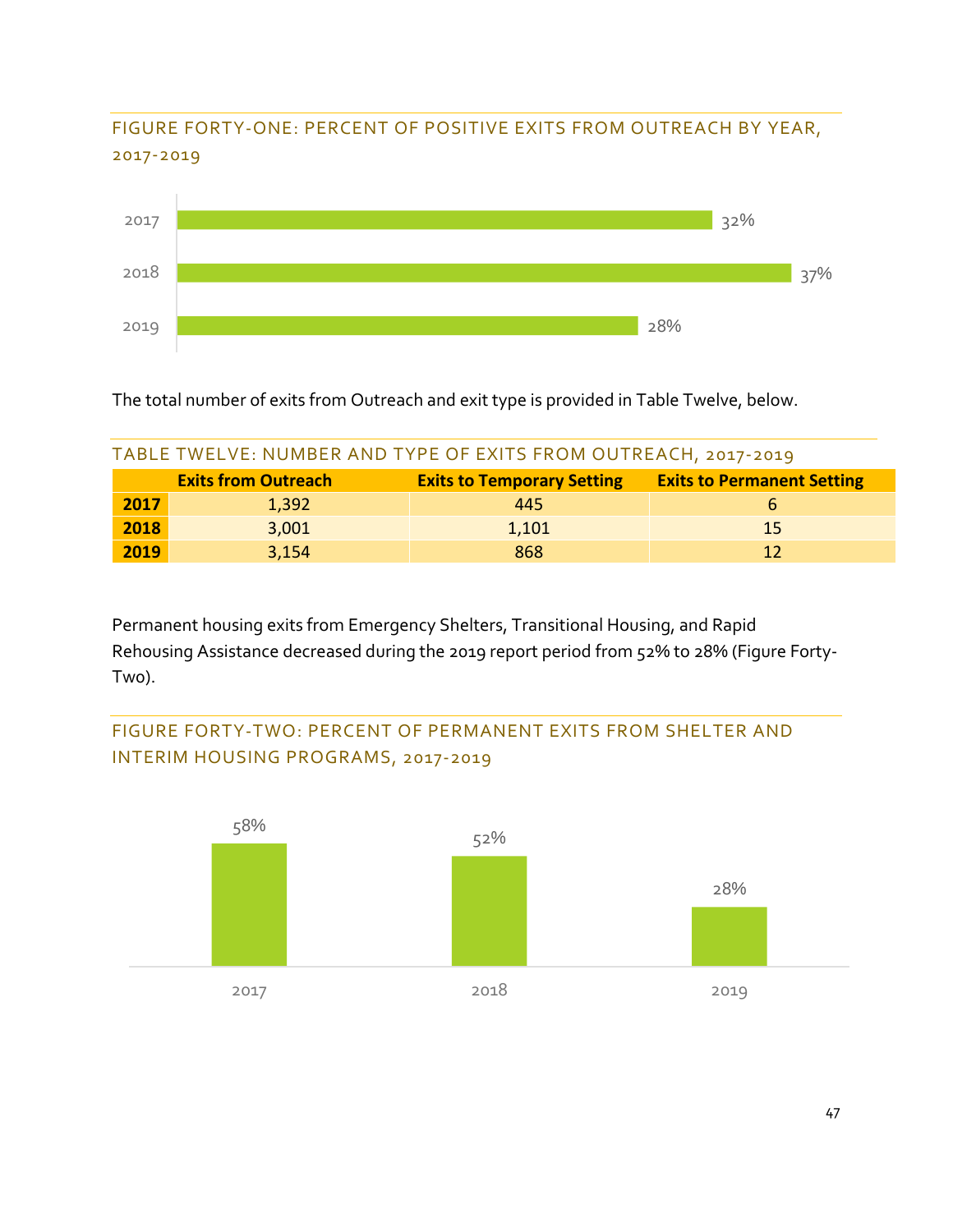### FIGURE FORTY-ONE: PERCENT OF POSITIVE EXITS FROM OUTREACH BY YEAR, 2017-2019

| Year | Percent |
|---|---|
| 2017 | 32% |
| 2018 | 37% |
| 2019 | 28% |

The total number of exits from Outreach and exit type is provided in Table Twelve, below.

### TABLE TWELVE: NUMBER AND TYPE OF EXITS FROM OUTREACH, 2017-2019

| | Exits from Outreach | Exits to Temporary Setting | Exits to Permanent Setting |
|---|---|---|---|
| **2017** | 1,392 | 445 | 6 |
| **2018** | 3,001 | 1,101 | 15 |
| **2019** | 3,154 | 868 | 12 |

Permanent housing exits from Emergency Shelters, Transitional Housing, and Rapid Rehousing Assistance decreased during the 2019 report period from 52% to 28% (Figure Forty-Two).

### FIGURE FORTY-TWO: PERCENT OF PERMANENT EXITS FROM SHELTER AND INTERIM HOUSING PROGRAMS, 2017-2019

| Year | Percent |
|---|---|
| 2017 | 58% |
| 2018 | 52% |
| 2019 | 28% |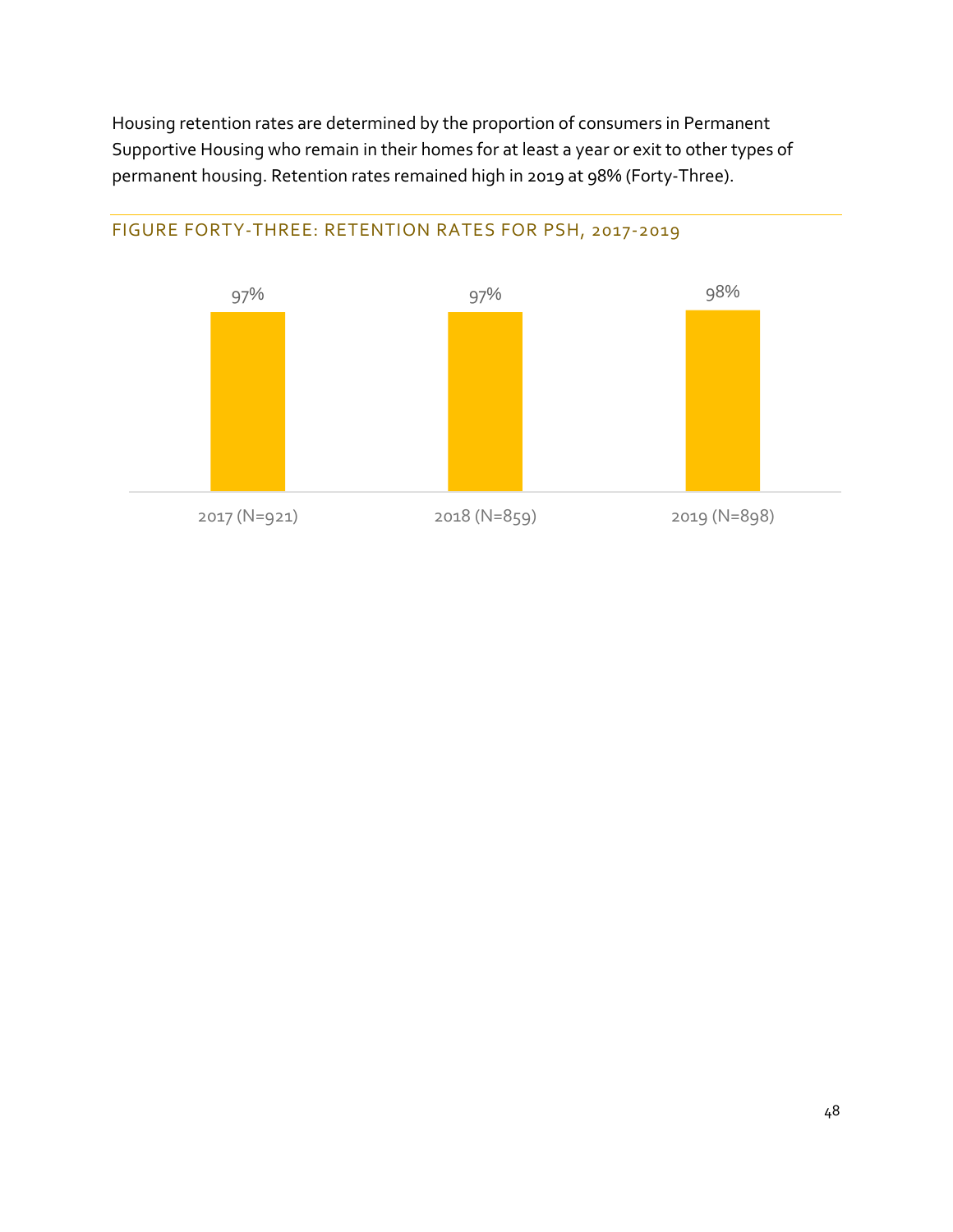Housing retention rates are determined by the proportion of consumers in Permanent Supportive Housing who remain in their homes for at least a year or exit to other types of permanent housing. Retention rates remained high in 2019 at 98% (Forty-Three).

## FIGURE FORTY-THREE: RETENTION RATES FOR PSH, 2017-2019

| Year | Retention Rate |
|---|---|
| 2017 (N=921) | 97% |
| 2018 (N=859) | 97% |
| 2019 (N=898) | 98% |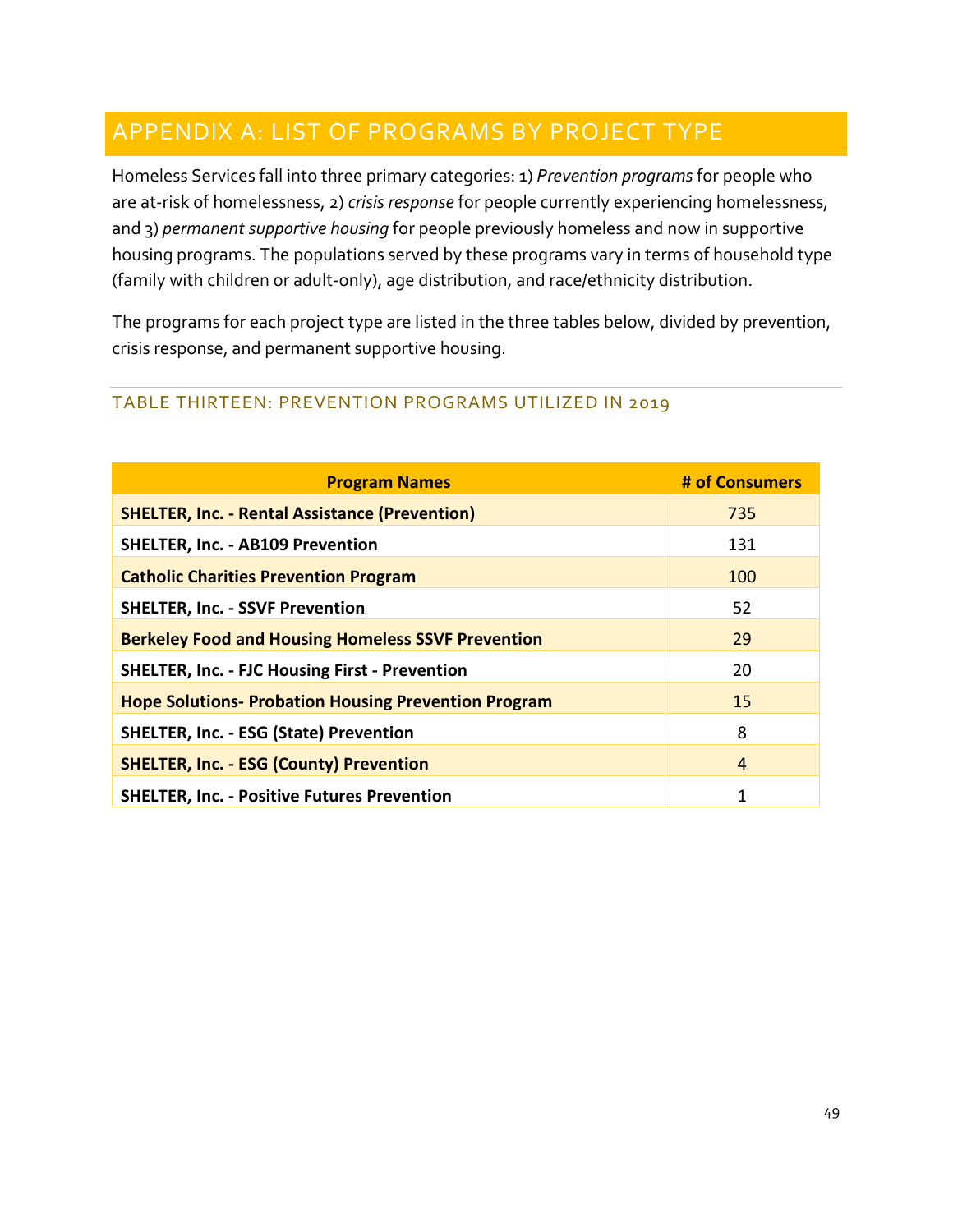## APPENDIX A: LIST OF PROGRAMS BY PROJECT TYPE

Homeless Services fall into three primary categories: 1) *Prevention programs* for people who are at-risk of homelessness, 2) *crisis response* for people currently experiencing homelessness, and 3) *permanent supportive housing* for people previously homeless and now in supportive housing programs. The populations served by these programs vary in terms of household type (family with children or adult-only), age distribution, and race/ethnicity distribution.

The programs for each project type are listed in the three tables below, divided by prevention, crisis response, and permanent supportive housing.

### TABLE THIRTEEN: PREVENTION PROGRAMS UTILIZED IN 2019

| Program Names | # of Consumers |
|---|---|
| **SHELTER, Inc. - Rental Assistance (Prevention)** | 735 |
| **SHELTER, Inc. - AB109 Prevention** | 131 |
| **Catholic Charities Prevention Program** | 100 |
| **SHELTER, Inc. - SSVF Prevention** | 52 |
| **Berkeley Food and Housing Homeless SSVF Prevention** | 29 |
| **SHELTER, Inc. - FJC Housing First - Prevention** | 20 |
| **Hope Solutions- Probation Housing Prevention Program** | 15 |
| **SHELTER, Inc. - ESG (State) Prevention** | 8 |
| **SHELTER, Inc. - ESG (County) Prevention** | 4 |
| **SHELTER, Inc. - Positive Futures Prevention** | 1 |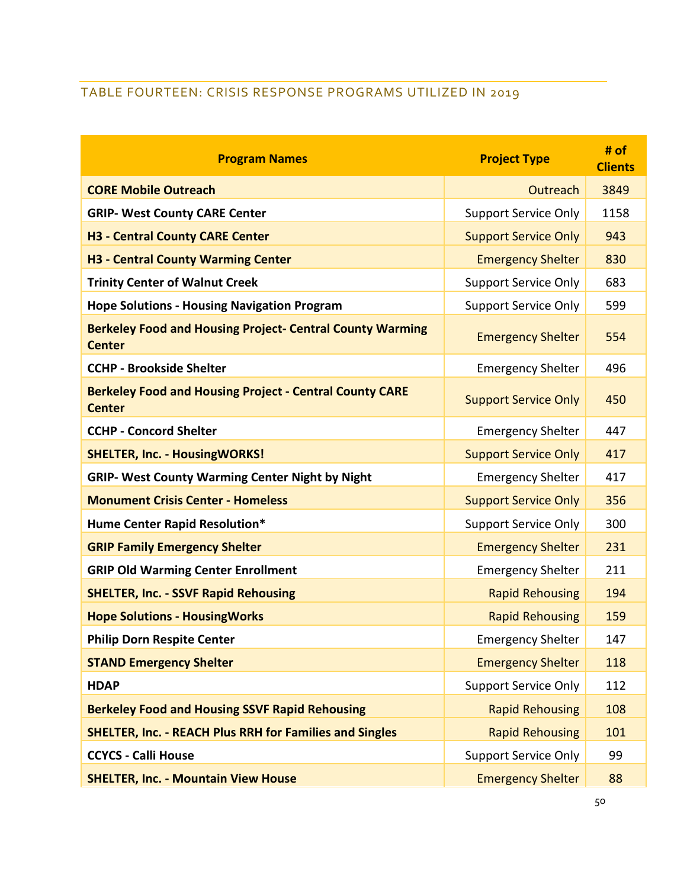## TABLE FOURTEEN: CRISIS RESPONSE PROGRAMS UTILIZED IN 2019

| Program Names | Project Type | # of Clients |
|---|---|---|
| **CORE Mobile Outreach** | Outreach | 3849 |
| **GRIP- West County CARE Center** | Support Service Only | 1158 |
| **H3 - Central County CARE Center** | Support Service Only | 943 |
| **H3 - Central County Warming Center** | Emergency Shelter | 830 |
| **Trinity Center of Walnut Creek** | Support Service Only | 683 |
| **Hope Solutions - Housing Navigation Program** | Support Service Only | 599 |
| **Berkeley Food and Housing Project- Central County Warming Center** | Emergency Shelter | 554 |
| **CCHP - Brookside Shelter** | Emergency Shelter | 496 |
| **Berkeley Food and Housing Project - Central County CARE Center** | Support Service Only | 450 |
| **CCHP - Concord Shelter** | Emergency Shelter | 447 |
| **SHELTER, Inc. - HousingWORKS!** | Support Service Only | 417 |
| **GRIP- West County Warming Center Night by Night** | Emergency Shelter | 417 |
| **Monument Crisis Center - Homeless** | Support Service Only | 356 |
| **Hume Center Rapid Resolution*** | Support Service Only | 300 |
| **GRIP Family Emergency Shelter** | Emergency Shelter | 231 |
| **GRIP Old Warming Center Enrollment** | Emergency Shelter | 211 |
| **SHELTER, Inc. - SSVF Rapid Rehousing** | Rapid Rehousing | 194 |
| **Hope Solutions - HousingWorks** | Rapid Rehousing | 159 |
| **Philip Dorn Respite Center** | Emergency Shelter | 147 |
| **STAND Emergency Shelter** | Emergency Shelter | 118 |
| **HDAP** | Support Service Only | 112 |
| **Berkeley Food and Housing SSVF Rapid Rehousing** | Rapid Rehousing | 108 |
| **SHELTER, Inc. - REACH Plus RRH for Families and Singles** | Rapid Rehousing | 101 |
| **CCYCS - Calli House** | Support Service Only | 99 |
| **SHELTER, Inc. - Mountain View House** | Emergency Shelter | 88 |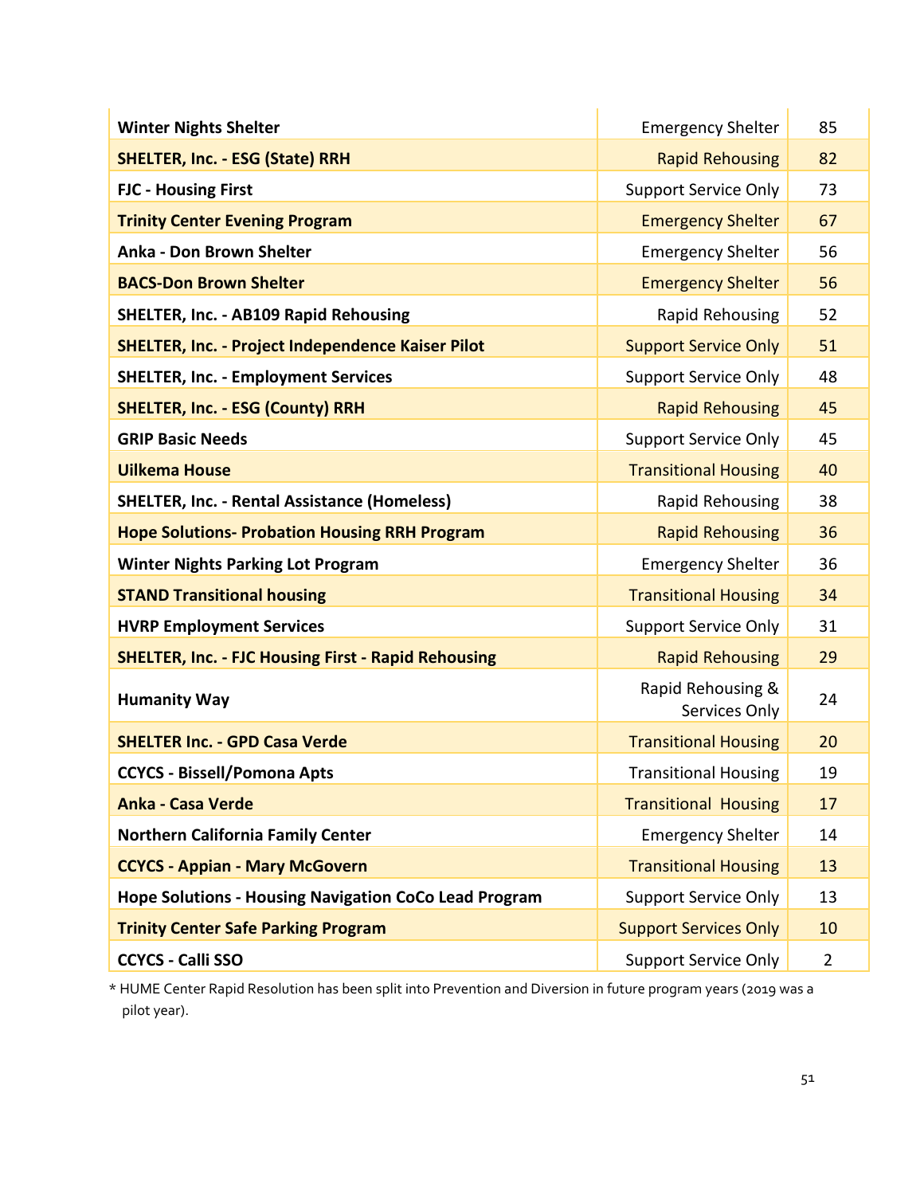| | | |
|---|---|---|
| **Winter Nights Shelter** | Emergency Shelter | 85 |
| **SHELTER, Inc. - ESG (State) RRH** | Rapid Rehousing | 82 |
| **FJC - Housing First** | Support Service Only | 73 |
| **Trinity Center Evening Program** | Emergency Shelter | 67 |
| **Anka - Don Brown Shelter** | Emergency Shelter | 56 |
| **BACS-Don Brown Shelter** | Emergency Shelter | 56 |
| **SHELTER, Inc. - AB109 Rapid Rehousing** | Rapid Rehousing | 52 |
| **SHELTER, Inc. - Project Independence Kaiser Pilot** | Support Service Only | 51 |
| **SHELTER, Inc. - Employment Services** | Support Service Only | 48 |
| **SHELTER, Inc. - ESG (County) RRH** | Rapid Rehousing | 45 |
| **GRIP Basic Needs** | Support Service Only | 45 |
| **Uilkema House** | Transitional Housing | 40 |
| **SHELTER, Inc. - Rental Assistance (Homeless)** | Rapid Rehousing | 38 |
| **Hope Solutions- Probation Housing RRH Program** | Rapid Rehousing | 36 |
| **Winter Nights Parking Lot Program** | Emergency Shelter | 36 |
| **STAND Transitional housing** | Transitional Housing | 34 |
| **HVRP Employment Services** | Support Service Only | 31 |
| **SHELTER, Inc. - FJC Housing First - Rapid Rehousing** | Rapid Rehousing | 29 |
| **Humanity Way** | Rapid Rehousing & Services Only | 24 |
| **SHELTER Inc. - GPD Casa Verde** | Transitional Housing | 20 |
| **CCYCS - Bissell/Pomona Apts** | Transitional Housing | 19 |
| **Anka - Casa Verde** | Transitional Housing | 17 |
| **Northern California Family Center** | Emergency Shelter | 14 |
| **CCYCS - Appian - Mary McGovern** | Transitional Housing | 13 |
| **Hope Solutions - Housing Navigation CoCo Lead Program** | Support Service Only | 13 |
| **Trinity Center Safe Parking Program** | Support Services Only | 10 |
| **CCYCS - Calli SSO** | Support Service Only | 2 |

* HUME Center Rapid Resolution has been split into Prevention and Diversion in future program years (2019 was a pilot year).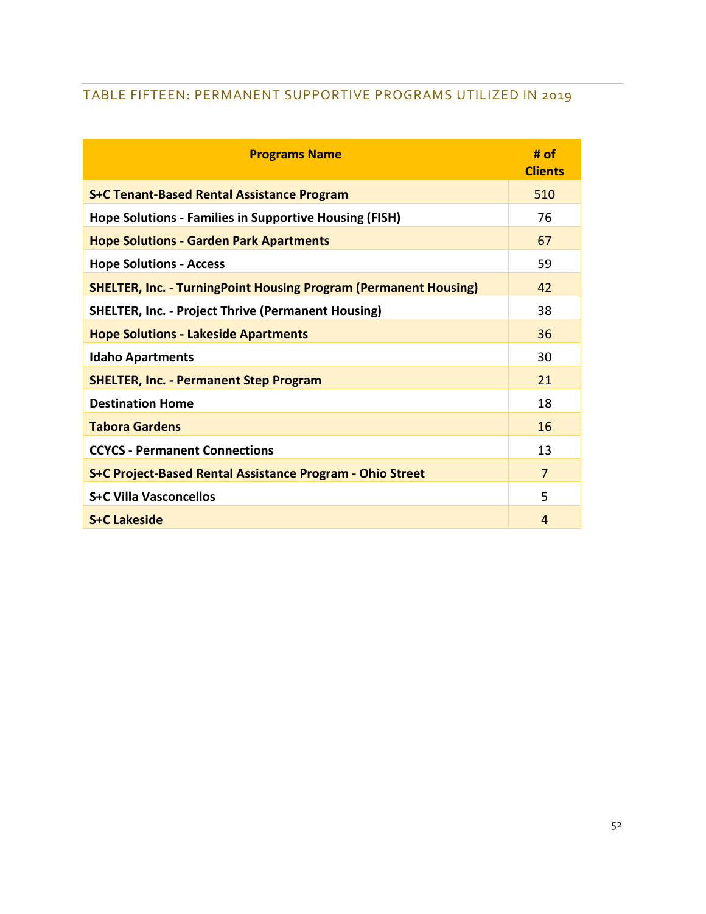## TABLE FIFTEEN: PERMANENT SUPPORTIVE PROGRAMS UTILIZED IN 2019

| Programs Name | # of Clients |
|---|---|
| S+C Tenant-Based Rental Assistance Program | 510 |
| Hope Solutions - Families in Supportive Housing (FISH) | 76 |
| Hope Solutions - Garden Park Apartments | 67 |
| Hope Solutions - Access | 59 |
| SHELTER, Inc. - TurningPoint Housing Program (Permanent Housing) | 42 |
| SHELTER, Inc. - Project Thrive (Permanent Housing) | 38 |
| Hope Solutions - Lakeside Apartments | 36 |
| Idaho Apartments | 30 |
| SHELTER, Inc. - Permanent Step Program | 21 |
| Destination Home | 18 |
| Tabora Gardens | 16 |
| CCYCS - Permanent Connections | 13 |
| S+C Project-Based Rental Assistance Program - Ohio Street | 7 |
| S+C Villa Vasconcellos | 5 |
| S+C Lakeside | 4 |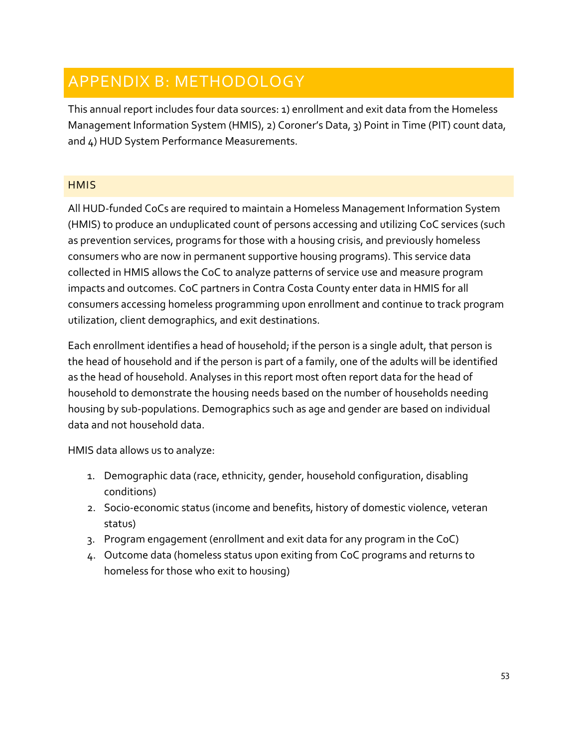# APPENDIX B: METHODOLOGY

This annual report includes four data sources: 1) enrollment and exit data from the Homeless Management Information System (HMIS), 2) Coroner's Data, 3) Point in Time (PIT) count data, and 4) HUD System Performance Measurements.

## HMIS

All HUD-funded CoCs are required to maintain a Homeless Management Information System (HMIS) to produce an unduplicated count of persons accessing and utilizing CoC services (such as prevention services, programs for those with a housing crisis, and previously homeless consumers who are now in permanent supportive housing programs). This service data collected in HMIS allows the CoC to analyze patterns of service use and measure program impacts and outcomes. CoC partners in Contra Costa County enter data in HMIS for all consumers accessing homeless programming upon enrollment and continue to track program utilization, client demographics, and exit destinations.

Each enrollment identifies a head of household; if the person is a single adult, that person is the head of household and if the person is part of a family, one of the adults will be identified as the head of household. Analyses in this report most often report data for the head of household to demonstrate the housing needs based on the number of households needing housing by sub-populations. Demographics such as age and gender are based on individual data and not household data.

HMIS data allows us to analyze:

1. Demographic data (race, ethnicity, gender, household configuration, disabling conditions)
2. Socio-economic status (income and benefits, history of domestic violence, veteran status)
3. Program engagement (enrollment and exit data for any program in the CoC)
4. Outcome data (homeless status upon exiting from CoC programs and returns to homeless for those who exit to housing)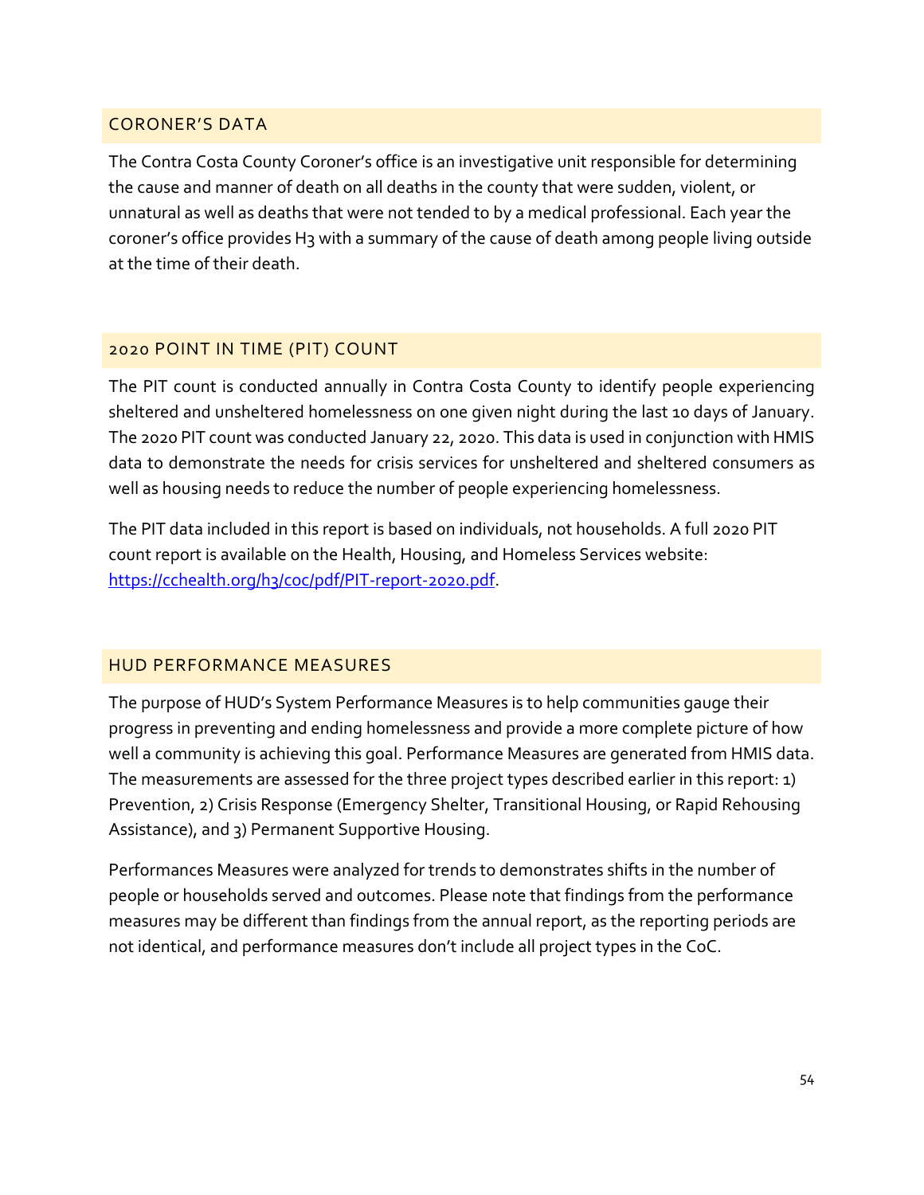## CORONER'S DATA

The Contra Costa County Coroner's office is an investigative unit responsible for determining the cause and manner of death on all deaths in the county that were sudden, violent, or unnatural as well as deaths that were not tended to by a medical professional. Each year the coroner's office provides H3 with a summary of the cause of death among people living outside at the time of their death.

## 2020 POINT IN TIME (PIT) COUNT

The PIT count is conducted annually in Contra Costa County to identify people experiencing sheltered and unsheltered homelessness on one given night during the last 10 days of January. The 2020 PIT count was conducted January 22, 2020. This data is used in conjunction with HMIS data to demonstrate the needs for crisis services for unsheltered and sheltered consumers as well as housing needs to reduce the number of people experiencing homelessness.

The PIT data included in this report is based on individuals, not households. A full 2020 PIT count report is available on the Health, Housing, and Homeless Services website: [https://cchealth.org/h3/coc/pdf/PIT-report-2020.pdf](https://cchealth.org/h3/coc/pdf/PIT-report-2020.pdf).

## HUD PERFORMANCE MEASURES

The purpose of HUD's System Performance Measures is to help communities gauge their progress in preventing and ending homelessness and provide a more complete picture of how well a community is achieving this goal. Performance Measures are generated from HMIS data. The measurements are assessed for the three project types described earlier in this report: 1) Prevention, 2) Crisis Response (Emergency Shelter, Transitional Housing, or Rapid Rehousing Assistance), and 3) Permanent Supportive Housing.

Performances Measures were analyzed for trends to demonstrates shifts in the number of people or households served and outcomes. Please note that findings from the performance measures may be different than findings from the annual report, as the reporting periods are not identical, and performance measures don't include all project types in the CoC.